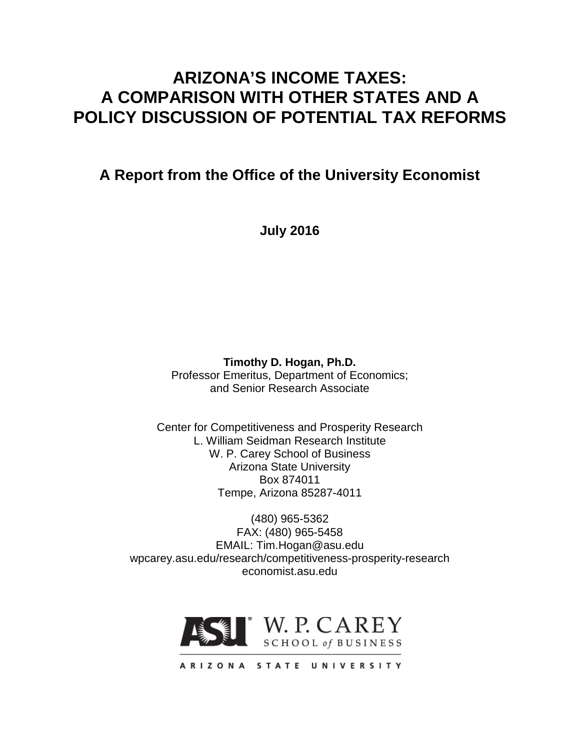# ARIZONA'S INCOME TAXES: A COMPARISON WITH OTHER STATES AND A POLICY DISCUSSION OF POTENTIAL TAX REFORMS

## A Report from the Office of the University Economist

**July 2016**

**Timothy D. Hogan, Ph.D.**
Professor Emeritus, Department of Economics;
and Senior Research Associate

Center for Competitiveness and Prosperity Research
L. William Seidman Research Institute
W. P. Carey School of Business
Arizona State University
Box 874011
Tempe, Arizona 85287-4011

(480) 965-5362
FAX: (480) 965-5458
EMAIL: Tim.Hogan@asu.edu
wpcarey.asu.edu/research/competitiveness-prosperity-research
economist.asu.edu

ASU W. P. CAREY SCHOOL of BUSINESS
ARIZONA STATE UNIVERSITY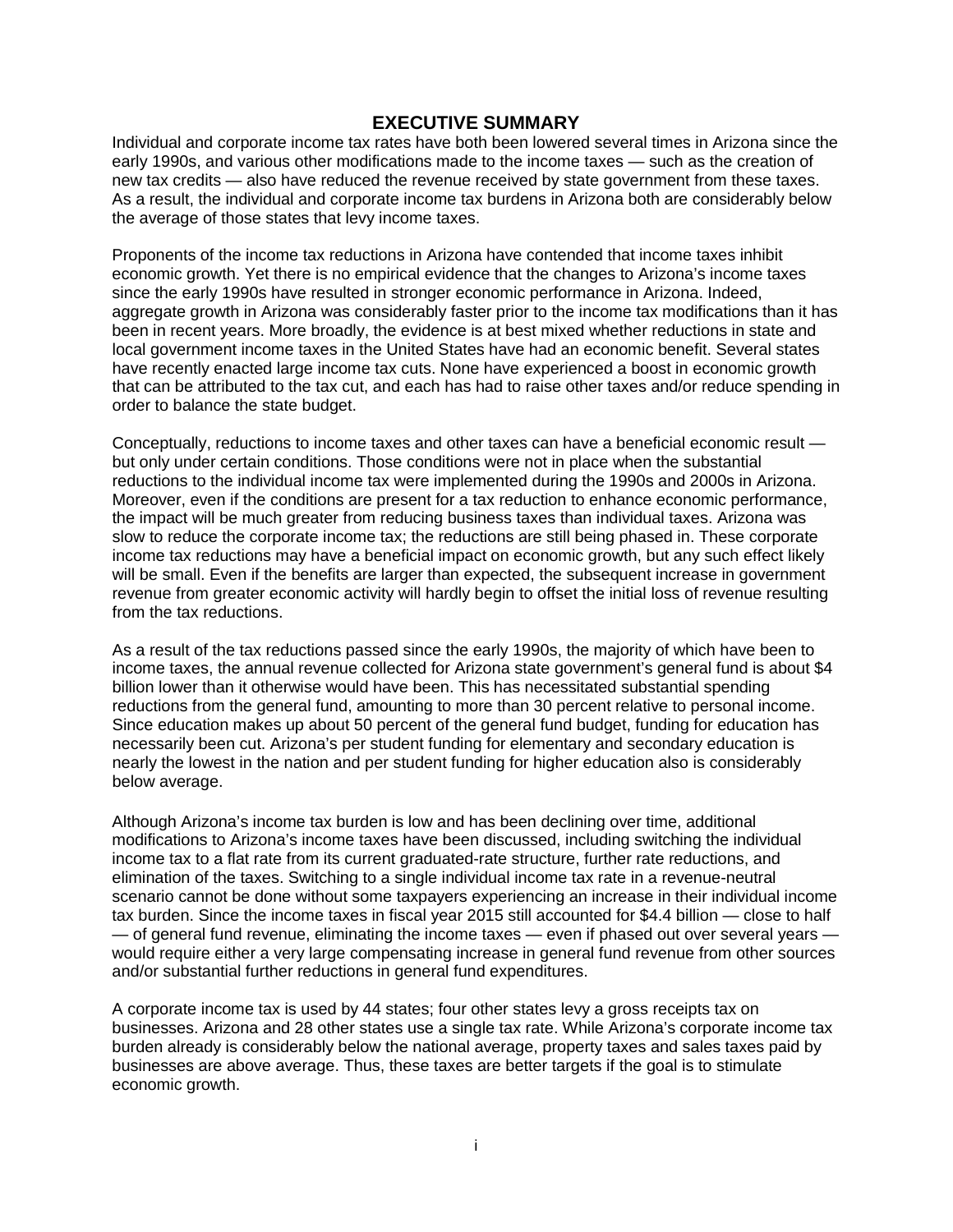# EXECUTIVE SUMMARY

Individual and corporate income tax rates have both been lowered several times in Arizona since the early 1990s, and various other modifications made to the income taxes — such as the creation of new tax credits — also have reduced the revenue received by state government from these taxes. As a result, the individual and corporate income tax burdens in Arizona both are considerably below the average of those states that levy income taxes.

Proponents of the income tax reductions in Arizona have contended that income taxes inhibit economic growth. Yet there is no empirical evidence that the changes to Arizona's income taxes since the early 1990s have resulted in stronger economic performance in Arizona. Indeed, aggregate growth in Arizona was considerably faster prior to the income tax modifications than it has been in recent years. More broadly, the evidence is at best mixed whether reductions in state and local government income taxes in the United States have had an economic benefit. Several states have recently enacted large income tax cuts. None have experienced a boost in economic growth that can be attributed to the tax cut, and each has had to raise other taxes and/or reduce spending in order to balance the state budget.

Conceptually, reductions to income taxes and other taxes can have a beneficial economic result — but only under certain conditions. Those conditions were not in place when the substantial reductions to the individual income tax were implemented during the 1990s and 2000s in Arizona. Moreover, even if the conditions are present for a tax reduction to enhance economic performance, the impact will be much greater from reducing business taxes than individual taxes. Arizona was slow to reduce the corporate income tax; the reductions are still being phased in. These corporate income tax reductions may have a beneficial impact on economic growth, but any such effect likely will be small. Even if the benefits are larger than expected, the subsequent increase in government revenue from greater economic activity will hardly begin to offset the initial loss of revenue resulting from the tax reductions.

As a result of the tax reductions passed since the early 1990s, the majority of which have been to income taxes, the annual revenue collected for Arizona state government's general fund is about $4 billion lower than it otherwise would have been. This has necessitated substantial spending reductions from the general fund, amounting to more than 30 percent relative to personal income. Since education makes up about 50 percent of the general fund budget, funding for education has necessarily been cut. Arizona's per student funding for elementary and secondary education is nearly the lowest in the nation and per student funding for higher education also is considerably below average.

Although Arizona's income tax burden is low and has been declining over time, additional modifications to Arizona's income taxes have been discussed, including switching the individual income tax to a flat rate from its current graduated-rate structure, further rate reductions, and elimination of the taxes. Switching to a single individual income tax rate in a revenue-neutral scenario cannot be done without some taxpayers experiencing an increase in their individual income tax burden. Since the income taxes in fiscal year 2015 still accounted for $4.4 billion — close to half — of general fund revenue, eliminating the income taxes — even if phased out over several years — would require either a very large compensating increase in general fund revenue from other sources and/or substantial further reductions in general fund expenditures.

A corporate income tax is used by 44 states; four other states levy a gross receipts tax on businesses. Arizona and 28 other states use a single tax rate. While Arizona's corporate income tax burden already is considerably below the national average, property taxes and sales taxes paid by businesses are above average. Thus, these taxes are better targets if the goal is to stimulate economic growth.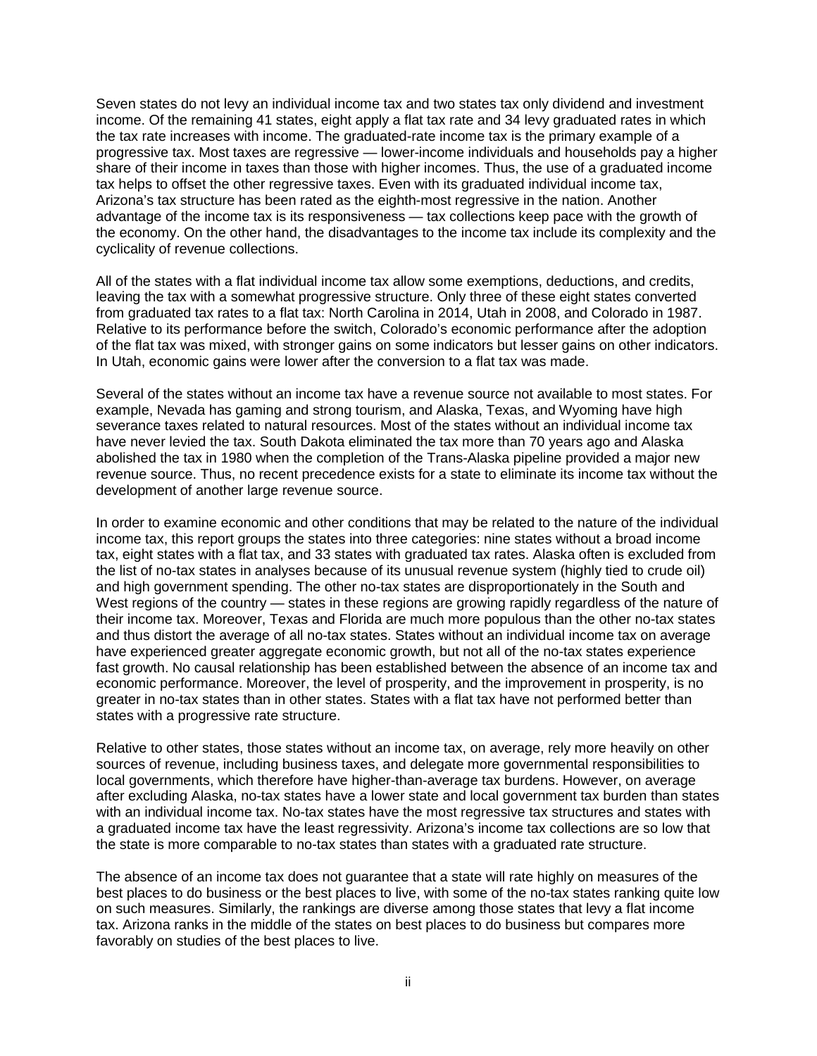Seven states do not levy an individual income tax and two states tax only dividend and investment income. Of the remaining 41 states, eight apply a flat tax rate and 34 levy graduated rates in which the tax rate increases with income. The graduated-rate income tax is the primary example of a progressive tax. Most taxes are regressive — lower-income individuals and households pay a higher share of their income in taxes than those with higher incomes. Thus, the use of a graduated income tax helps to offset the other regressive taxes. Even with its graduated individual income tax, Arizona's tax structure has been rated as the eighth-most regressive in the nation. Another advantage of the income tax is its responsiveness — tax collections keep pace with the growth of the economy. On the other hand, the disadvantages to the income tax include its complexity and the cyclicality of revenue collections.

All of the states with a flat individual income tax allow some exemptions, deductions, and credits, leaving the tax with a somewhat progressive structure. Only three of these eight states converted from graduated tax rates to a flat tax: North Carolina in 2014, Utah in 2008, and Colorado in 1987. Relative to its performance before the switch, Colorado's economic performance after the adoption of the flat tax was mixed, with stronger gains on some indicators but lesser gains on other indicators. In Utah, economic gains were lower after the conversion to a flat tax was made.

Several of the states without an income tax have a revenue source not available to most states. For example, Nevada has gaming and strong tourism, and Alaska, Texas, and Wyoming have high severance taxes related to natural resources. Most of the states without an individual income tax have never levied the tax. South Dakota eliminated the tax more than 70 years ago and Alaska abolished the tax in 1980 when the completion of the Trans-Alaska pipeline provided a major new revenue source. Thus, no recent precedence exists for a state to eliminate its income tax without the development of another large revenue source.

In order to examine economic and other conditions that may be related to the nature of the individual income tax, this report groups the states into three categories: nine states without a broad income tax, eight states with a flat tax, and 33 states with graduated tax rates. Alaska often is excluded from the list of no-tax states in analyses because of its unusual revenue system (highly tied to crude oil) and high government spending. The other no-tax states are disproportionately in the South and West regions of the country — states in these regions are growing rapidly regardless of the nature of their income tax. Moreover, Texas and Florida are much more populous than the other no-tax states and thus distort the average of all no-tax states. States without an individual income tax on average have experienced greater aggregate economic growth, but not all of the no-tax states experience fast growth. No causal relationship has been established between the absence of an income tax and economic performance. Moreover, the level of prosperity, and the improvement in prosperity, is no greater in no-tax states than in other states. States with a flat tax have not performed better than states with a progressive rate structure.

Relative to other states, those states without an income tax, on average, rely more heavily on other sources of revenue, including business taxes, and delegate more governmental responsibilities to local governments, which therefore have higher-than-average tax burdens. However, on average after excluding Alaska, no-tax states have a lower state and local government tax burden than states with an individual income tax. No-tax states have the most regressive tax structures and states with a graduated income tax have the least regressivity. Arizona's income tax collections are so low that the state is more comparable to no-tax states than states with a graduated rate structure.

The absence of an income tax does not guarantee that a state will rate highly on measures of the best places to do business or the best places to live, with some of the no-tax states ranking quite low on such measures. Similarly, the rankings are diverse among those states that levy a flat income tax. Arizona ranks in the middle of the states on best places to do business but compares more favorably on studies of the best places to live.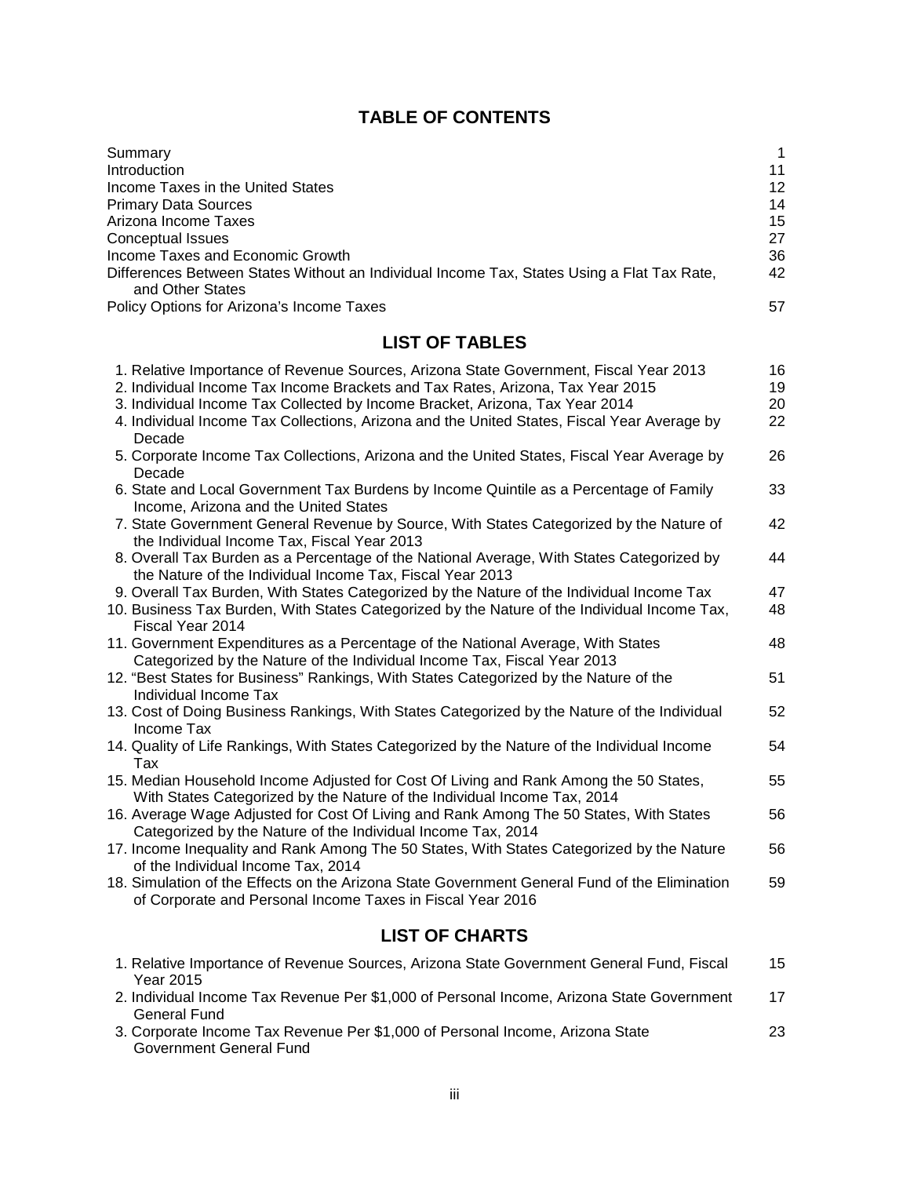## TABLE OF CONTENTS

| | |
|---|---|
| Summary | 1 |
| Introduction | 11 |
| Income Taxes in the United States | 12 |
| Primary Data Sources | 14 |
| Arizona Income Taxes | 15 |
| Conceptual Issues | 27 |
| Income Taxes and Economic Growth | 36 |
| Differences Between States Without an Individual Income Tax, States Using a Flat Tax Rate, and Other States | 42 |
| Policy Options for Arizona's Income Taxes | 57 |

## LIST OF TABLES

| | |
|---|---|
| 1. Relative Importance of Revenue Sources, Arizona State Government, Fiscal Year 2013 | 16 |
| 2. Individual Income Tax Income Brackets and Tax Rates, Arizona, Tax Year 2015 | 19 |
| 3. Individual Income Tax Collected by Income Bracket, Arizona, Tax Year 2014 | 20 |
| 4. Individual Income Tax Collections, Arizona and the United States, Fiscal Year Average by Decade | 22 |
| 5. Corporate Income Tax Collections, Arizona and the United States, Fiscal Year Average by Decade | 26 |
| 6. State and Local Government Tax Burdens by Income Quintile as a Percentage of Family Income, Arizona and the United States | 33 |
| 7. State Government General Revenue by Source, With States Categorized by the Nature of the Individual Income Tax, Fiscal Year 2013 | 42 |
| 8. Overall Tax Burden as a Percentage of the National Average, With States Categorized by the Nature of the Individual Income Tax, Fiscal Year 2013 | 44 |
| 9. Overall Tax Burden, With States Categorized by the Nature of the Individual Income Tax | 47 |
| 10. Business Tax Burden, With States Categorized by the Nature of the Individual Income Tax, Fiscal Year 2014 | 48 |
| 11. Government Expenditures as a Percentage of the National Average, With States Categorized by the Nature of the Individual Income Tax, Fiscal Year 2013 | 48 |
| 12. "Best States for Business" Rankings, With States Categorized by the Nature of the Individual Income Tax | 51 |
| 13. Cost of Doing Business Rankings, With States Categorized by the Nature of the Individual Income Tax | 52 |
| 14. Quality of Life Rankings, With States Categorized by the Nature of the Individual Income Tax | 54 |
| 15. Median Household Income Adjusted for Cost Of Living and Rank Among the 50 States, With States Categorized by the Nature of the Individual Income Tax, 2014 | 55 |
| 16. Average Wage Adjusted for Cost Of Living and Rank Among The 50 States, With States Categorized by the Nature of the Individual Income Tax, 2014 | 56 |
| 17. Income Inequality and Rank Among The 50 States, With States Categorized by the Nature of the Individual Income Tax, 2014 | 56 |
| 18. Simulation of the Effects on the Arizona State Government General Fund of the Elimination of Corporate and Personal Income Taxes in Fiscal Year 2016 | 59 |

## LIST OF CHARTS

| | |
|---|---|
| 1. Relative Importance of Revenue Sources, Arizona State Government General Fund, Fiscal Year 2015 | 15 |
| 2. Individual Income Tax Revenue Per $1,000 of Personal Income, Arizona State Government General Fund | 17 |
| 3. Corporate Income Tax Revenue Per $1,000 of Personal Income, Arizona State Government General Fund | 23 |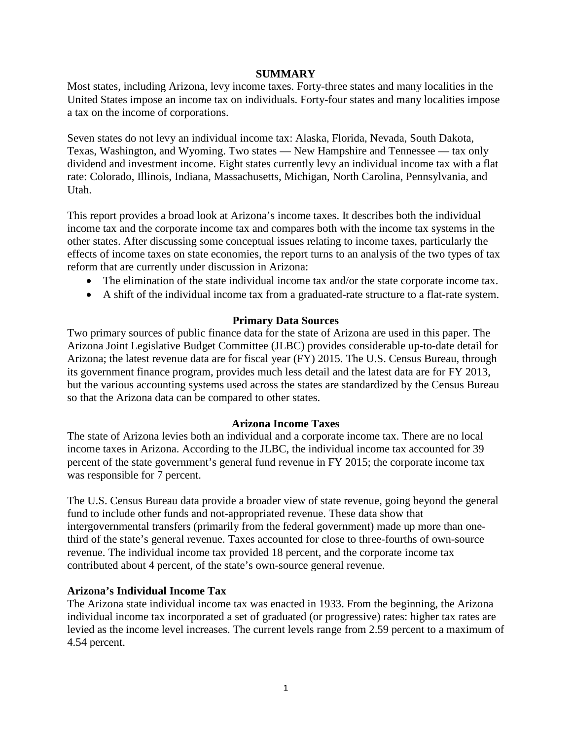## SUMMARY

Most states, including Arizona, levy income taxes. Forty-three states and many localities in the United States impose an income tax on individuals. Forty-four states and many localities impose a tax on the income of corporations.

Seven states do not levy an individual income tax: Alaska, Florida, Nevada, South Dakota, Texas, Washington, and Wyoming. Two states — New Hampshire and Tennessee — tax only dividend and investment income. Eight states currently levy an individual income tax with a flat rate: Colorado, Illinois, Indiana, Massachusetts, Michigan, North Carolina, Pennsylvania, and Utah.

This report provides a broad look at Arizona's income taxes. It describes both the individual income tax and the corporate income tax and compares both with the income tax systems in the other states. After discussing some conceptual issues relating to income taxes, particularly the effects of income taxes on state economies, the report turns to an analysis of the two types of tax reform that are currently under discussion in Arizona:

- The elimination of the state individual income tax and/or the state corporate income tax.
- A shift of the individual income tax from a graduated-rate structure to a flat-rate system.

### Primary Data Sources

Two primary sources of public finance data for the state of Arizona are used in this paper. The Arizona Joint Legislative Budget Committee (JLBC) provides considerable up-to-date detail for Arizona; the latest revenue data are for fiscal year (FY) 2015. The U.S. Census Bureau, through its government finance program, provides much less detail and the latest data are for FY 2013, but the various accounting systems used across the states are standardized by the Census Bureau so that the Arizona data can be compared to other states.

### Arizona Income Taxes

The state of Arizona levies both an individual and a corporate income tax. There are no local income taxes in Arizona. According to the JLBC, the individual income tax accounted for 39 percent of the state government's general fund revenue in FY 2015; the corporate income tax was responsible for 7 percent.

The U.S. Census Bureau data provide a broader view of state revenue, going beyond the general fund to include other funds and not-appropriated revenue. These data show that intergovernmental transfers (primarily from the federal government) made up more than one-third of the state's general revenue. Taxes accounted for close to three-fourths of own-source revenue. The individual income tax provided 18 percent, and the corporate income tax contributed about 4 percent, of the state's own-source general revenue.

#### Arizona's Individual Income Tax

The Arizona state individual income tax was enacted in 1933. From the beginning, the Arizona individual income tax incorporated a set of graduated (or progressive) rates: higher tax rates are levied as the income level increases. The current levels range from 2.59 percent to a maximum of 4.54 percent.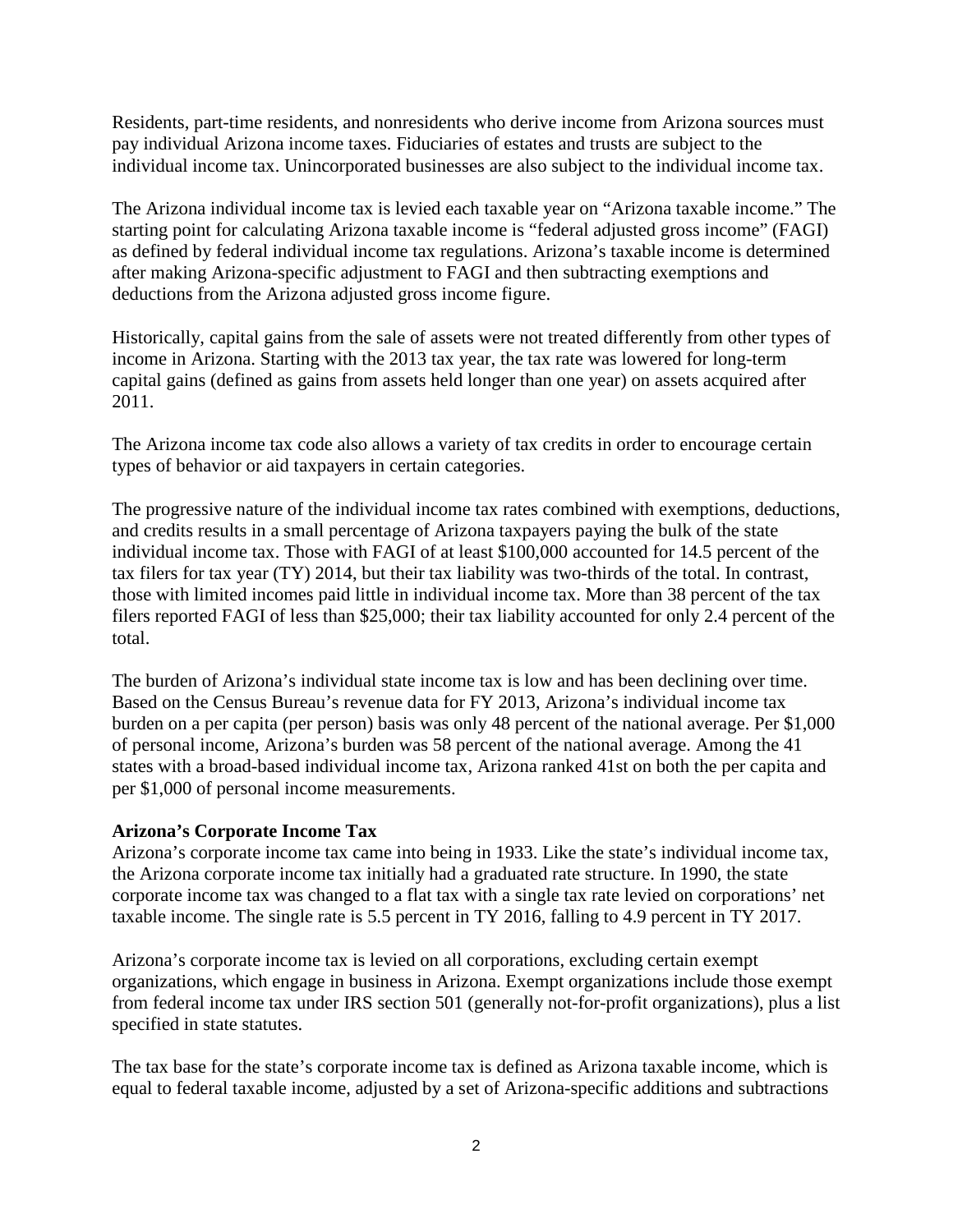Residents, part-time residents, and nonresidents who derive income from Arizona sources must pay individual Arizona income taxes. Fiduciaries of estates and trusts are subject to the individual income tax. Unincorporated businesses are also subject to the individual income tax.

The Arizona individual income tax is levied each taxable year on "Arizona taxable income." The starting point for calculating Arizona taxable income is "federal adjusted gross income" (FAGI) as defined by federal individual income tax regulations. Arizona's taxable income is determined after making Arizona-specific adjustment to FAGI and then subtracting exemptions and deductions from the Arizona adjusted gross income figure.

Historically, capital gains from the sale of assets were not treated differently from other types of income in Arizona. Starting with the 2013 tax year, the tax rate was lowered for long-term capital gains (defined as gains from assets held longer than one year) on assets acquired after 2011.

The Arizona income tax code also allows a variety of tax credits in order to encourage certain types of behavior or aid taxpayers in certain categories.

The progressive nature of the individual income tax rates combined with exemptions, deductions, and credits results in a small percentage of Arizona taxpayers paying the bulk of the state individual income tax. Those with FAGI of at least $100,000 accounted for 14.5 percent of the tax filers for tax year (TY) 2014, but their tax liability was two-thirds of the total. In contrast, those with limited incomes paid little in individual income tax. More than 38 percent of the tax filers reported FAGI of less than $25,000; their tax liability accounted for only 2.4 percent of the total.

The burden of Arizona's individual state income tax is low and has been declining over time. Based on the Census Bureau's revenue data for FY 2013, Arizona's individual income tax burden on a per capita (per person) basis was only 48 percent of the national average. Per $1,000 of personal income, Arizona's burden was 58 percent of the national average. Among the 41 states with a broad-based individual income tax, Arizona ranked 41st on both the per capita and per $1,000 of personal income measurements.

**Arizona's Corporate Income Tax**

Arizona's corporate income tax came into being in 1933. Like the state's individual income tax, the Arizona corporate income tax initially had a graduated rate structure. In 1990, the state corporate income tax was changed to a flat tax with a single tax rate levied on corporations' net taxable income. The single rate is 5.5 percent in TY 2016, falling to 4.9 percent in TY 2017.

Arizona's corporate income tax is levied on all corporations, excluding certain exempt organizations, which engage in business in Arizona. Exempt organizations include those exempt from federal income tax under IRS section 501 (generally not-for-profit organizations), plus a list specified in state statutes.

The tax base for the state's corporate income tax is defined as Arizona taxable income, which is equal to federal taxable income, adjusted by a set of Arizona-specific additions and subtractions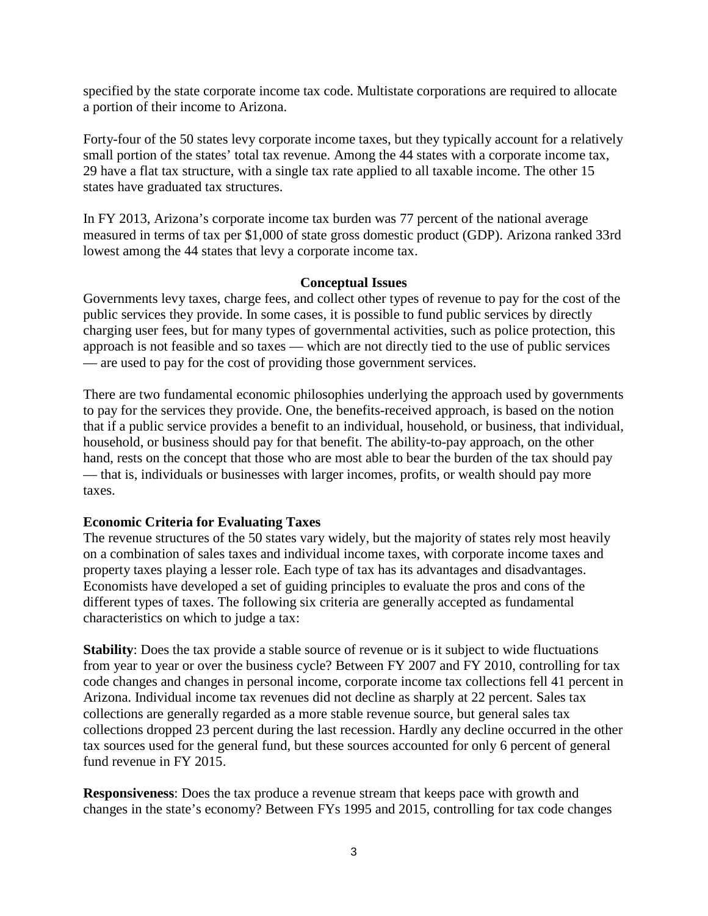specified by the state corporate income tax code. Multistate corporations are required to allocate a portion of their income to Arizona.

Forty-four of the 50 states levy corporate income taxes, but they typically account for a relatively small portion of the states' total tax revenue. Among the 44 states with a corporate income tax, 29 have a flat tax structure, with a single tax rate applied to all taxable income. The other 15 states have graduated tax structures.

In FY 2013, Arizona's corporate income tax burden was 77 percent of the national average measured in terms of tax per $1,000 of state gross domestic product (GDP). Arizona ranked 33rd lowest among the 44 states that levy a corporate income tax.

## Conceptual Issues

Governments levy taxes, charge fees, and collect other types of revenue to pay for the cost of the public services they provide. In some cases, it is possible to fund public services by directly charging user fees, but for many types of governmental activities, such as police protection, this approach is not feasible and so taxes — which are not directly tied to the use of public services — are used to pay for the cost of providing those government services.

There are two fundamental economic philosophies underlying the approach used by governments to pay for the services they provide. One, the benefits-received approach, is based on the notion that if a public service provides a benefit to an individual, household, or business, that individual, household, or business should pay for that benefit. The ability-to-pay approach, on the other hand, rests on the concept that those who are most able to bear the burden of the tax should pay — that is, individuals or businesses with larger incomes, profits, or wealth should pay more taxes.

### Economic Criteria for Evaluating Taxes

The revenue structures of the 50 states vary widely, but the majority of states rely most heavily on a combination of sales taxes and individual income taxes, with corporate income taxes and property taxes playing a lesser role. Each type of tax has its advantages and disadvantages. Economists have developed a set of guiding principles to evaluate the pros and cons of the different types of taxes. The following six criteria are generally accepted as fundamental characteristics on which to judge a tax:

**Stability**: Does the tax provide a stable source of revenue or is it subject to wide fluctuations from year to year or over the business cycle? Between FY 2007 and FY 2010, controlling for tax code changes and changes in personal income, corporate income tax collections fell 41 percent in Arizona. Individual income tax revenues did not decline as sharply at 22 percent. Sales tax collections are generally regarded as a more stable revenue source, but general sales tax collections dropped 23 percent during the last recession. Hardly any decline occurred in the other tax sources used for the general fund, but these sources accounted for only 6 percent of general fund revenue in FY 2015.

**Responsiveness**: Does the tax produce a revenue stream that keeps pace with growth and changes in the state's economy? Between FYs 1995 and 2015, controlling for tax code changes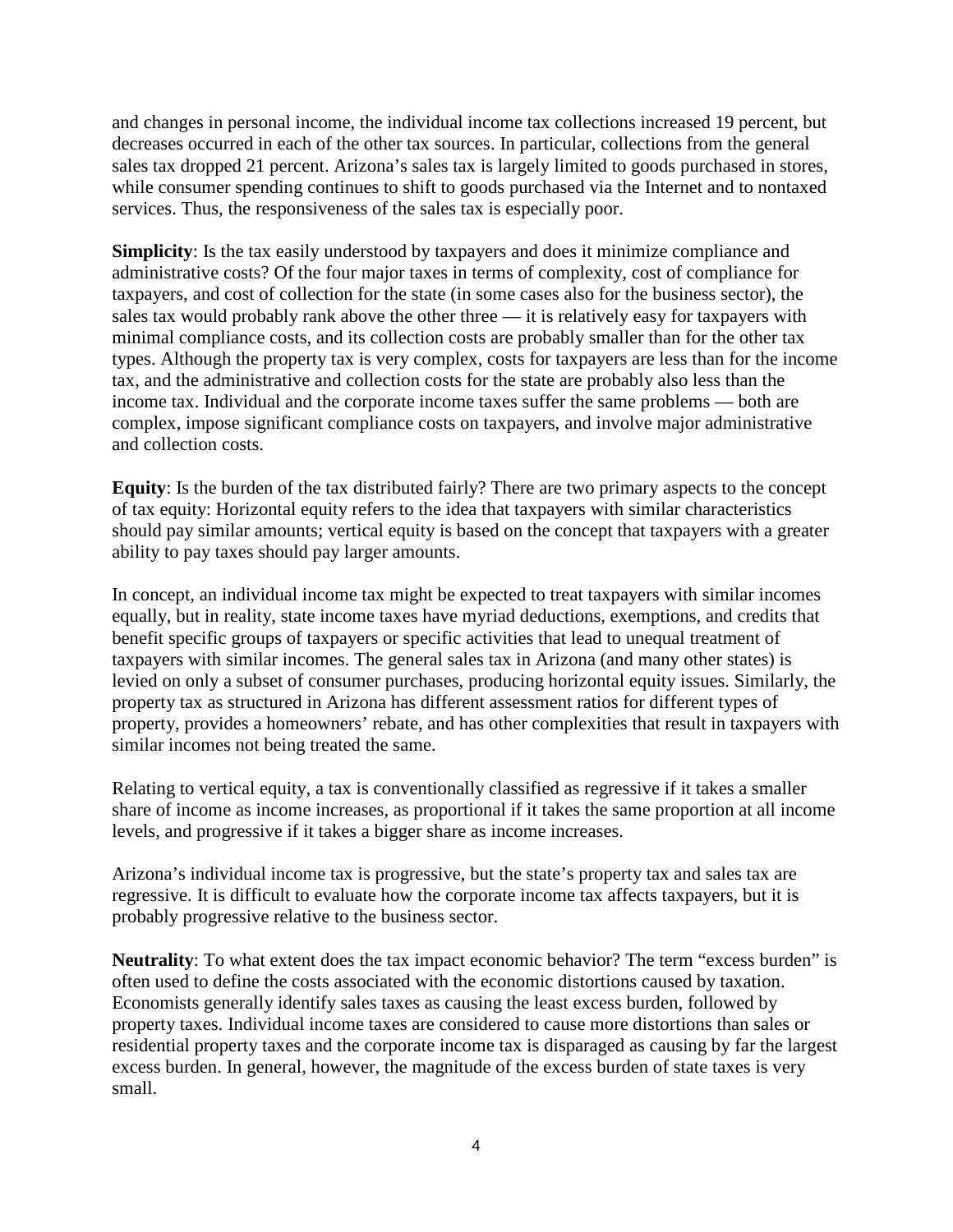and changes in personal income, the individual income tax collections increased 19 percent, but decreases occurred in each of the other tax sources. In particular, collections from the general sales tax dropped 21 percent. Arizona's sales tax is largely limited to goods purchased in stores, while consumer spending continues to shift to goods purchased via the Internet and to nontaxed services. Thus, the responsiveness of the sales tax is especially poor.

**Simplicity**: Is the tax easily understood by taxpayers and does it minimize compliance and administrative costs? Of the four major taxes in terms of complexity, cost of compliance for taxpayers, and cost of collection for the state (in some cases also for the business sector), the sales tax would probably rank above the other three — it is relatively easy for taxpayers with minimal compliance costs, and its collection costs are probably smaller than for the other tax types. Although the property tax is very complex, costs for taxpayers are less than for the income tax, and the administrative and collection costs for the state are probably also less than the income tax. Individual and the corporate income taxes suffer the same problems — both are complex, impose significant compliance costs on taxpayers, and involve major administrative and collection costs.

**Equity**: Is the burden of the tax distributed fairly? There are two primary aspects to the concept of tax equity: Horizontal equity refers to the idea that taxpayers with similar characteristics should pay similar amounts; vertical equity is based on the concept that taxpayers with a greater ability to pay taxes should pay larger amounts.

In concept, an individual income tax might be expected to treat taxpayers with similar incomes equally, but in reality, state income taxes have myriad deductions, exemptions, and credits that benefit specific groups of taxpayers or specific activities that lead to unequal treatment of taxpayers with similar incomes. The general sales tax in Arizona (and many other states) is levied on only a subset of consumer purchases, producing horizontal equity issues. Similarly, the property tax as structured in Arizona has different assessment ratios for different types of property, provides a homeowners' rebate, and has other complexities that result in taxpayers with similar incomes not being treated the same.

Relating to vertical equity, a tax is conventionally classified as regressive if it takes a smaller share of income as income increases, as proportional if it takes the same proportion at all income levels, and progressive if it takes a bigger share as income increases.

Arizona's individual income tax is progressive, but the state's property tax and sales tax are regressive. It is difficult to evaluate how the corporate income tax affects taxpayers, but it is probably progressive relative to the business sector.

**Neutrality**: To what extent does the tax impact economic behavior? The term "excess burden" is often used to define the costs associated with the economic distortions caused by taxation. Economists generally identify sales taxes as causing the least excess burden, followed by property taxes. Individual income taxes are considered to cause more distortions than sales or residential property taxes and the corporate income tax is disparaged as causing by far the largest excess burden. In general, however, the magnitude of the excess burden of state taxes is very small.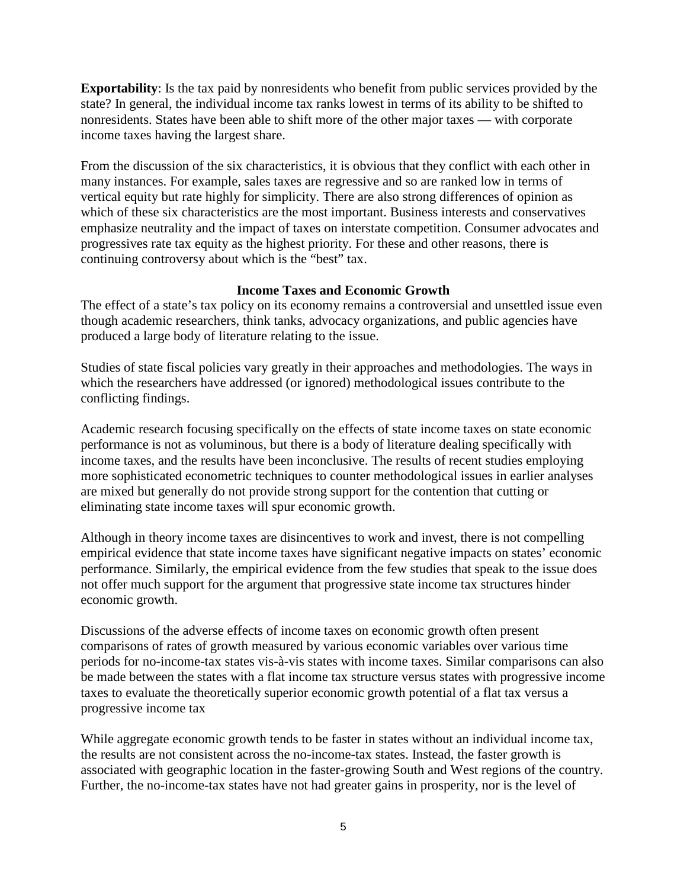**Exportability**: Is the tax paid by nonresidents who benefit from public services provided by the state? In general, the individual income tax ranks lowest in terms of its ability to be shifted to nonresidents. States have been able to shift more of the other major taxes — with corporate income taxes having the largest share.

From the discussion of the six characteristics, it is obvious that they conflict with each other in many instances. For example, sales taxes are regressive and so are ranked low in terms of vertical equity but rate highly for simplicity. There are also strong differences of opinion as which of these six characteristics are the most important. Business interests and conservatives emphasize neutrality and the impact of taxes on interstate competition. Consumer advocates and progressives rate tax equity as the highest priority. For these and other reasons, there is continuing controversy about which is the "best" tax.

## Income Taxes and Economic Growth

The effect of a state's tax policy on its economy remains a controversial and unsettled issue even though academic researchers, think tanks, advocacy organizations, and public agencies have produced a large body of literature relating to the issue.

Studies of state fiscal policies vary greatly in their approaches and methodologies. The ways in which the researchers have addressed (or ignored) methodological issues contribute to the conflicting findings.

Academic research focusing specifically on the effects of state income taxes on state economic performance is not as voluminous, but there is a body of literature dealing specifically with income taxes, and the results have been inconclusive. The results of recent studies employing more sophisticated econometric techniques to counter methodological issues in earlier analyses are mixed but generally do not provide strong support for the contention that cutting or eliminating state income taxes will spur economic growth.

Although in theory income taxes are disincentives to work and invest, there is not compelling empirical evidence that state income taxes have significant negative impacts on states' economic performance. Similarly, the empirical evidence from the few studies that speak to the issue does not offer much support for the argument that progressive state income tax structures hinder economic growth.

Discussions of the adverse effects of income taxes on economic growth often present comparisons of rates of growth measured by various economic variables over various time periods for no-income-tax states vis-à-vis states with income taxes. Similar comparisons can also be made between the states with a flat income tax structure versus states with progressive income taxes to evaluate the theoretically superior economic growth potential of a flat tax versus a progressive income tax

While aggregate economic growth tends to be faster in states without an individual income tax, the results are not consistent across the no-income-tax states. Instead, the faster growth is associated with geographic location in the faster-growing South and West regions of the country. Further, the no-income-tax states have not had greater gains in prosperity, nor is the level of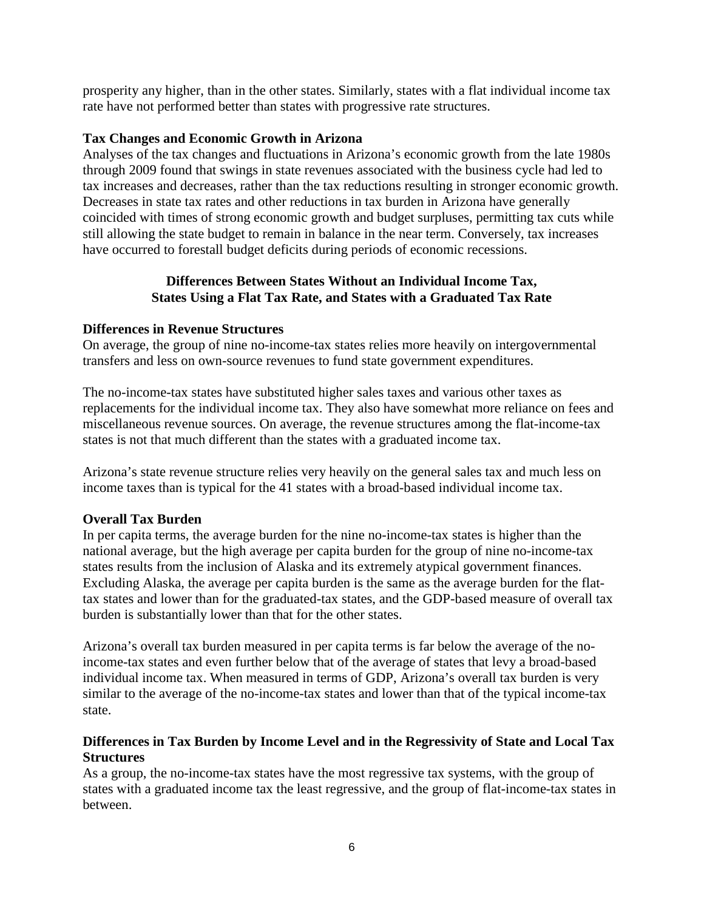prosperity any higher, than in the other states. Similarly, states with a flat individual income tax rate have not performed better than states with progressive rate structures.

**Tax Changes and Economic Growth in Arizona**

Analyses of the tax changes and fluctuations in Arizona's economic growth from the late 1980s through 2009 found that swings in state revenues associated with the business cycle had led to tax increases and decreases, rather than the tax reductions resulting in stronger economic growth. Decreases in state tax rates and other reductions in tax burden in Arizona have generally coincided with times of strong economic growth and budget surpluses, permitting tax cuts while still allowing the state budget to remain in balance in the near term. Conversely, tax increases have occurred to forestall budget deficits during periods of economic recessions.

## Differences Between States Without an Individual Income Tax, States Using a Flat Tax Rate, and States with a Graduated Tax Rate

**Differences in Revenue Structures**

On average, the group of nine no-income-tax states relies more heavily on intergovernmental transfers and less on own-source revenues to fund state government expenditures.

The no-income-tax states have substituted higher sales taxes and various other taxes as replacements for the individual income tax. They also have somewhat more reliance on fees and miscellaneous revenue sources. On average, the revenue structures among the flat-income-tax states is not that much different than the states with a graduated income tax.

Arizona's state revenue structure relies very heavily on the general sales tax and much less on income taxes than is typical for the 41 states with a broad-based individual income tax.

**Overall Tax Burden**

In per capita terms, the average burden for the nine no-income-tax states is higher than the national average, but the high average per capita burden for the group of nine no-income-tax states results from the inclusion of Alaska and its extremely atypical government finances. Excluding Alaska, the average per capita burden is the same as the average burden for the flat-tax states and lower than for the graduated-tax states, and the GDP-based measure of overall tax burden is substantially lower than that for the other states.

Arizona's overall tax burden measured in per capita terms is far below the average of the no-income-tax states and even further below that of the average of states that levy a broad-based individual income tax. When measured in terms of GDP, Arizona's overall tax burden is very similar to the average of the no-income-tax states and lower than that of the typical income-tax state.

**Differences in Tax Burden by Income Level and in the Regressivity of State and Local Tax Structures**

As a group, the no-income-tax states have the most regressive tax systems, with the group of states with a graduated income tax the least regressive, and the group of flat-income-tax states in between.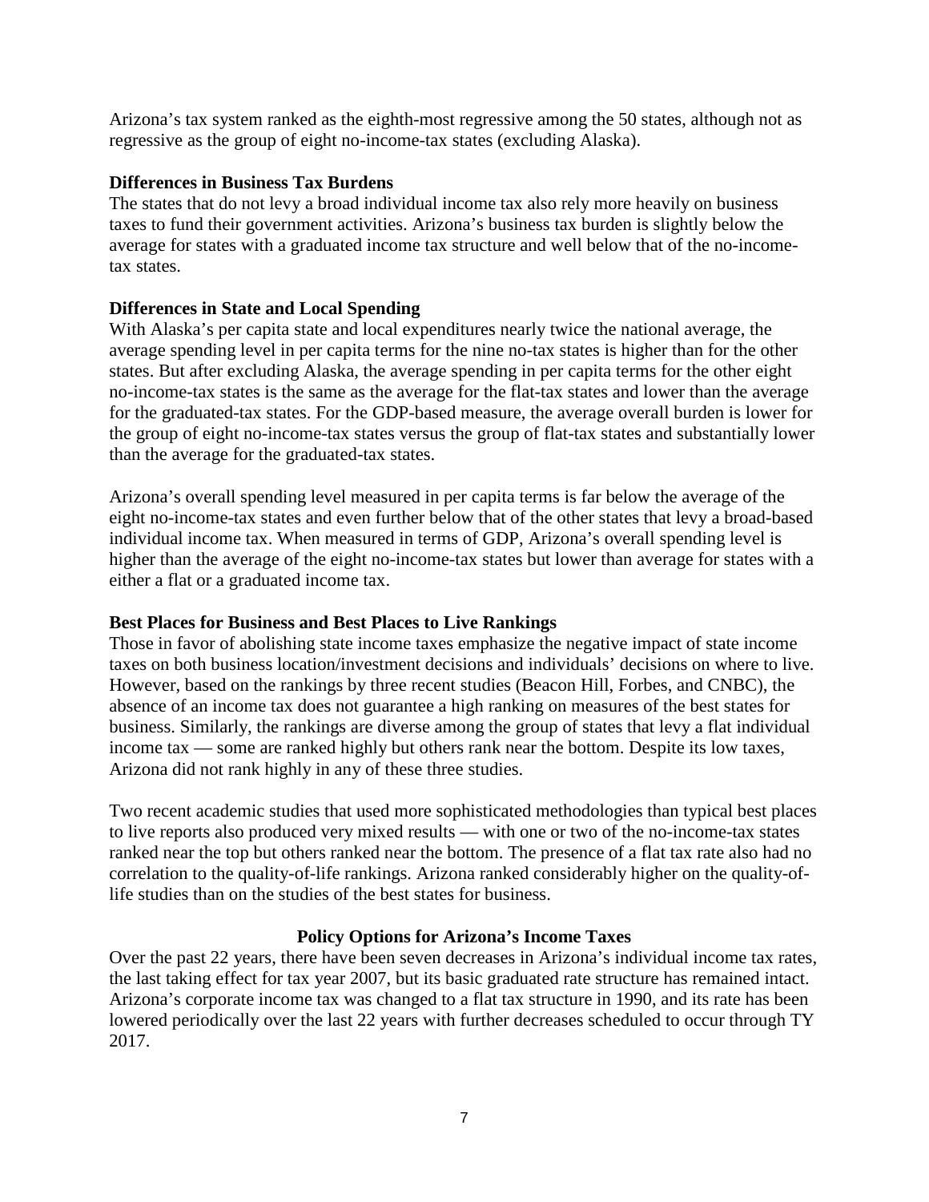Arizona's tax system ranked as the eighth-most regressive among the 50 states, although not as regressive as the group of eight no-income-tax states (excluding Alaska).

**Differences in Business Tax Burdens**

The states that do not levy a broad individual income tax also rely more heavily on business taxes to fund their government activities. Arizona's business tax burden is slightly below the average for states with a graduated income tax structure and well below that of the no-income-tax states.

**Differences in State and Local Spending**

With Alaska's per capita state and local expenditures nearly twice the national average, the average spending level in per capita terms for the nine no-tax states is higher than for the other states. But after excluding Alaska, the average spending in per capita terms for the other eight no-income-tax states is the same as the average for the flat-tax states and lower than the average for the graduated-tax states. For the GDP-based measure, the average overall burden is lower for the group of eight no-income-tax states versus the group of flat-tax states and substantially lower than the average for the graduated-tax states.

Arizona's overall spending level measured in per capita terms is far below the average of the eight no-income-tax states and even further below that of the other states that levy a broad-based individual income tax. When measured in terms of GDP, Arizona's overall spending level is higher than the average of the eight no-income-tax states but lower than average for states with a either a flat or a graduated income tax.

**Best Places for Business and Best Places to Live Rankings**

Those in favor of abolishing state income taxes emphasize the negative impact of state income taxes on both business location/investment decisions and individuals' decisions on where to live. However, based on the rankings by three recent studies (Beacon Hill, Forbes, and CNBC), the absence of an income tax does not guarantee a high ranking on measures of the best states for business. Similarly, the rankings are diverse among the group of states that levy a flat individual income tax — some are ranked highly but others rank near the bottom. Despite its low taxes, Arizona did not rank highly in any of these three studies.

Two recent academic studies that used more sophisticated methodologies than typical best places to live reports also produced very mixed results — with one or two of the no-income-tax states ranked near the top but others ranked near the bottom. The presence of a flat tax rate also had no correlation to the quality-of-life rankings. Arizona ranked considerably higher on the quality-of-life studies than on the studies of the best states for business.

## Policy Options for Arizona's Income Taxes

Over the past 22 years, there have been seven decreases in Arizona's individual income tax rates, the last taking effect for tax year 2007, but its basic graduated rate structure has remained intact. Arizona's corporate income tax was changed to a flat tax structure in 1990, and its rate has been lowered periodically over the last 22 years with further decreases scheduled to occur through TY 2017.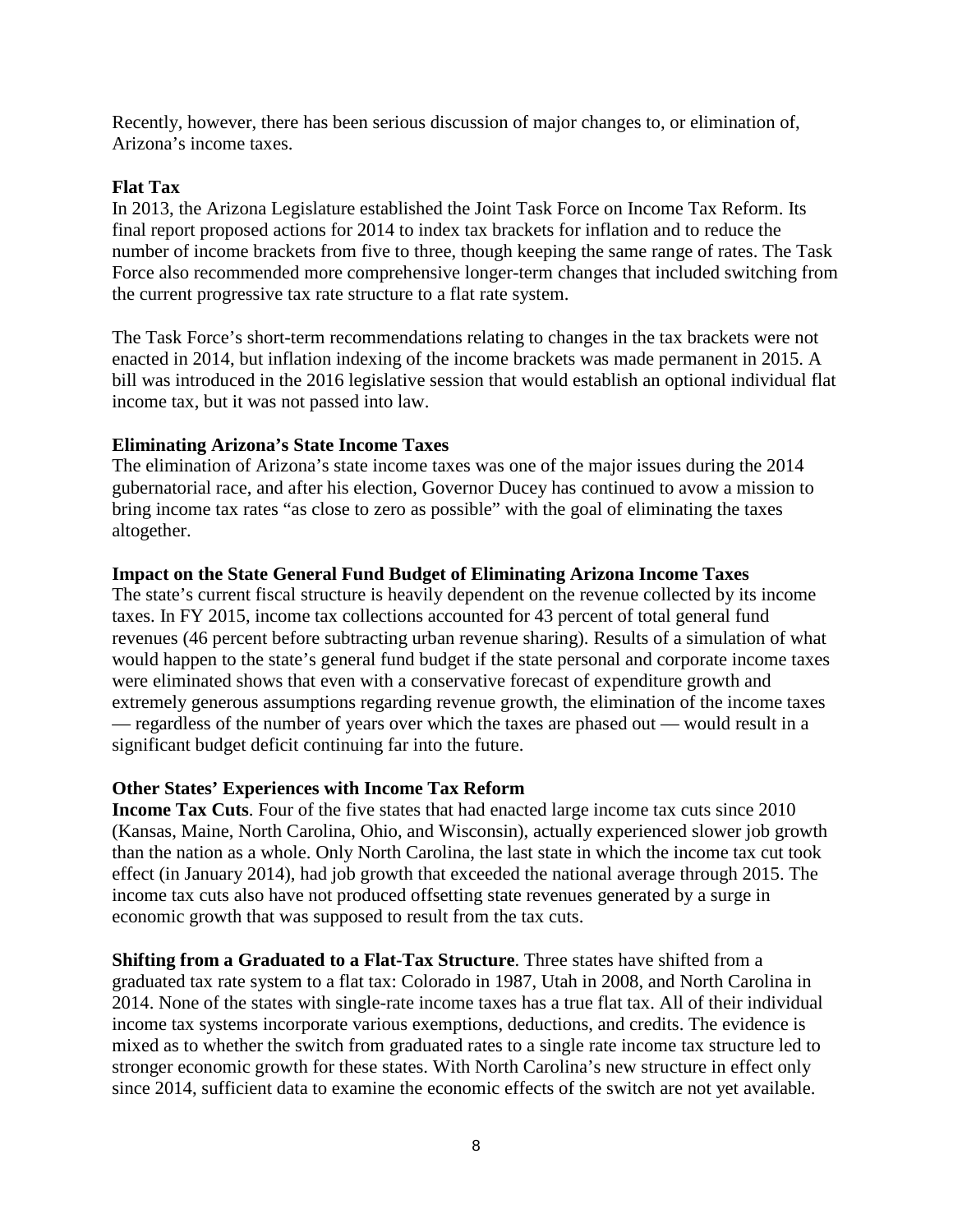Recently, however, there has been serious discussion of major changes to, or elimination of, Arizona's income taxes.

**Flat Tax**

In 2013, the Arizona Legislature established the Joint Task Force on Income Tax Reform. Its final report proposed actions for 2014 to index tax brackets for inflation and to reduce the number of income brackets from five to three, though keeping the same range of rates. The Task Force also recommended more comprehensive longer-term changes that included switching from the current progressive tax rate structure to a flat rate system.

The Task Force's short-term recommendations relating to changes in the tax brackets were not enacted in 2014, but inflation indexing of the income brackets was made permanent in 2015. A bill was introduced in the 2016 legislative session that would establish an optional individual flat income tax, but it was not passed into law.

**Eliminating Arizona's State Income Taxes**

The elimination of Arizona's state income taxes was one of the major issues during the 2014 gubernatorial race, and after his election, Governor Ducey has continued to avow a mission to bring income tax rates "as close to zero as possible" with the goal of eliminating the taxes altogether.

**Impact on the State General Fund Budget of Eliminating Arizona Income Taxes**

The state's current fiscal structure is heavily dependent on the revenue collected by its income taxes. In FY 2015, income tax collections accounted for 43 percent of total general fund revenues (46 percent before subtracting urban revenue sharing). Results of a simulation of what would happen to the state's general fund budget if the state personal and corporate income taxes were eliminated shows that even with a conservative forecast of expenditure growth and extremely generous assumptions regarding revenue growth, the elimination of the income taxes — regardless of the number of years over which the taxes are phased out — would result in a significant budget deficit continuing far into the future.

**Other States' Experiences with Income Tax Reform**

**Income Tax Cuts**. Four of the five states that had enacted large income tax cuts since 2010 (Kansas, Maine, North Carolina, Ohio, and Wisconsin), actually experienced slower job growth than the nation as a whole. Only North Carolina, the last state in which the income tax cut took effect (in January 2014), had job growth that exceeded the national average through 2015. The income tax cuts also have not produced offsetting state revenues generated by a surge in economic growth that was supposed to result from the tax cuts.

**Shifting from a Graduated to a Flat-Tax Structure**. Three states have shifted from a graduated tax rate system to a flat tax: Colorado in 1987, Utah in 2008, and North Carolina in 2014. None of the states with single-rate income taxes has a true flat tax. All of their individual income tax systems incorporate various exemptions, deductions, and credits. The evidence is mixed as to whether the switch from graduated rates to a single rate income tax structure led to stronger economic growth for these states. With North Carolina's new structure in effect only since 2014, sufficient data to examine the economic effects of the switch are not yet available.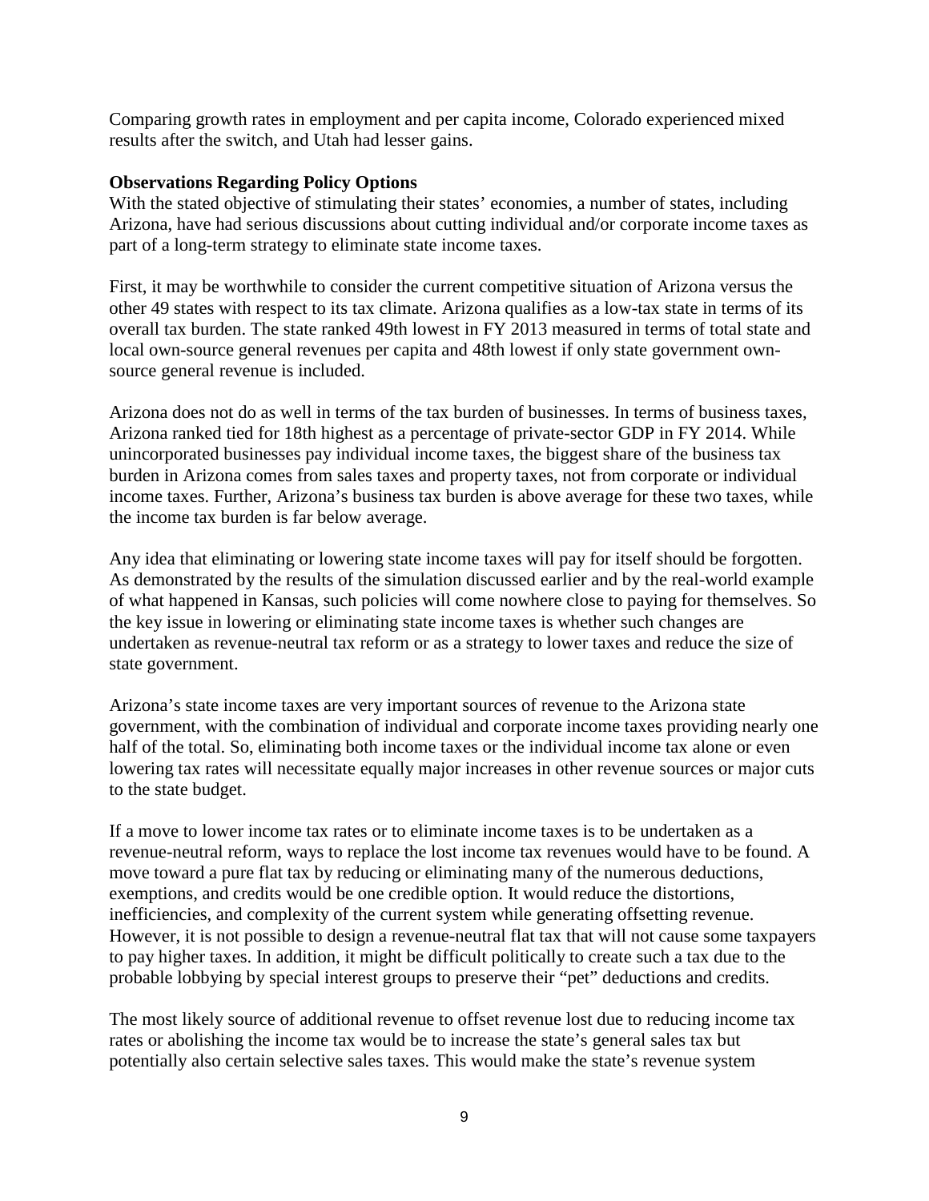Comparing growth rates in employment and per capita income, Colorado experienced mixed results after the switch, and Utah had lesser gains.

**Observations Regarding Policy Options**

With the stated objective of stimulating their states' economies, a number of states, including Arizona, have had serious discussions about cutting individual and/or corporate income taxes as part of a long-term strategy to eliminate state income taxes.

First, it may be worthwhile to consider the current competitive situation of Arizona versus the other 49 states with respect to its tax climate. Arizona qualifies as a low-tax state in terms of its overall tax burden. The state ranked 49th lowest in FY 2013 measured in terms of total state and local own-source general revenues per capita and 48th lowest if only state government own-source general revenue is included.

Arizona does not do as well in terms of the tax burden of businesses. In terms of business taxes, Arizona ranked tied for 18th highest as a percentage of private-sector GDP in FY 2014. While unincorporated businesses pay individual income taxes, the biggest share of the business tax burden in Arizona comes from sales taxes and property taxes, not from corporate or individual income taxes. Further, Arizona's business tax burden is above average for these two taxes, while the income tax burden is far below average.

Any idea that eliminating or lowering state income taxes will pay for itself should be forgotten. As demonstrated by the results of the simulation discussed earlier and by the real-world example of what happened in Kansas, such policies will come nowhere close to paying for themselves. So the key issue in lowering or eliminating state income taxes is whether such changes are undertaken as revenue-neutral tax reform or as a strategy to lower taxes and reduce the size of state government.

Arizona's state income taxes are very important sources of revenue to the Arizona state government, with the combination of individual and corporate income taxes providing nearly one half of the total. So, eliminating both income taxes or the individual income tax alone or even lowering tax rates will necessitate equally major increases in other revenue sources or major cuts to the state budget.

If a move to lower income tax rates or to eliminate income taxes is to be undertaken as a revenue-neutral reform, ways to replace the lost income tax revenues would have to be found. A move toward a pure flat tax by reducing or eliminating many of the numerous deductions, exemptions, and credits would be one credible option. It would reduce the distortions, inefficiencies, and complexity of the current system while generating offsetting revenue. However, it is not possible to design a revenue-neutral flat tax that will not cause some taxpayers to pay higher taxes. In addition, it might be difficult politically to create such a tax due to the probable lobbying by special interest groups to preserve their "pet" deductions and credits.

The most likely source of additional revenue to offset revenue lost due to reducing income tax rates or abolishing the income tax would be to increase the state's general sales tax but potentially also certain selective sales taxes. This would make the state's revenue system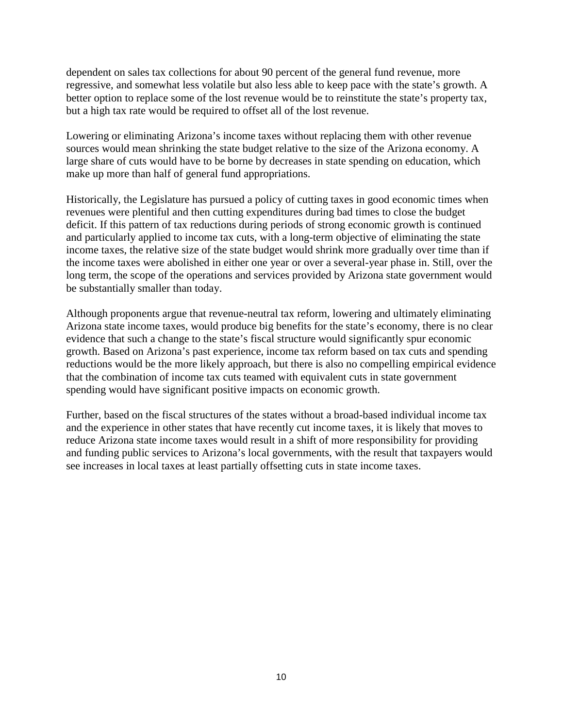dependent on sales tax collections for about 90 percent of the general fund revenue, more regressive, and somewhat less volatile but also less able to keep pace with the state's growth. A better option to replace some of the lost revenue would be to reinstitute the state's property tax, but a high tax rate would be required to offset all of the lost revenue.

Lowering or eliminating Arizona's income taxes without replacing them with other revenue sources would mean shrinking the state budget relative to the size of the Arizona economy. A large share of cuts would have to be borne by decreases in state spending on education, which make up more than half of general fund appropriations.

Historically, the Legislature has pursued a policy of cutting taxes in good economic times when revenues were plentiful and then cutting expenditures during bad times to close the budget deficit. If this pattern of tax reductions during periods of strong economic growth is continued and particularly applied to income tax cuts, with a long-term objective of eliminating the state income taxes, the relative size of the state budget would shrink more gradually over time than if the income taxes were abolished in either one year or over a several-year phase in. Still, over the long term, the scope of the operations and services provided by Arizona state government would be substantially smaller than today.

Although proponents argue that revenue-neutral tax reform, lowering and ultimately eliminating Arizona state income taxes, would produce big benefits for the state's economy, there is no clear evidence that such a change to the state's fiscal structure would significantly spur economic growth. Based on Arizona's past experience, income tax reform based on tax cuts and spending reductions would be the more likely approach, but there is also no compelling empirical evidence that the combination of income tax cuts teamed with equivalent cuts in state government spending would have significant positive impacts on economic growth.

Further, based on the fiscal structures of the states without a broad-based individual income tax and the experience in other states that have recently cut income taxes, it is likely that moves to reduce Arizona state income taxes would result in a shift of more responsibility for providing and funding public services to Arizona's local governments, with the result that taxpayers would see increases in local taxes at least partially offsetting cuts in state income taxes.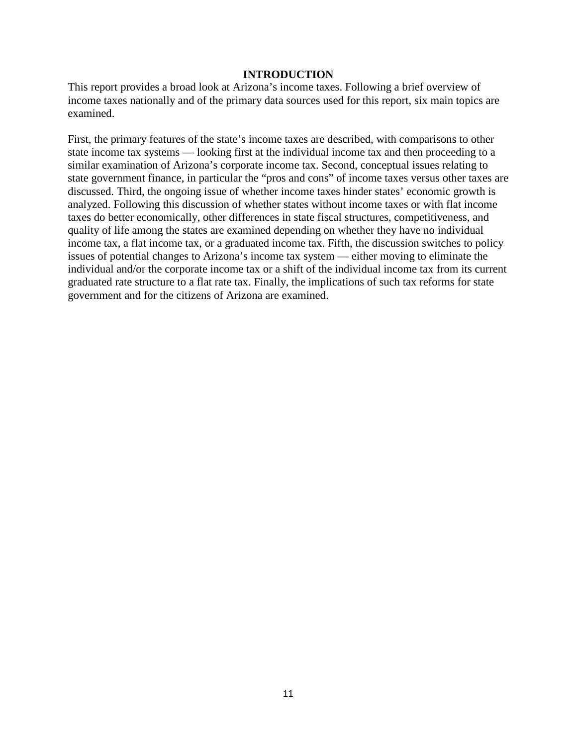# INTRODUCTION

This report provides a broad look at Arizona's income taxes. Following a brief overview of income taxes nationally and of the primary data sources used for this report, six main topics are examined.

First, the primary features of the state's income taxes are described, with comparisons to other state income tax systems — looking first at the individual income tax and then proceeding to a similar examination of Arizona's corporate income tax. Second, conceptual issues relating to state government finance, in particular the "pros and cons" of income taxes versus other taxes are discussed. Third, the ongoing issue of whether income taxes hinder states' economic growth is analyzed. Following this discussion of whether states without income taxes or with flat income taxes do better economically, other differences in state fiscal structures, competitiveness, and quality of life among the states are examined depending on whether they have no individual income tax, a flat income tax, or a graduated income tax. Fifth, the discussion switches to policy issues of potential changes to Arizona's income tax system — either moving to eliminate the individual and/or the corporate income tax or a shift of the individual income tax from its current graduated rate structure to a flat rate tax. Finally, the implications of such tax reforms for state government and for the citizens of Arizona are examined.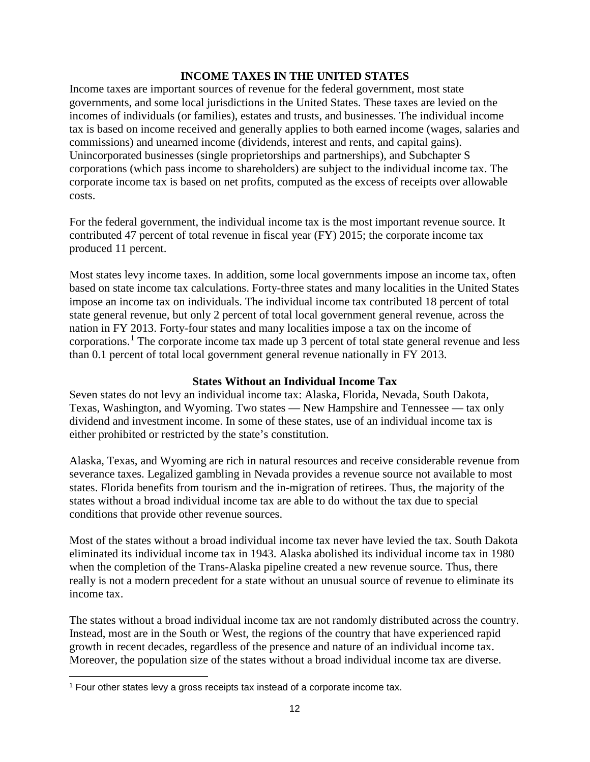## INCOME TAXES IN THE UNITED STATES

Income taxes are important sources of revenue for the federal government, most state governments, and some local jurisdictions in the United States. These taxes are levied on the incomes of individuals (or families), estates and trusts, and businesses. The individual income tax is based on income received and generally applies to both earned income (wages, salaries and commissions) and unearned income (dividends, interest and rents, and capital gains). Unincorporated businesses (single proprietorships and partnerships), and Subchapter S corporations (which pass income to shareholders) are subject to the individual income tax. The corporate income tax is based on net profits, computed as the excess of receipts over allowable costs.

For the federal government, the individual income tax is the most important revenue source. It contributed 47 percent of total revenue in fiscal year (FY) 2015; the corporate income tax produced 11 percent.

Most states levy income taxes. In addition, some local governments impose an income tax, often based on state income tax calculations. Forty-three states and many localities in the United States impose an income tax on individuals. The individual income tax contributed 18 percent of total state general revenue, but only 2 percent of total local government general revenue, across the nation in FY 2013. Forty-four states and many localities impose a tax on the income of corporations.[1] The corporate income tax made up 3 percent of total state general revenue and less than 0.1 percent of total local government general revenue nationally in FY 2013.

### States Without an Individual Income Tax

Seven states do not levy an individual income tax: Alaska, Florida, Nevada, South Dakota, Texas, Washington, and Wyoming. Two states — New Hampshire and Tennessee — tax only dividend and investment income. In some of these states, use of an individual income tax is either prohibited or restricted by the state's constitution.

Alaska, Texas, and Wyoming are rich in natural resources and receive considerable revenue from severance taxes. Legalized gambling in Nevada provides a revenue source not available to most states. Florida benefits from tourism and the in-migration of retirees. Thus, the majority of the states without a broad individual income tax are able to do without the tax due to special conditions that provide other revenue sources.

Most of the states without a broad individual income tax never have levied the tax. South Dakota eliminated its individual income tax in 1943. Alaska abolished its individual income tax in 1980 when the completion of the Trans-Alaska pipeline created a new revenue source. Thus, there really is not a modern precedent for a state without an unusual source of revenue to eliminate its income tax.

The states without a broad individual income tax are not randomly distributed across the country. Instead, most are in the South or West, the regions of the country that have experienced rapid growth in recent decades, regardless of the presence and nature of an individual income tax. Moreover, the population size of the states without a broad individual income tax are diverse.

[1] Four other states levy a gross receipts tax instead of a corporate income tax.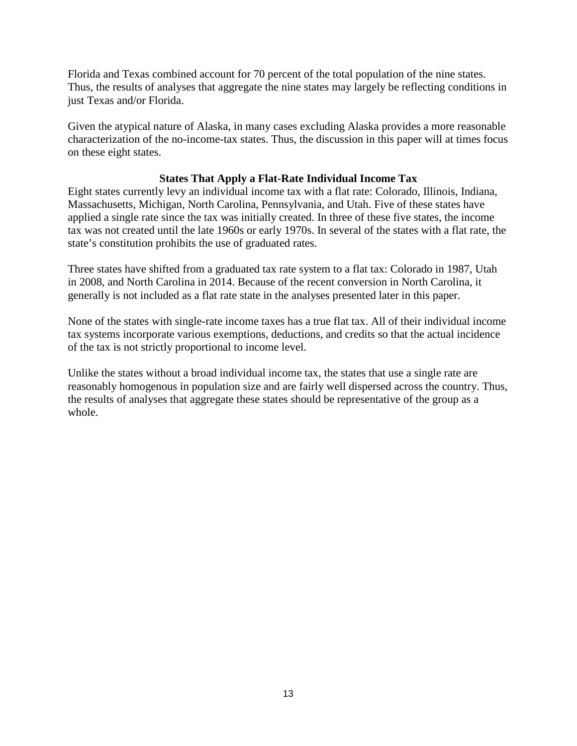Florida and Texas combined account for 70 percent of the total population of the nine states. Thus, the results of analyses that aggregate the nine states may largely be reflecting conditions in just Texas and/or Florida.

Given the atypical nature of Alaska, in many cases excluding Alaska provides a more reasonable characterization of the no-income-tax states. Thus, the discussion in this paper will at times focus on these eight states.

### States That Apply a Flat-Rate Individual Income Tax

Eight states currently levy an individual income tax with a flat rate: Colorado, Illinois, Indiana, Massachusetts, Michigan, North Carolina, Pennsylvania, and Utah. Five of these states have applied a single rate since the tax was initially created. In three of these five states, the income tax was not created until the late 1960s or early 1970s. In several of the states with a flat rate, the state's constitution prohibits the use of graduated rates.

Three states have shifted from a graduated tax rate system to a flat tax: Colorado in 1987, Utah in 2008, and North Carolina in 2014. Because of the recent conversion in North Carolina, it generally is not included as a flat rate state in the analyses presented later in this paper.

None of the states with single-rate income taxes has a true flat tax. All of their individual income tax systems incorporate various exemptions, deductions, and credits so that the actual incidence of the tax is not strictly proportional to income level.

Unlike the states without a broad individual income tax, the states that use a single rate are reasonably homogenous in population size and are fairly well dispersed across the country. Thus, the results of analyses that aggregate these states should be representative of the group as a whole.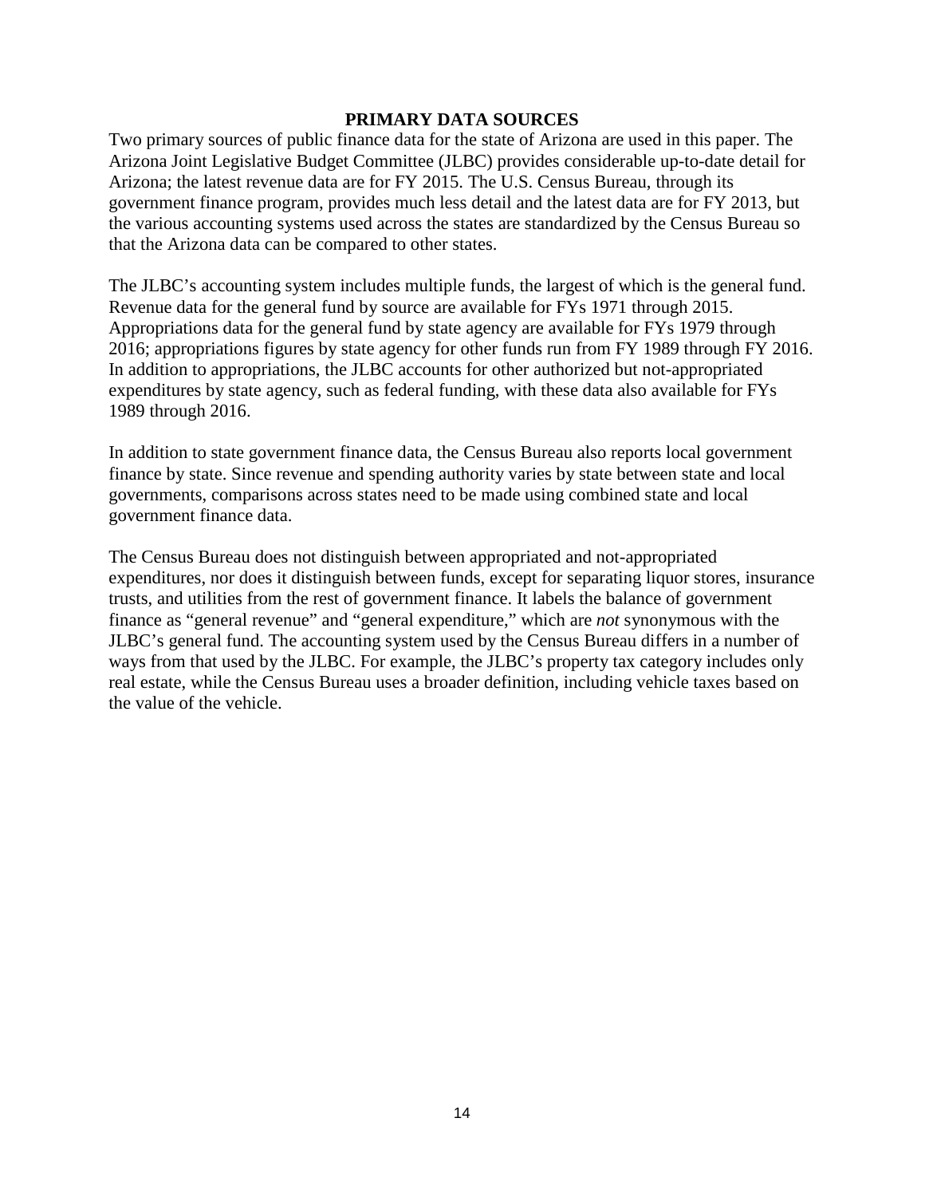## PRIMARY DATA SOURCES

Two primary sources of public finance data for the state of Arizona are used in this paper. The Arizona Joint Legislative Budget Committee (JLBC) provides considerable up-to-date detail for Arizona; the latest revenue data are for FY 2015. The U.S. Census Bureau, through its government finance program, provides much less detail and the latest data are for FY 2013, but the various accounting systems used across the states are standardized by the Census Bureau so that the Arizona data can be compared to other states.

The JLBC's accounting system includes multiple funds, the largest of which is the general fund. Revenue data for the general fund by source are available for FYs 1971 through 2015. Appropriations data for the general fund by state agency are available for FYs 1979 through 2016; appropriations figures by state agency for other funds run from FY 1989 through FY 2016. In addition to appropriations, the JLBC accounts for other authorized but not-appropriated expenditures by state agency, such as federal funding, with these data also available for FYs 1989 through 2016.

In addition to state government finance data, the Census Bureau also reports local government finance by state. Since revenue and spending authority varies by state between state and local governments, comparisons across states need to be made using combined state and local government finance data.

The Census Bureau does not distinguish between appropriated and not-appropriated expenditures, nor does it distinguish between funds, except for separating liquor stores, insurance trusts, and utilities from the rest of government finance. It labels the balance of government finance as "general revenue" and "general expenditure," which are *not* synonymous with the JLBC's general fund. The accounting system used by the Census Bureau differs in a number of ways from that used by the JLBC. For example, the JLBC's property tax category includes only real estate, while the Census Bureau uses a broader definition, including vehicle taxes based on the value of the vehicle.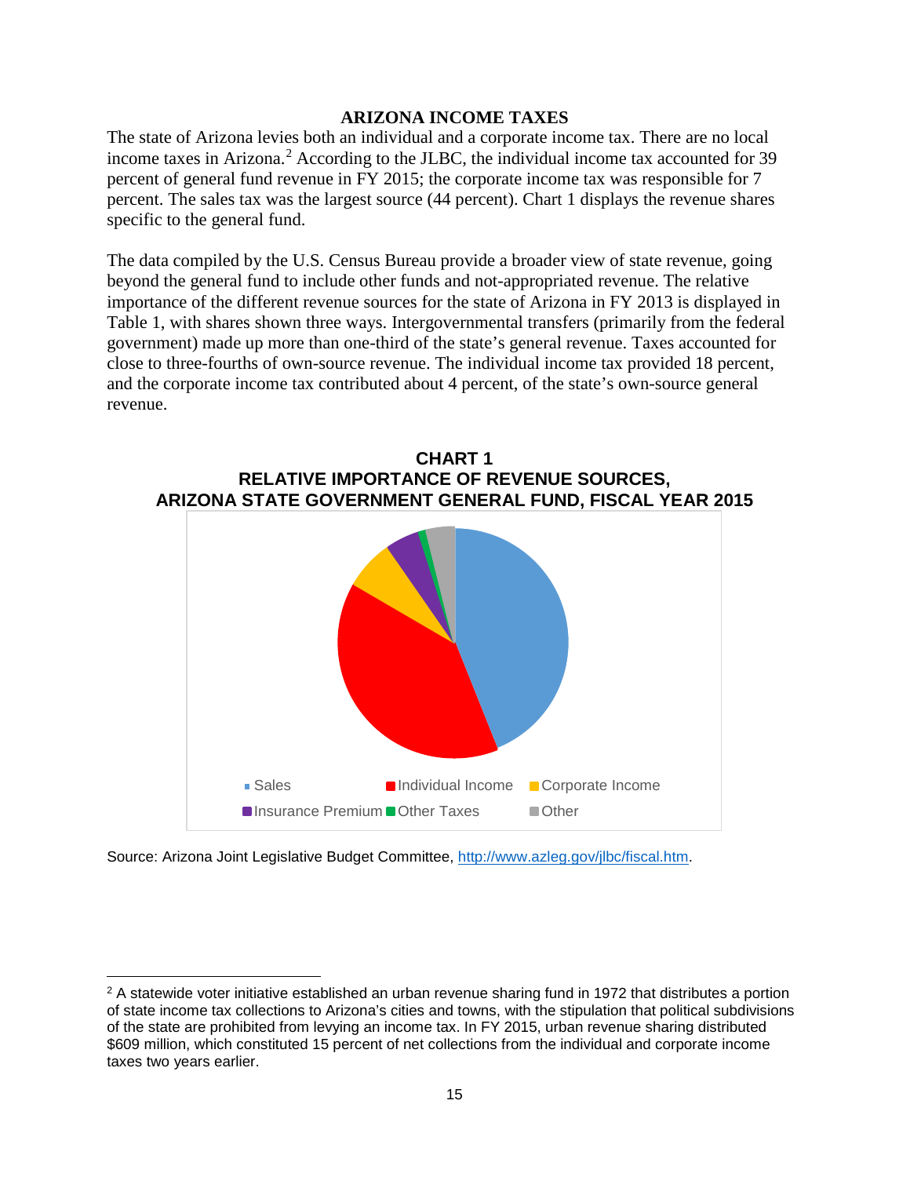## ARIZONA INCOME TAXES

The state of Arizona levies both an individual and a corporate income tax. There are no local income taxes in Arizona.[2] According to the JLBC, the individual income tax accounted for 39 percent of general fund revenue in FY 2015; the corporate income tax was responsible for 7 percent. The sales tax was the largest source (44 percent). Chart 1 displays the revenue shares specific to the general fund.

The data compiled by the U.S. Census Bureau provide a broader view of state revenue, going beyond the general fund to include other funds and not-appropriated revenue. The relative importance of the different revenue sources for the state of Arizona in FY 2013 is displayed in Table 1, with shares shown three ways. Intergovernmental transfers (primarily from the federal government) made up more than one-third of the state's general revenue. Taxes accounted for close to three-fourths of own-source revenue. The individual income tax provided 18 percent, and the corporate income tax contributed about 4 percent, of the state's own-source general revenue.

**CHART 1**
**RELATIVE IMPORTANCE OF REVENUE SOURCES,**
**ARIZONA STATE GOVERNMENT GENERAL FUND, FISCAL YEAR 2015**

Sales | Individual Income | Corporate Income | Insurance Premium | Other Taxes | Other

Source: Arizona Joint Legislative Budget Committee, http://www.azleg.gov/jlbc/fiscal.htm.

[2] A statewide voter initiative established an urban revenue sharing fund in 1972 that distributes a portion of state income tax collections to Arizona's cities and towns, with the stipulation that political subdivisions of the state are prohibited from levying an income tax. In FY 2015, urban revenue sharing distributed $609 million, which constituted 15 percent of net collections from the individual and corporate income taxes two years earlier.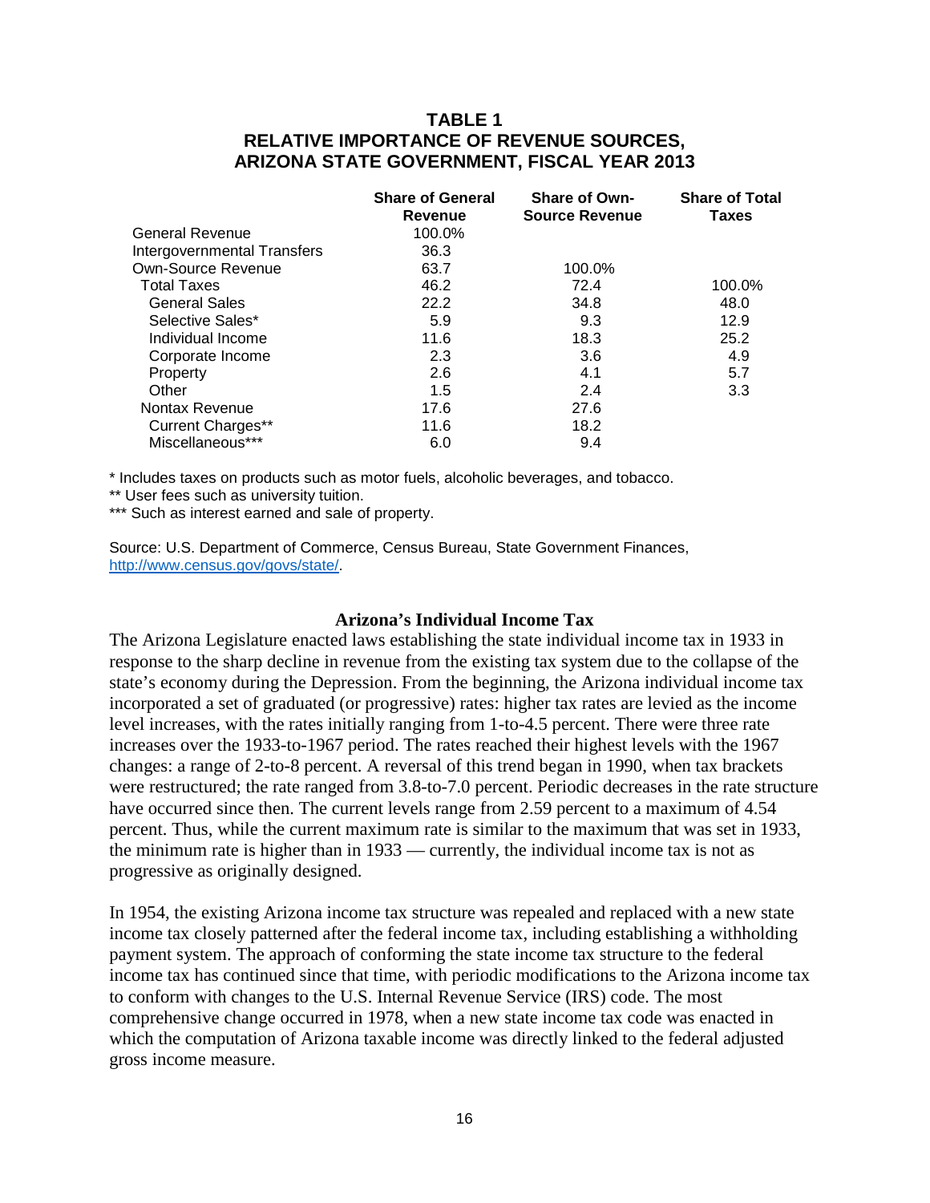**TABLE 1**
**RELATIVE IMPORTANCE OF REVENUE SOURCES,**
**ARIZONA STATE GOVERNMENT, FISCAL YEAR 2013**

| | Share of General Revenue | Share of Own-Source Revenue | Share of Total Taxes |
|---|---|---|---|
| General Revenue | 100.0% | | |
| Intergovernmental Transfers | 36.3 | | |
| Own-Source Revenue | 63.7 | 100.0% | |
| Total Taxes | 46.2 | 72.4 | 100.0% |
| General Sales | 22.2 | 34.8 | 48.0 |
| Selective Sales* | 5.9 | 9.3 | 12.9 |
| Individual Income | 11.6 | 18.3 | 25.2 |
| Corporate Income | 2.3 | 3.6 | 4.9 |
| Property | 2.6 | 4.1 | 5.7 |
| Other | 1.5 | 2.4 | 3.3 |
| Nontax Revenue | 17.6 | 27.6 | |
| Current Charges** | 11.6 | 18.2 | |
| Miscellaneous*** | 6.0 | 9.4 | |

\* Includes taxes on products such as motor fuels, alcoholic beverages, and tobacco.

\** User fees such as university tuition.

\*** Such as interest earned and sale of property.

Source: U.S. Department of Commerce, Census Bureau, State Government Finances, http://www.census.gov/govs/state/.

### Arizona's Individual Income Tax

The Arizona Legislature enacted laws establishing the state individual income tax in 1933 in response to the sharp decline in revenue from the existing tax system due to the collapse of the state's economy during the Depression. From the beginning, the Arizona individual income tax incorporated a set of graduated (or progressive) rates: higher tax rates are levied as the income level increases, with the rates initially ranging from 1-to-4.5 percent. There were three rate increases over the 1933-to-1967 period. The rates reached their highest levels with the 1967 changes: a range of 2-to-8 percent. A reversal of this trend began in 1990, when tax brackets were restructured; the rate ranged from 3.8-to-7.0 percent. Periodic decreases in the rate structure have occurred since then. The current levels range from 2.59 percent to a maximum of 4.54 percent. Thus, while the current maximum rate is similar to the maximum that was set in 1933, the minimum rate is higher than in 1933 — currently, the individual income tax is not as progressive as originally designed.

In 1954, the existing Arizona income tax structure was repealed and replaced with a new state income tax closely patterned after the federal income tax, including establishing a withholding payment system. The approach of conforming the state income tax structure to the federal income tax has continued since that time, with periodic modifications to the Arizona income tax to conform with changes to the U.S. Internal Revenue Service (IRS) code. The most comprehensive change occurred in 1978, when a new state income tax code was enacted in which the computation of Arizona taxable income was directly linked to the federal adjusted gross income measure.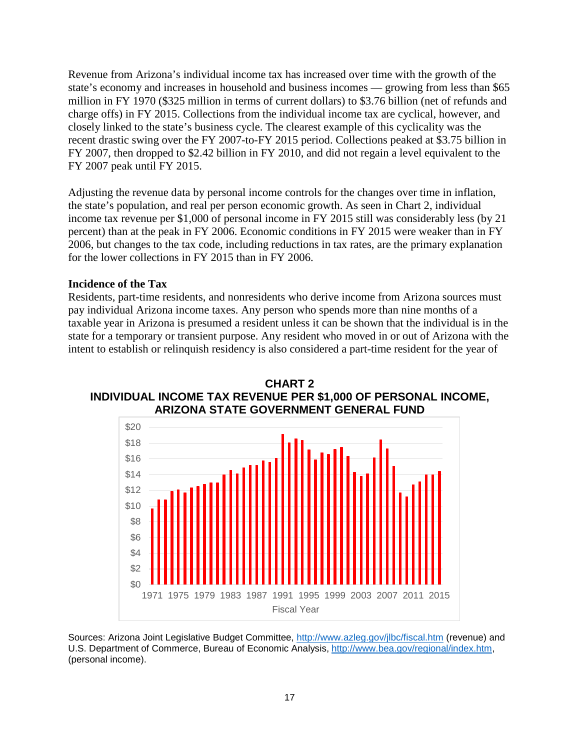Revenue from Arizona's individual income tax has increased over time with the growth of the state's economy and increases in household and business incomes — growing from less than $65 million in FY 1970 ($325 million in terms of current dollars) to $3.76 billion (net of refunds and charge offs) in FY 2015. Collections from the individual income tax are cyclical, however, and closely linked to the state's business cycle. The clearest example of this cyclicality was the recent drastic swing over the FY 2007-to-FY 2015 period. Collections peaked at $3.75 billion in FY 2007, then dropped to $2.42 billion in FY 2010, and did not regain a level equivalent to the FY 2007 peak until FY 2015.

Adjusting the revenue data by personal income controls for the changes over time in inflation, the state's population, and real per person economic growth. As seen in Chart 2, individual income tax revenue per $1,000 of personal income in FY 2015 still was considerably less (by 21 percent) than at the peak in FY 2006. Economic conditions in FY 2015 were weaker than in FY 2006, but changes to the tax code, including reductions in tax rates, are the primary explanation for the lower collections in FY 2015 than in FY 2006.

**Incidence of the Tax**

Residents, part-time residents, and nonresidents who derive income from Arizona sources must pay individual Arizona income taxes. Any person who spends more than nine months of a taxable year in Arizona is presumed a resident unless it can be shown that the individual is in the state for a temporary or transient purpose. Any resident who moved in or out of Arizona with the intent to establish or relinquish residency is also considered a part-time resident for the year of

**CHART 2**
**INDIVIDUAL INCOME TAX REVENUE PER $1,000 OF PERSONAL INCOME, ARIZONA STATE GOVERNMENT GENERAL FUND**

Sources: Arizona Joint Legislative Budget Committee, http://www.azleg.gov/jlbc/fiscal.htm (revenue) and U.S. Department of Commerce, Bureau of Economic Analysis, http://www.bea.gov/regional/index.htm, (personal income).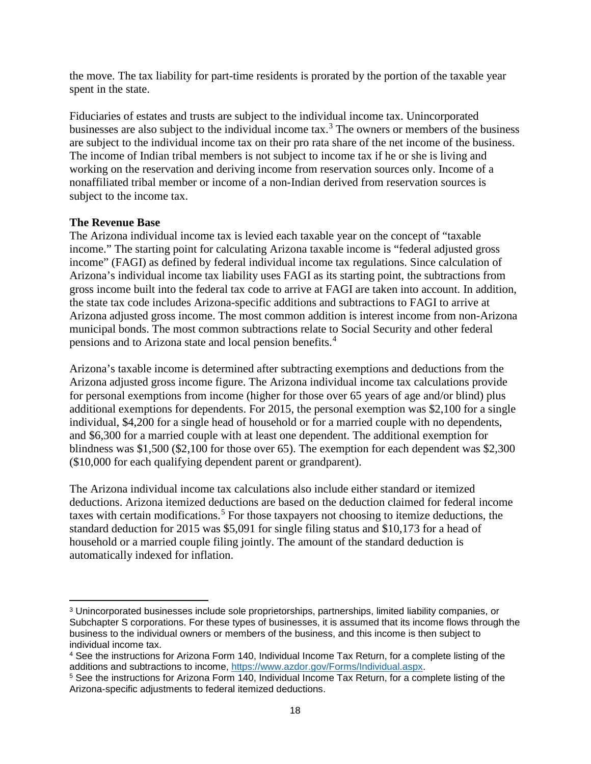the move. The tax liability for part-time residents is prorated by the portion of the taxable year spent in the state.

Fiduciaries of estates and trusts are subject to the individual income tax. Unincorporated businesses are also subject to the individual income tax.[3] The owners or members of the business are subject to the individual income tax on their pro rata share of the net income of the business. The income of Indian tribal members is not subject to income tax if he or she is living and working on the reservation and deriving income from reservation sources only. Income of a nonaffiliated tribal member or income of a non-Indian derived from reservation sources is subject to the income tax.

**The Revenue Base**

The Arizona individual income tax is levied each taxable year on the concept of "taxable income." The starting point for calculating Arizona taxable income is "federal adjusted gross income" (FAGI) as defined by federal individual income tax regulations. Since calculation of Arizona's individual income tax liability uses FAGI as its starting point, the subtractions from gross income built into the federal tax code to arrive at FAGI are taken into account. In addition, the state tax code includes Arizona-specific additions and subtractions to FAGI to arrive at Arizona adjusted gross income. The most common addition is interest income from non-Arizona municipal bonds. The most common subtractions relate to Social Security and other federal pensions and to Arizona state and local pension benefits.[4]

Arizona's taxable income is determined after subtracting exemptions and deductions from the Arizona adjusted gross income figure. The Arizona individual income tax calculations provide for personal exemptions from income (higher for those over 65 years of age and/or blind) plus additional exemptions for dependents. For 2015, the personal exemption was $2,100 for a single individual, $4,200 for a single head of household or for a married couple with no dependents, and $6,300 for a married couple with at least one dependent. The additional exemption for blindness was $1,500 ($2,100 for those over 65). The exemption for each dependent was $2,300 ($10,000 for each qualifying dependent parent or grandparent).

The Arizona individual income tax calculations also include either standard or itemized deductions. Arizona itemized deductions are based on the deduction claimed for federal income taxes with certain modifications.[5] For those taxpayers not choosing to itemize deductions, the standard deduction for 2015 was $5,091 for single filing status and $10,173 for a head of household or a married couple filing jointly. The amount of the standard deduction is automatically indexed for inflation.

---

[3] Unincorporated businesses include sole proprietorships, partnerships, limited liability companies, or Subchapter S corporations. For these types of businesses, it is assumed that its income flows through the business to the individual owners or members of the business, and this income is then subject to individual income tax.

[4] See the instructions for Arizona Form 140, Individual Income Tax Return, for a complete listing of the additions and subtractions to income, https://www.azdor.gov/Forms/Individual.aspx.

[5] See the instructions for Arizona Form 140, Individual Income Tax Return, for a complete listing of the Arizona-specific adjustments to federal itemized deductions.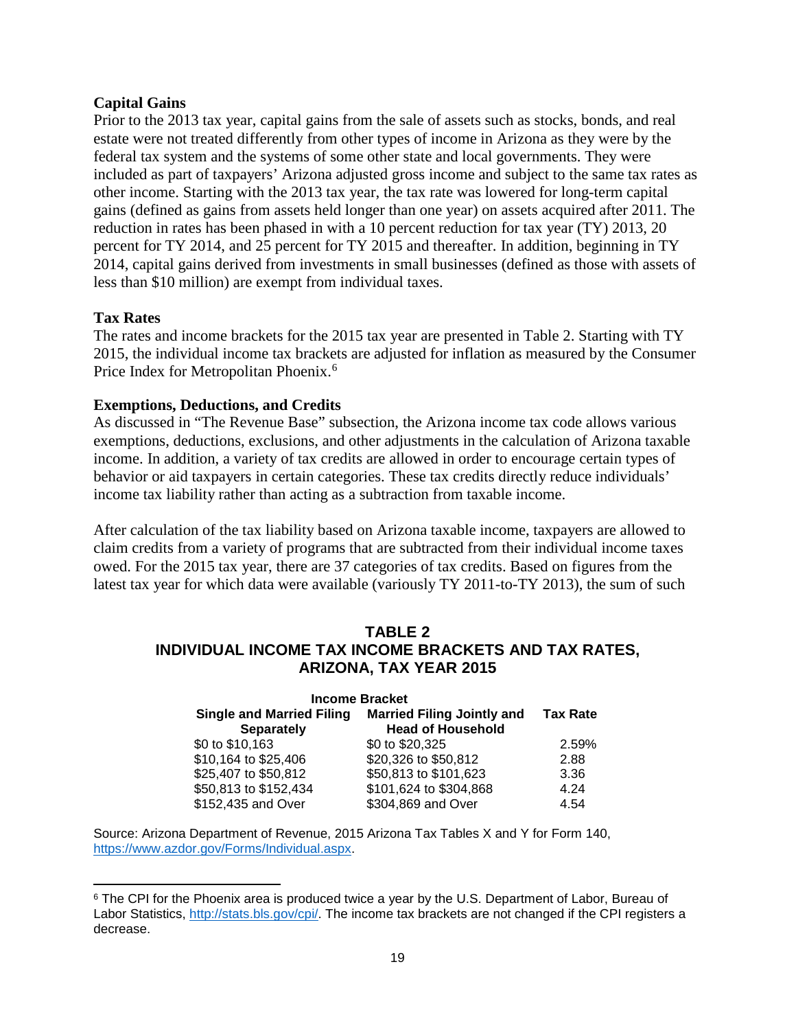### Capital Gains

Prior to the 2013 tax year, capital gains from the sale of assets such as stocks, bonds, and real estate were not treated differently from other types of income in Arizona as they were by the federal tax system and the systems of some other state and local governments. They were included as part of taxpayers' Arizona adjusted gross income and subject to the same tax rates as other income. Starting with the 2013 tax year, the tax rate was lowered for long-term capital gains (defined as gains from assets held longer than one year) on assets acquired after 2011. The reduction in rates has been phased in with a 10 percent reduction for tax year (TY) 2013, 20 percent for TY 2014, and 25 percent for TY 2015 and thereafter. In addition, beginning in TY 2014, capital gains derived from investments in small businesses (defined as those with assets of less than $10 million) are exempt from individual taxes.

### Tax Rates

The rates and income brackets for the 2015 tax year are presented in Table 2. Starting with TY 2015, the individual income tax brackets are adjusted for inflation as measured by the Consumer Price Index for Metropolitan Phoenix.[6]

### Exemptions, Deductions, and Credits

As discussed in "The Revenue Base" subsection, the Arizona income tax code allows various exemptions, deductions, exclusions, and other adjustments in the calculation of Arizona taxable income. In addition, a variety of tax credits are allowed in order to encourage certain types of behavior or aid taxpayers in certain categories. These tax credits directly reduce individuals' income tax liability rather than acting as a subtraction from taxable income.

After calculation of the tax liability based on Arizona taxable income, taxpayers are allowed to claim credits from a variety of programs that are subtracted from their individual income taxes owed. For the 2015 tax year, there are 37 categories of tax credits. Based on figures from the latest tax year for which data were available (variously TY 2011-to-TY 2013), the sum of such

**TABLE 2**
**INDIVIDUAL INCOME TAX INCOME BRACKETS AND TAX RATES, ARIZONA, TAX YEAR 2015**

| Income Bracket | | |
|---|---|---|
| **Single and Married Filing Separately** | **Married Filing Jointly and Head of Household** | **Tax Rate** |
| $0 to $10,163 | $0 to $20,325 | 2.59% |
| $10,164 to $25,406 | $20,326 to $50,812 | 2.88 |
| $25,407 to $50,812 | $50,813 to $101,623 | 3.36 |
| $50,813 to $152,434 | $101,624 to $304,868 | 4.24 |
| $152,435 and Over | $304,869 and Over | 4.54 |

Source: Arizona Department of Revenue, 2015 Arizona Tax Tables X and Y for Form 140, https://www.azdor.gov/Forms/Individual.aspx.

[6] The CPI for the Phoenix area is produced twice a year by the U.S. Department of Labor, Bureau of Labor Statistics, http://stats.bls.gov/cpi/. The income tax brackets are not changed if the CPI registers a decrease.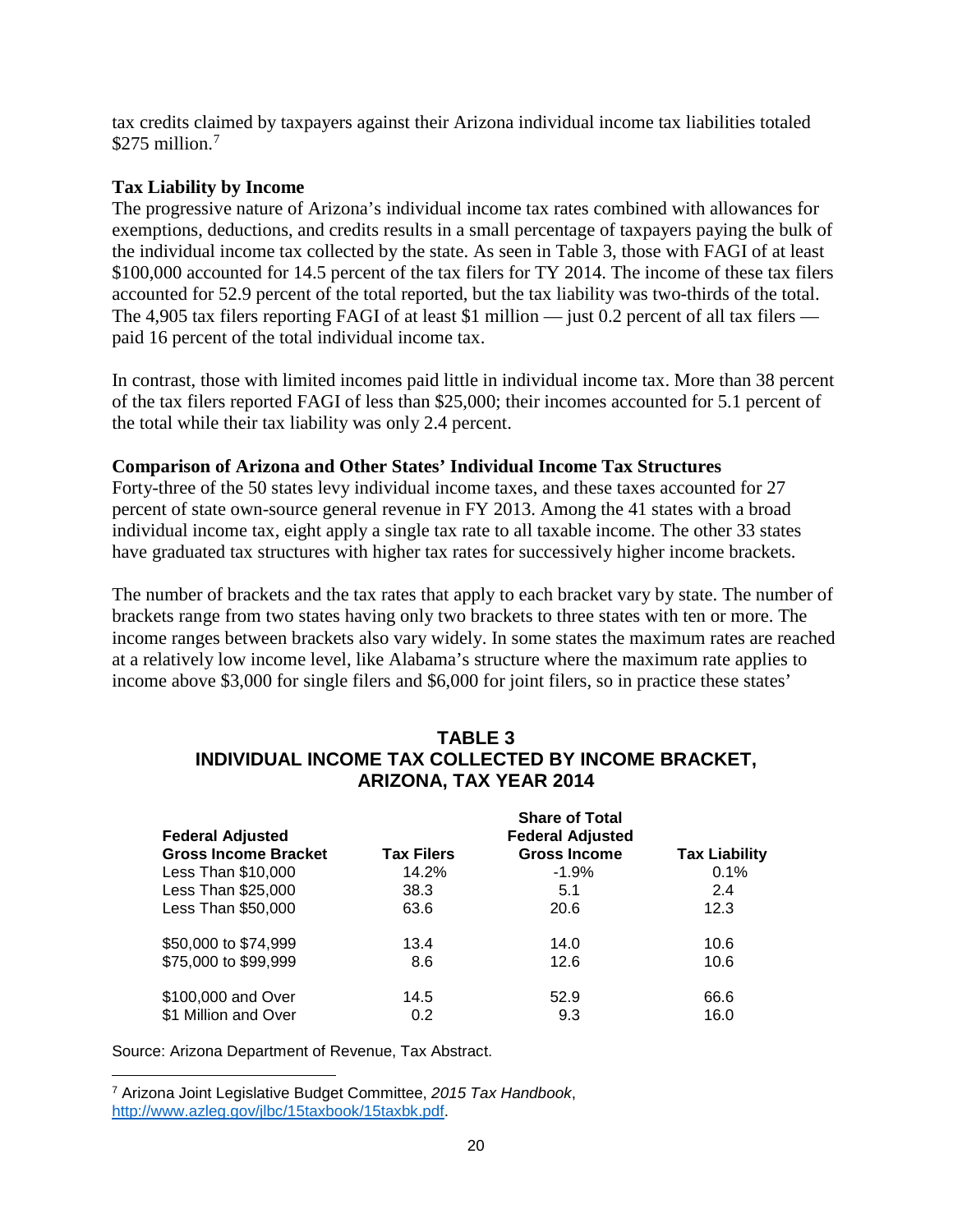tax credits claimed by taxpayers against their Arizona individual income tax liabilities totaled \$275 million.[7]

**Tax Liability by Income**

The progressive nature of Arizona's individual income tax rates combined with allowances for exemptions, deductions, and credits results in a small percentage of taxpayers paying the bulk of the individual income tax collected by the state. As seen in Table 3, those with FAGI of at least \$100,000 accounted for 14.5 percent of the tax filers for TY 2014. The income of these tax filers accounted for 52.9 percent of the total reported, but the tax liability was two-thirds of the total. The 4,905 tax filers reporting FAGI of at least \$1 million — just 0.2 percent of all tax filers — paid 16 percent of the total individual income tax.

In contrast, those with limited incomes paid little in individual income tax. More than 38 percent of the tax filers reported FAGI of less than \$25,000; their incomes accounted for 5.1 percent of the total while their tax liability was only 2.4 percent.

**Comparison of Arizona and Other States' Individual Income Tax Structures**

Forty-three of the 50 states levy individual income taxes, and these taxes accounted for 27 percent of state own-source general revenue in FY 2013. Among the 41 states with a broad individual income tax, eight apply a single tax rate to all taxable income. The other 33 states have graduated tax structures with higher tax rates for successively higher income brackets.

The number of brackets and the tax rates that apply to each bracket vary by state. The number of brackets range from two states having only two brackets to three states with ten or more. The income ranges between brackets also vary widely. In some states the maximum rates are reached at a relatively low income level, like Alabama's structure where the maximum rate applies to income above \$3,000 for single filers and \$6,000 for joint filers, so in practice these states'

**TABLE 3**
**INDIVIDUAL INCOME TAX COLLECTED BY INCOME BRACKET, ARIZONA, TAX YEAR 2014**

| Federal Adjusted Gross Income Bracket | Tax Filers | Share of Total Federal Adjusted Gross Income | Tax Liability |
|---|---|---|---|
| Less Than \$10,000 | 14.2% | -1.9% | 0.1% |
| Less Than \$25,000 | 38.3 | 5.1 | 2.4 |
| Less Than \$50,000 | 63.6 | 20.6 | 12.3 |
| \$50,000 to \$74,999 | 13.4 | 14.0 | 10.6 |
| \$75,000 to \$99,999 | 8.6 | 12.6 | 10.6 |
| \$100,000 and Over | 14.5 | 52.9 | 66.6 |
| \$1 Million and Over | 0.2 | 9.3 | 16.0 |

Source: Arizona Department of Revenue, Tax Abstract.

[7] Arizona Joint Legislative Budget Committee, *2015 Tax Handbook*, http://www.azleg.gov/jlbc/15taxbook/15taxbk.pdf.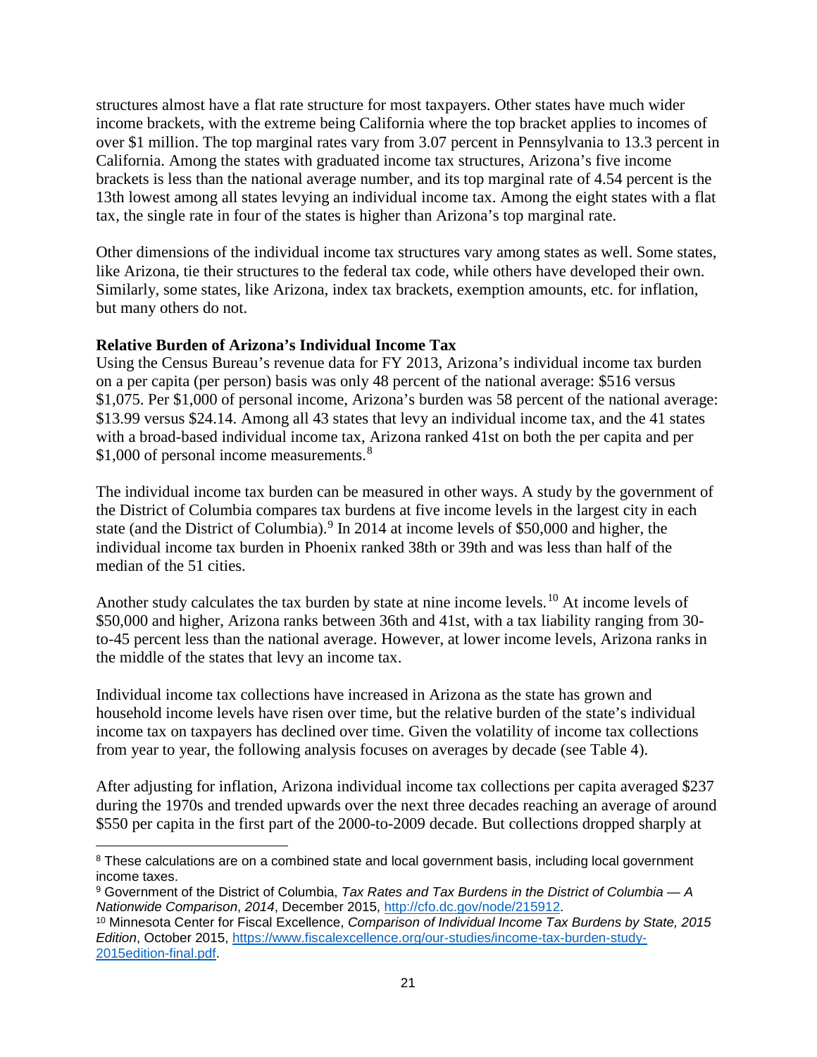structures almost have a flat rate structure for most taxpayers. Other states have much wider income brackets, with the extreme being California where the top bracket applies to incomes of over $1 million. The top marginal rates vary from 3.07 percent in Pennsylvania to 13.3 percent in California. Among the states with graduated income tax structures, Arizona's five income brackets is less than the national average number, and its top marginal rate of 4.54 percent is the 13th lowest among all states levying an individual income tax. Among the eight states with a flat tax, the single rate in four of the states is higher than Arizona's top marginal rate.

Other dimensions of the individual income tax structures vary among states as well. Some states, like Arizona, tie their structures to the federal tax code, while others have developed their own. Similarly, some states, like Arizona, index tax brackets, exemption amounts, etc. for inflation, but many others do not.

**Relative Burden of Arizona's Individual Income Tax**

Using the Census Bureau's revenue data for FY 2013, Arizona's individual income tax burden on a per capita (per person) basis was only 48 percent of the national average: $516 versus $1,075. Per $1,000 of personal income, Arizona's burden was 58 percent of the national average: $13.99 versus $24.14. Among all 43 states that levy an individual income tax, and the 41 states with a broad-based individual income tax, Arizona ranked 41st on both the per capita and per $1,000 of personal income measurements.[8]

The individual income tax burden can be measured in other ways. A study by the government of the District of Columbia compares tax burdens at five income levels in the largest city in each state (and the District of Columbia).[9] In 2014 at income levels of $50,000 and higher, the individual income tax burden in Phoenix ranked 38th or 39th and was less than half of the median of the 51 cities.

Another study calculates the tax burden by state at nine income levels.[10] At income levels of $50,000 and higher, Arizona ranks between 36th and 41st, with a tax liability ranging from 30-to-45 percent less than the national average. However, at lower income levels, Arizona ranks in the middle of the states that levy an income tax.

Individual income tax collections have increased in Arizona as the state has grown and household income levels have risen over time, but the relative burden of the state's individual income tax on taxpayers has declined over time. Given the volatility of income tax collections from year to year, the following analysis focuses on averages by decade (see Table 4).

After adjusting for inflation, Arizona individual income tax collections per capita averaged $237 during the 1970s and trended upwards over the next three decades reaching an average of around $550 per capita in the first part of the 2000-to-2009 decade. But collections dropped sharply at

---

[8] These calculations are on a combined state and local government basis, including local government income taxes.

[9] Government of the District of Columbia, *Tax Rates and Tax Burdens in the District of Columbia — A Nationwide Comparison*, *2014*, December 2015, http://cfo.dc.gov/node/215912.

[10] Minnesota Center for Fiscal Excellence, *Comparison of Individual Income Tax Burdens by State, 2015 Edition*, October 2015, https://www.fiscalexcellence.org/our-studies/income-tax-burden-study-2015edition-final.pdf.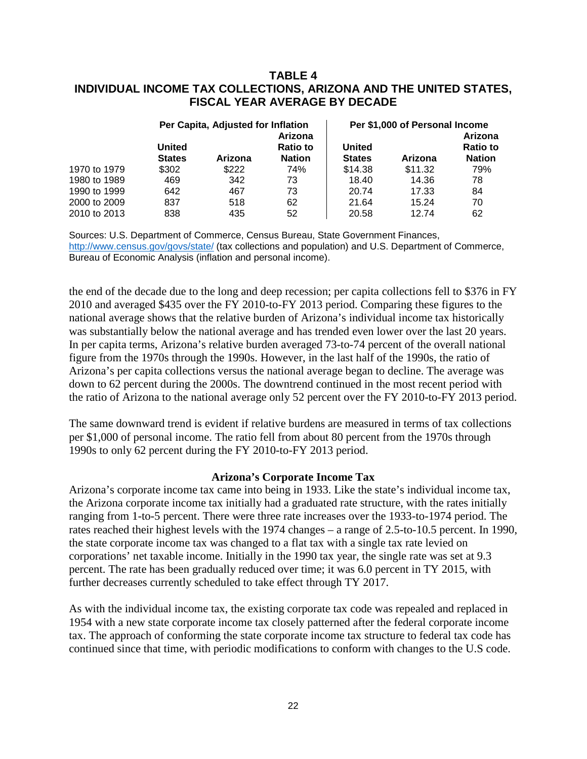## TABLE 4
## INDIVIDUAL INCOME TAX COLLECTIONS, ARIZONA AND THE UNITED STATES, FISCAL YEAR AVERAGE BY DECADE

| | Per Capita, Adjusted for Inflation | | | Per $1,000 of Personal Income | | |
|---|---|---|---|---|---|---|
| | United States | Arizona | Arizona Ratio to Nation | United States | Arizona | Arizona Ratio to Nation |
| 1970 to 1979 | $302 | $222 | 74% | $14.38 | $11.32 | 79% |
| 1980 to 1989 | 469 | 342 | 73 | 18.40 | 14.36 | 78 |
| 1990 to 1999 | 642 | 467 | 73 | 20.74 | 17.33 | 84 |
| 2000 to 2009 | 837 | 518 | 62 | 21.64 | 15.24 | 70 |
| 2010 to 2013 | 838 | 435 | 52 | 20.58 | 12.74 | 62 |

Sources: U.S. Department of Commerce, Census Bureau, State Government Finances, http://www.census.gov/govs/state/ (tax collections and population) and U.S. Department of Commerce, Bureau of Economic Analysis (inflation and personal income).

the end of the decade due to the long and deep recession; per capita collections fell to $376 in FY 2010 and averaged $435 over the FY 2010-to-FY 2013 period. Comparing these figures to the national average shows that the relative burden of Arizona's individual income tax historically was substantially below the national average and has trended even lower over the last 20 years. In per capita terms, Arizona's relative burden averaged 73-to-74 percent of the overall national figure from the 1970s through the 1990s. However, in the last half of the 1990s, the ratio of Arizona's per capita collections versus the national average began to decline. The average was down to 62 percent during the 2000s. The downtrend continued in the most recent period with the ratio of Arizona to the national average only 52 percent over the FY 2010-to-FY 2013 period.

The same downward trend is evident if relative burdens are measured in terms of tax collections per $1,000 of personal income. The ratio fell from about 80 percent from the 1970s through 1990s to only 62 percent during the FY 2010-to-FY 2013 period.

### Arizona's Corporate Income Tax

Arizona's corporate income tax came into being in 1933. Like the state's individual income tax, the Arizona corporate income tax initially had a graduated rate structure, with the rates initially ranging from 1-to-5 percent. There were three rate increases over the 1933-to-1974 period. The rates reached their highest levels with the 1974 changes – a range of 2.5-to-10.5 percent. In 1990, the state corporate income tax was changed to a flat tax with a single tax rate levied on corporations' net taxable income. Initially in the 1990 tax year, the single rate was set at 9.3 percent. The rate has been gradually reduced over time; it was 6.0 percent in TY 2015, with further decreases currently scheduled to take effect through TY 2017.

As with the individual income tax, the existing corporate tax code was repealed and replaced in 1954 with a new state corporate income tax closely patterned after the federal corporate income tax. The approach of conforming the state corporate income tax structure to federal tax code has continued since that time, with periodic modifications to conform with changes to the U.S code.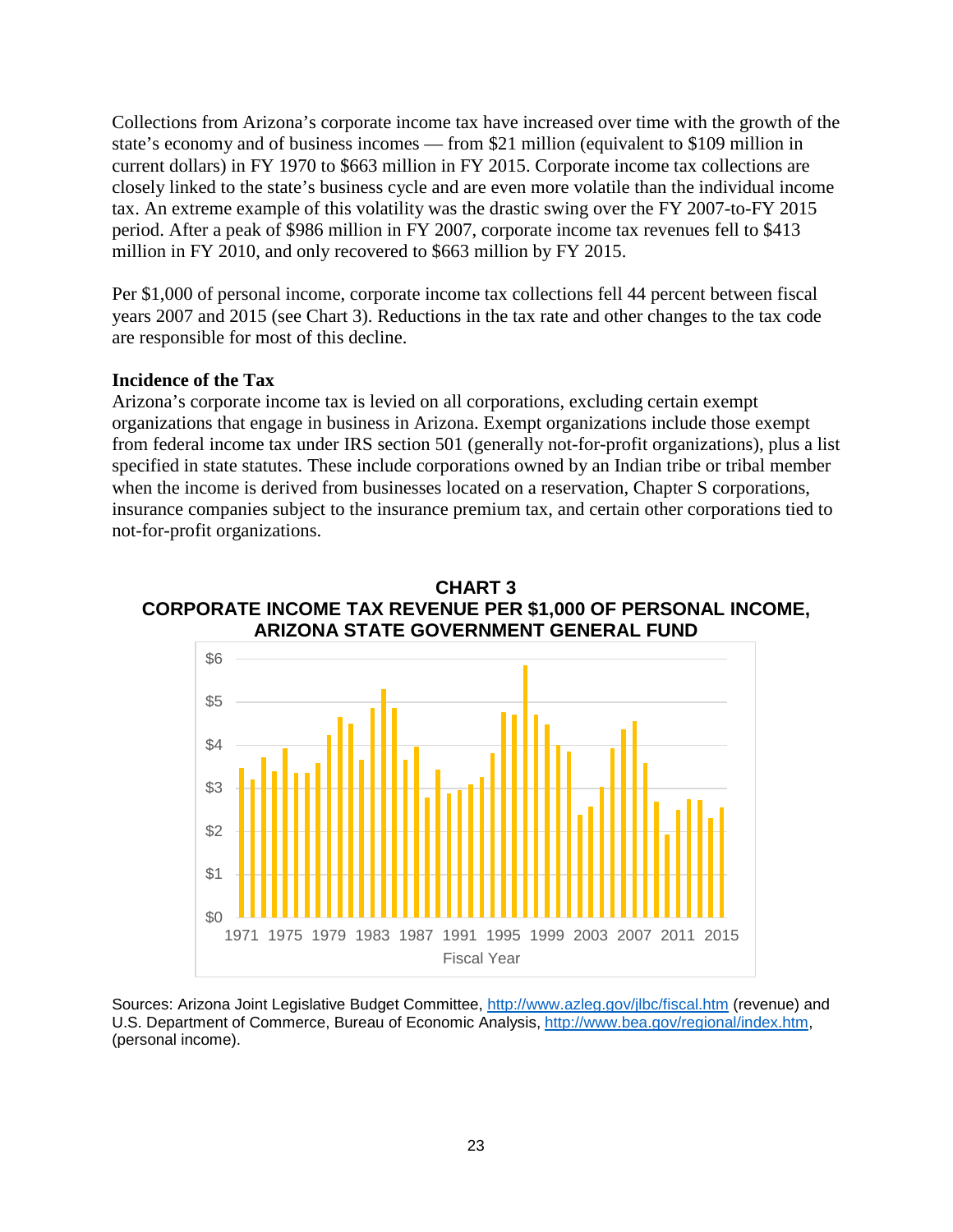Collections from Arizona's corporate income tax have increased over time with the growth of the state's economy and of business incomes — from $21 million (equivalent to $109 million in current dollars) in FY 1970 to $663 million in FY 2015. Corporate income tax collections are closely linked to the state's business cycle and are even more volatile than the individual income tax. An extreme example of this volatility was the drastic swing over the FY 2007-to-FY 2015 period. After a peak of $986 million in FY 2007, corporate income tax revenues fell to $413 million in FY 2010, and only recovered to $663 million by FY 2015.

Per $1,000 of personal income, corporate income tax collections fell 44 percent between fiscal years 2007 and 2015 (see Chart 3). Reductions in the tax rate and other changes to the tax code are responsible for most of this decline.

**Incidence of the Tax**

Arizona's corporate income tax is levied on all corporations, excluding certain exempt organizations that engage in business in Arizona. Exempt organizations include those exempt from federal income tax under IRS section 501 (generally not-for-profit organizations), plus a list specified in state statutes. These include corporations owned by an Indian tribe or tribal member when the income is derived from businesses located on a reservation, Chapter S corporations, insurance companies subject to the insurance premium tax, and certain other corporations tied to not-for-profit organizations.

**CHART 3**
**CORPORATE INCOME TAX REVENUE PER $1,000 OF PERSONAL INCOME, ARIZONA STATE GOVERNMENT GENERAL FUND**

Sources: Arizona Joint Legislative Budget Committee, http://www.azleg.gov/jlbc/fiscal.htm (revenue) and U.S. Department of Commerce, Bureau of Economic Analysis, http://www.bea.gov/regional/index.htm, (personal income).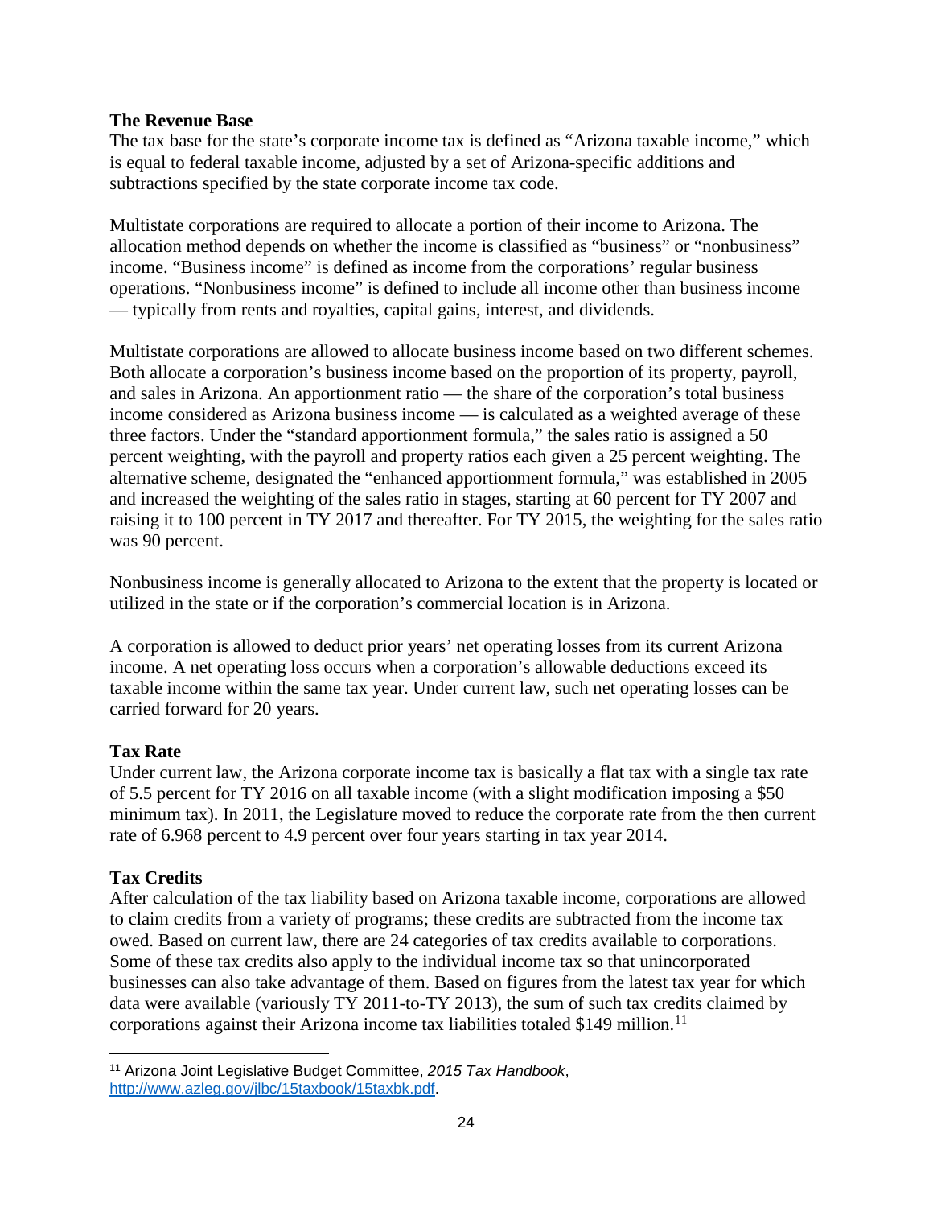**The Revenue Base**

The tax base for the state's corporate income tax is defined as "Arizona taxable income," which is equal to federal taxable income, adjusted by a set of Arizona-specific additions and subtractions specified by the state corporate income tax code.

Multistate corporations are required to allocate a portion of their income to Arizona. The allocation method depends on whether the income is classified as "business" or "nonbusiness" income. "Business income" is defined as income from the corporations' regular business operations. "Nonbusiness income" is defined to include all income other than business income — typically from rents and royalties, capital gains, interest, and dividends.

Multistate corporations are allowed to allocate business income based on two different schemes. Both allocate a corporation's business income based on the proportion of its property, payroll, and sales in Arizona. An apportionment ratio — the share of the corporation's total business income considered as Arizona business income — is calculated as a weighted average of these three factors. Under the "standard apportionment formula," the sales ratio is assigned a 50 percent weighting, with the payroll and property ratios each given a 25 percent weighting. The alternative scheme, designated the "enhanced apportionment formula," was established in 2005 and increased the weighting of the sales ratio in stages, starting at 60 percent for TY 2007 and raising it to 100 percent in TY 2017 and thereafter. For TY 2015, the weighting for the sales ratio was 90 percent.

Nonbusiness income is generally allocated to Arizona to the extent that the property is located or utilized in the state or if the corporation's commercial location is in Arizona.

A corporation is allowed to deduct prior years' net operating losses from its current Arizona income. A net operating loss occurs when a corporation's allowable deductions exceed its taxable income within the same tax year. Under current law, such net operating losses can be carried forward for 20 years.

**Tax Rate**

Under current law, the Arizona corporate income tax is basically a flat tax with a single tax rate of 5.5 percent for TY 2016 on all taxable income (with a slight modification imposing a $50 minimum tax). In 2011, the Legislature moved to reduce the corporate rate from the then current rate of 6.968 percent to 4.9 percent over four years starting in tax year 2014.

**Tax Credits**

After calculation of the tax liability based on Arizona taxable income, corporations are allowed to claim credits from a variety of programs; these credits are subtracted from the income tax owed. Based on current law, there are 24 categories of tax credits available to corporations. Some of these tax credits also apply to the individual income tax so that unincorporated businesses can also take advantage of them. Based on figures from the latest tax year for which data were available (variously TY 2011-to-TY 2013), the sum of such tax credits claimed by corporations against their Arizona income tax liabilities totaled $149 million.[11]

[11] Arizona Joint Legislative Budget Committee, *2015 Tax Handbook*, http://www.azleg.gov/jlbc/15taxbook/15taxbk.pdf.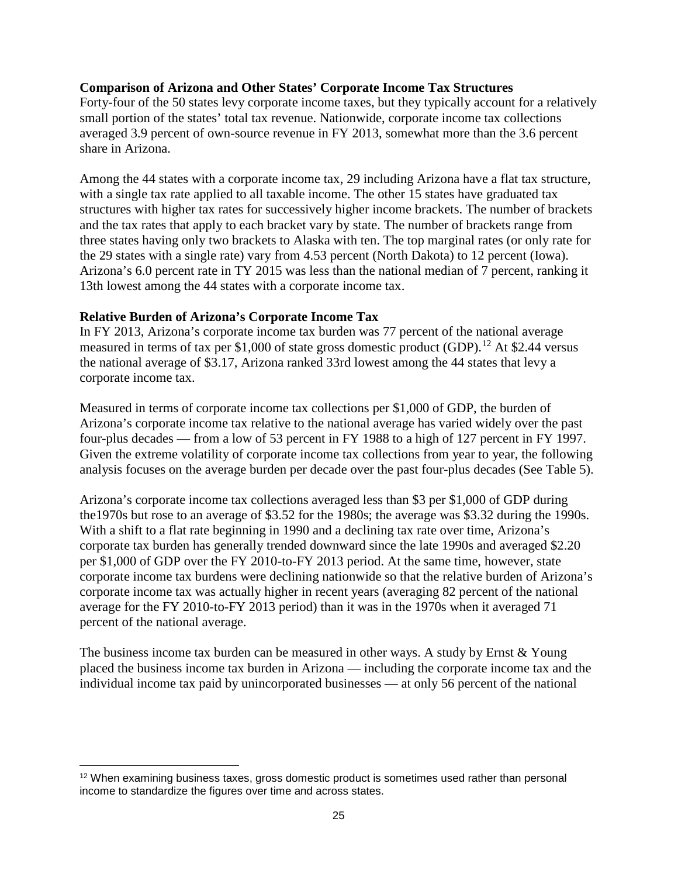**Comparison of Arizona and Other States' Corporate Income Tax Structures**

Forty-four of the 50 states levy corporate income taxes, but they typically account for a relatively small portion of the states' total tax revenue. Nationwide, corporate income tax collections averaged 3.9 percent of own-source revenue in FY 2013, somewhat more than the 3.6 percent share in Arizona.

Among the 44 states with a corporate income tax, 29 including Arizona have a flat tax structure, with a single tax rate applied to all taxable income. The other 15 states have graduated tax structures with higher tax rates for successively higher income brackets. The number of brackets and the tax rates that apply to each bracket vary by state. The number of brackets range from three states having only two brackets to Alaska with ten. The top marginal rates (or only rate for the 29 states with a single rate) vary from 4.53 percent (North Dakota) to 12 percent (Iowa). Arizona's 6.0 percent rate in TY 2015 was less than the national median of 7 percent, ranking it 13th lowest among the 44 states with a corporate income tax.

**Relative Burden of Arizona's Corporate Income Tax**

In FY 2013, Arizona's corporate income tax burden was 77 percent of the national average measured in terms of tax per $1,000 of state gross domestic product (GDP).[12] At $2.44 versus the national average of $3.17, Arizona ranked 33rd lowest among the 44 states that levy a corporate income tax.

Measured in terms of corporate income tax collections per $1,000 of GDP, the burden of Arizona's corporate income tax relative to the national average has varied widely over the past four-plus decades — from a low of 53 percent in FY 1988 to a high of 127 percent in FY 1997. Given the extreme volatility of corporate income tax collections from year to year, the following analysis focuses on the average burden per decade over the past four-plus decades (See Table 5).

Arizona's corporate income tax collections averaged less than $3 per $1,000 of GDP during the1970s but rose to an average of $3.52 for the 1980s; the average was $3.32 during the 1990s. With a shift to a flat rate beginning in 1990 and a declining tax rate over time, Arizona's corporate tax burden has generally trended downward since the late 1990s and averaged $2.20 per $1,000 of GDP over the FY 2010-to-FY 2013 period. At the same time, however, state corporate income tax burdens were declining nationwide so that the relative burden of Arizona's corporate income tax was actually higher in recent years (averaging 82 percent of the national average for the FY 2010-to-FY 2013 period) than it was in the 1970s when it averaged 71 percent of the national average.

The business income tax burden can be measured in other ways. A study by Ernst & Young placed the business income tax burden in Arizona — including the corporate income tax and the individual income tax paid by unincorporated businesses — at only 56 percent of the national

---

[12] When examining business taxes, gross domestic product is sometimes used rather than personal income to standardize the figures over time and across states.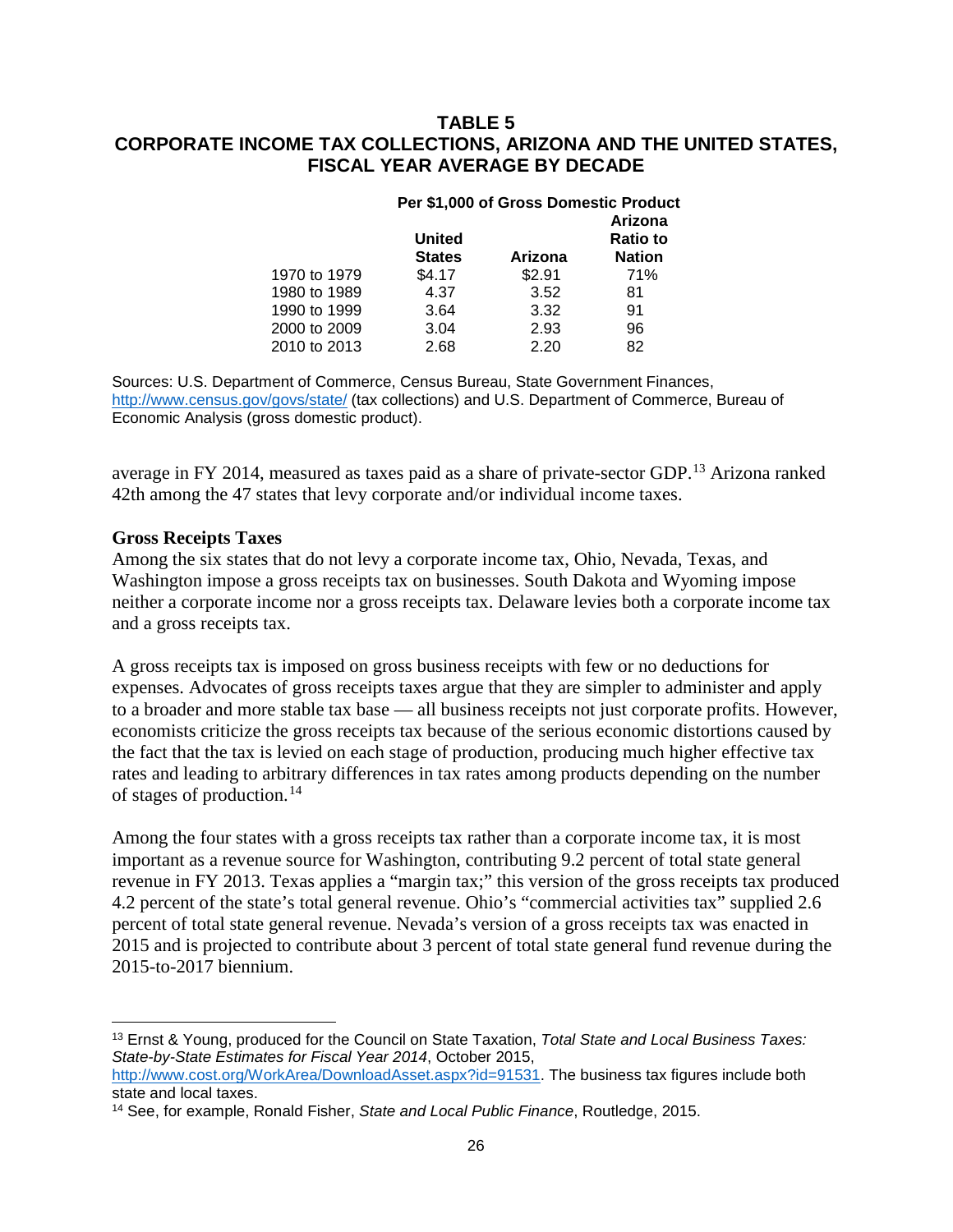**TABLE 5**
**CORPORATE INCOME TAX COLLECTIONS, ARIZONA AND THE UNITED STATES, FISCAL YEAR AVERAGE BY DECADE**

| | Per $1,000 of Gross Domestic Product | | |
|---|---|---|---|
| | United States | Arizona | Arizona Ratio to Nation |
| 1970 to 1979 | $4.17 | $2.91 | 71% |
| 1980 to 1989 | 4.37 | 3.52 | 81 |
| 1990 to 1999 | 3.64 | 3.32 | 91 |
| 2000 to 2009 | 3.04 | 2.93 | 96 |
| 2010 to 2013 | 2.68 | 2.20 | 82 |

Sources: U.S. Department of Commerce, Census Bureau, State Government Finances, http://www.census.gov/govs/state/ (tax collections) and U.S. Department of Commerce, Bureau of Economic Analysis (gross domestic product).

average in FY 2014, measured as taxes paid as a share of private-sector GDP.[13] Arizona ranked 42th among the 47 states that levy corporate and/or individual income taxes.

**Gross Receipts Taxes**

Among the six states that do not levy a corporate income tax, Ohio, Nevada, Texas, and Washington impose a gross receipts tax on businesses. South Dakota and Wyoming impose neither a corporate income nor a gross receipts tax. Delaware levies both a corporate income tax and a gross receipts tax.

A gross receipts tax is imposed on gross business receipts with few or no deductions for expenses. Advocates of gross receipts taxes argue that they are simpler to administer and apply to a broader and more stable tax base — all business receipts not just corporate profits. However, economists criticize the gross receipts tax because of the serious economic distortions caused by the fact that the tax is levied on each stage of production, producing much higher effective tax rates and leading to arbitrary differences in tax rates among products depending on the number of stages of production.[14]

Among the four states with a gross receipts tax rather than a corporate income tax, it is most important as a revenue source for Washington, contributing 9.2 percent of total state general revenue in FY 2013. Texas applies a "margin tax;" this version of the gross receipts tax produced 4.2 percent of the state's total general revenue. Ohio's "commercial activities tax" supplied 2.6 percent of total state general revenue. Nevada's version of a gross receipts tax was enacted in 2015 and is projected to contribute about 3 percent of total state general fund revenue during the 2015-to-2017 biennium.

---

[13] Ernst & Young, produced for the Council on State Taxation, *Total State and Local Business Taxes: State-by-State Estimates for Fiscal Year 2014*, October 2015, http://www.cost.org/WorkArea/DownloadAsset.aspx?id=91531. The business tax figures include both state and local taxes.

[14] See, for example, Ronald Fisher, *State and Local Public Finance*, Routledge, 2015.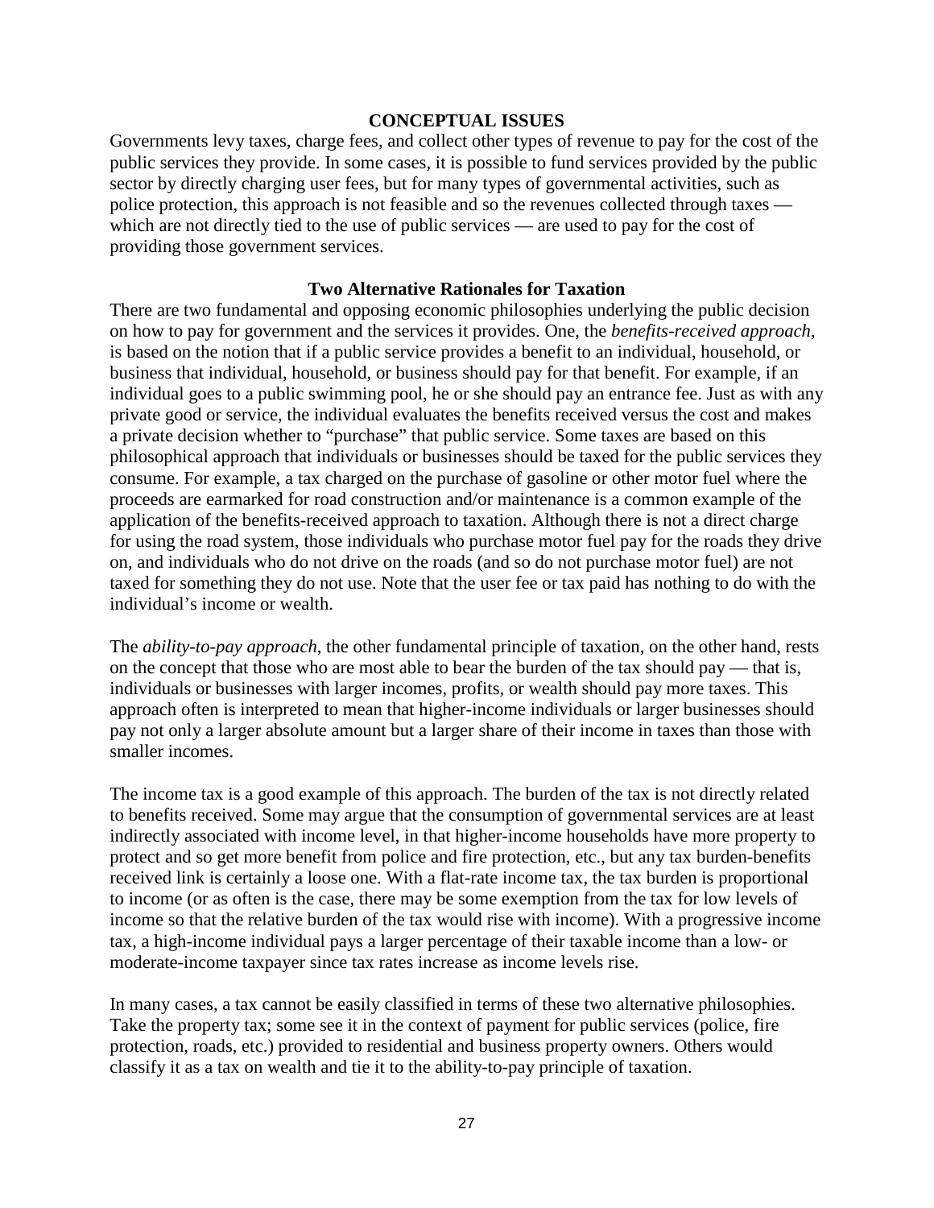## CONCEPTUAL ISSUES

Governments levy taxes, charge fees, and collect other types of revenue to pay for the cost of the public services they provide. In some cases, it is possible to fund services provided by the public sector by directly charging user fees, but for many types of governmental activities, such as police protection, this approach is not feasible and so the revenues collected through taxes — which are not directly tied to the use of public services — are used to pay for the cost of providing those government services.

### Two Alternative Rationales for Taxation

There are two fundamental and opposing economic philosophies underlying the public decision on how to pay for government and the services it provides. One, the *benefits-received approach*, is based on the notion that if a public service provides a benefit to an individual, household, or business that individual, household, or business should pay for that benefit. For example, if an individual goes to a public swimming pool, he or she should pay an entrance fee. Just as with any private good or service, the individual evaluates the benefits received versus the cost and makes a private decision whether to "purchase" that public service. Some taxes are based on this philosophical approach that individuals or businesses should be taxed for the public services they consume. For example, a tax charged on the purchase of gasoline or other motor fuel where the proceeds are earmarked for road construction and/or maintenance is a common example of the application of the benefits-received approach to taxation. Although there is not a direct charge for using the road system, those individuals who purchase motor fuel pay for the roads they drive on, and individuals who do not drive on the roads (and so do not purchase motor fuel) are not taxed for something they do not use. Note that the user fee or tax paid has nothing to do with the individual's income or wealth.

The *ability-to-pay approach*, the other fundamental principle of taxation, on the other hand, rests on the concept that those who are most able to bear the burden of the tax should pay — that is, individuals or businesses with larger incomes, profits, or wealth should pay more taxes. This approach often is interpreted to mean that higher-income individuals or larger businesses should pay not only a larger absolute amount but a larger share of their income in taxes than those with smaller incomes.

The income tax is a good example of this approach. The burden of the tax is not directly related to benefits received. Some may argue that the consumption of governmental services are at least indirectly associated with income level, in that higher-income households have more property to protect and so get more benefit from police and fire protection, etc., but any tax burden-benefits received link is certainly a loose one. With a flat-rate income tax, the tax burden is proportional to income (or as often is the case, there may be some exemption from the tax for low levels of income so that the relative burden of the tax would rise with income). With a progressive income tax, a high-income individual pays a larger percentage of their taxable income than a low- or moderate-income taxpayer since tax rates increase as income levels rise.

In many cases, a tax cannot be easily classified in terms of these two alternative philosophies. Take the property tax; some see it in the context of payment for public services (police, fire protection, roads, etc.) provided to residential and business property owners. Others would classify it as a tax on wealth and tie it to the ability-to-pay principle of taxation.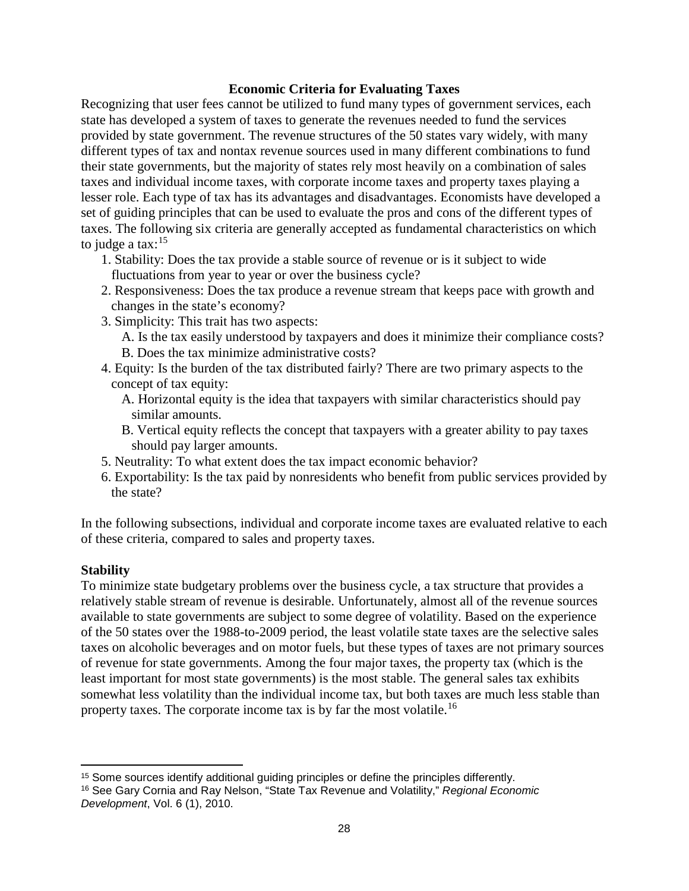## Economic Criteria for Evaluating Taxes

Recognizing that user fees cannot be utilized to fund many types of government services, each state has developed a system of taxes to generate the revenues needed to fund the services provided by state government. The revenue structures of the 50 states vary widely, with many different types of tax and nontax revenue sources used in many different combinations to fund their state governments, but the majority of states rely most heavily on a combination of sales taxes and individual income taxes, with corporate income taxes and property taxes playing a lesser role. Each type of tax has its advantages and disadvantages. Economists have developed a set of guiding principles that can be used to evaluate the pros and cons of the different types of taxes. The following six criteria are generally accepted as fundamental characteristics on which to judge a tax:[15]

1. Stability: Does the tax provide a stable source of revenue or is it subject to wide fluctuations from year to year or over the business cycle?
2. Responsiveness: Does the tax produce a revenue stream that keeps pace with growth and changes in the state's economy?
3. Simplicity: This trait has two aspects:
   - A. Is the tax easily understood by taxpayers and does it minimize their compliance costs?
   - B. Does the tax minimize administrative costs?
4. Equity: Is the burden of the tax distributed fairly? There are two primary aspects to the concept of tax equity:
   - A. Horizontal equity is the idea that taxpayers with similar characteristics should pay similar amounts.
   - B. Vertical equity reflects the concept that taxpayers with a greater ability to pay taxes should pay larger amounts.
5. Neutrality: To what extent does the tax impact economic behavior?
6. Exportability: Is the tax paid by nonresidents who benefit from public services provided by the state?

In the following subsections, individual and corporate income taxes are evaluated relative to each of these criteria, compared to sales and property taxes.

### Stability

To minimize state budgetary problems over the business cycle, a tax structure that provides a relatively stable stream of revenue is desirable. Unfortunately, almost all of the revenue sources available to state governments are subject to some degree of volatility. Based on the experience of the 50 states over the 1988-to-2009 period, the least volatile state taxes are the selective sales taxes on alcoholic beverages and on motor fuels, but these types of taxes are not primary sources of revenue for state governments. Among the four major taxes, the property tax (which is the least important for most state governments) is the most stable. The general sales tax exhibits somewhat less volatility than the individual income tax, but both taxes are much less stable than property taxes. The corporate income tax is by far the most volatile.[16]

---

[15] Some sources identify additional guiding principles or define the principles differently.

[16] See Gary Cornia and Ray Nelson, "State Tax Revenue and Volatility," *Regional Economic Development*, Vol. 6 (1), 2010.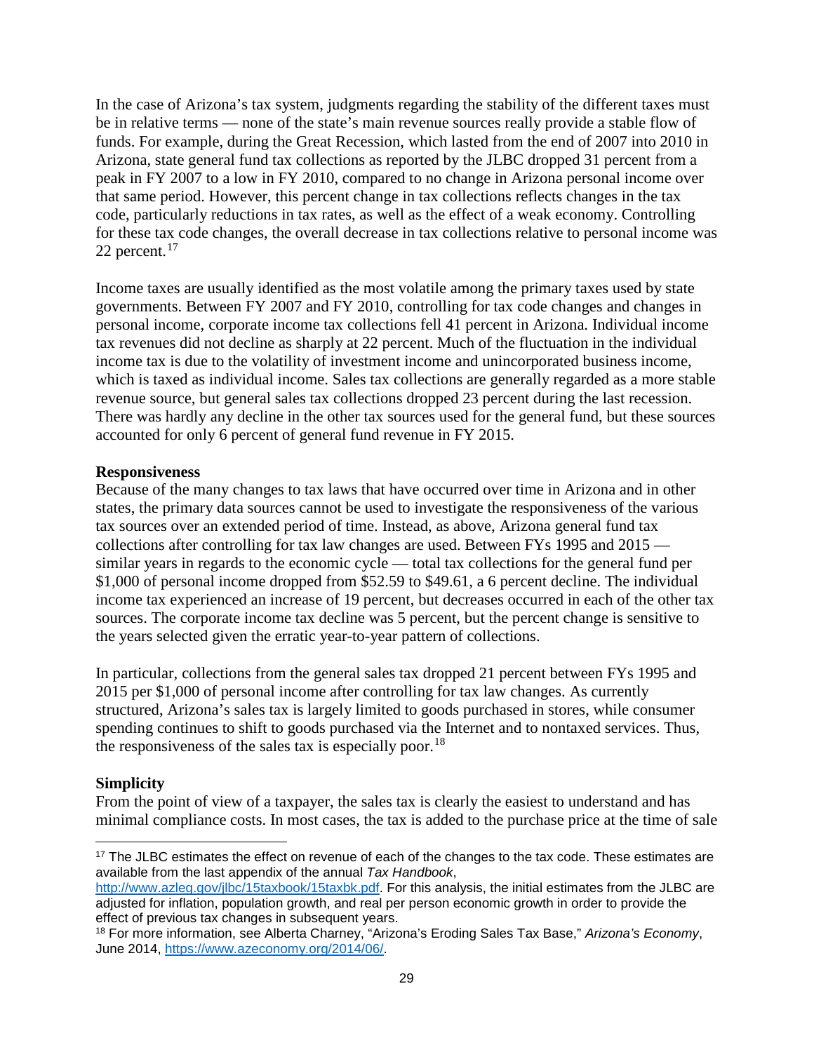In the case of Arizona's tax system, judgments regarding the stability of the different taxes must be in relative terms — none of the state's main revenue sources really provide a stable flow of funds. For example, during the Great Recession, which lasted from the end of 2007 into 2010 in Arizona, state general fund tax collections as reported by the JLBC dropped 31 percent from a peak in FY 2007 to a low in FY 2010, compared to no change in Arizona personal income over that same period. However, this percent change in tax collections reflects changes in the tax code, particularly reductions in tax rates, as well as the effect of a weak economy. Controlling for these tax code changes, the overall decrease in tax collections relative to personal income was 22 percent.[17]

Income taxes are usually identified as the most volatile among the primary taxes used by state governments. Between FY 2007 and FY 2010, controlling for tax code changes and changes in personal income, corporate income tax collections fell 41 percent in Arizona. Individual income tax revenues did not decline as sharply at 22 percent. Much of the fluctuation in the individual income tax is due to the volatility of investment income and unincorporated business income, which is taxed as individual income. Sales tax collections are generally regarded as a more stable revenue source, but general sales tax collections dropped 23 percent during the last recession. There was hardly any decline in the other tax sources used for the general fund, but these sources accounted for only 6 percent of general fund revenue in FY 2015.

**Responsiveness**

Because of the many changes to tax laws that have occurred over time in Arizona and in other states, the primary data sources cannot be used to investigate the responsiveness of the various tax sources over an extended period of time. Instead, as above, Arizona general fund tax collections after controlling for tax law changes are used. Between FYs 1995 and 2015 — similar years in regards to the economic cycle — total tax collections for the general fund per $1,000 of personal income dropped from $52.59 to $49.61, a 6 percent decline. The individual income tax experienced an increase of 19 percent, but decreases occurred in each of the other tax sources. The corporate income tax decline was 5 percent, but the percent change is sensitive to the years selected given the erratic year-to-year pattern of collections.

In particular, collections from the general sales tax dropped 21 percent between FYs 1995 and 2015 per $1,000 of personal income after controlling for tax law changes. As currently structured, Arizona's sales tax is largely limited to goods purchased in stores, while consumer spending continues to shift to goods purchased via the Internet and to nontaxed services. Thus, the responsiveness of the sales tax is especially poor.[18]

**Simplicity**

From the point of view of a taxpayer, the sales tax is clearly the easiest to understand and has minimal compliance costs. In most cases, the tax is added to the purchase price at the time of sale

---

[17] The JLBC estimates the effect on revenue of each of the changes to the tax code. These estimates are available from the last appendix of the annual *Tax Handbook*, http://www.azleg.gov/jlbc/15taxbook/15taxbk.pdf. For this analysis, the initial estimates from the JLBC are adjusted for inflation, population growth, and real per person economic growth in order to provide the effect of previous tax changes in subsequent years.

[18] For more information, see Alberta Charney, "Arizona's Eroding Sales Tax Base," *Arizona's Economy*, June 2014, https://www.azeconomy.org/2014/06/.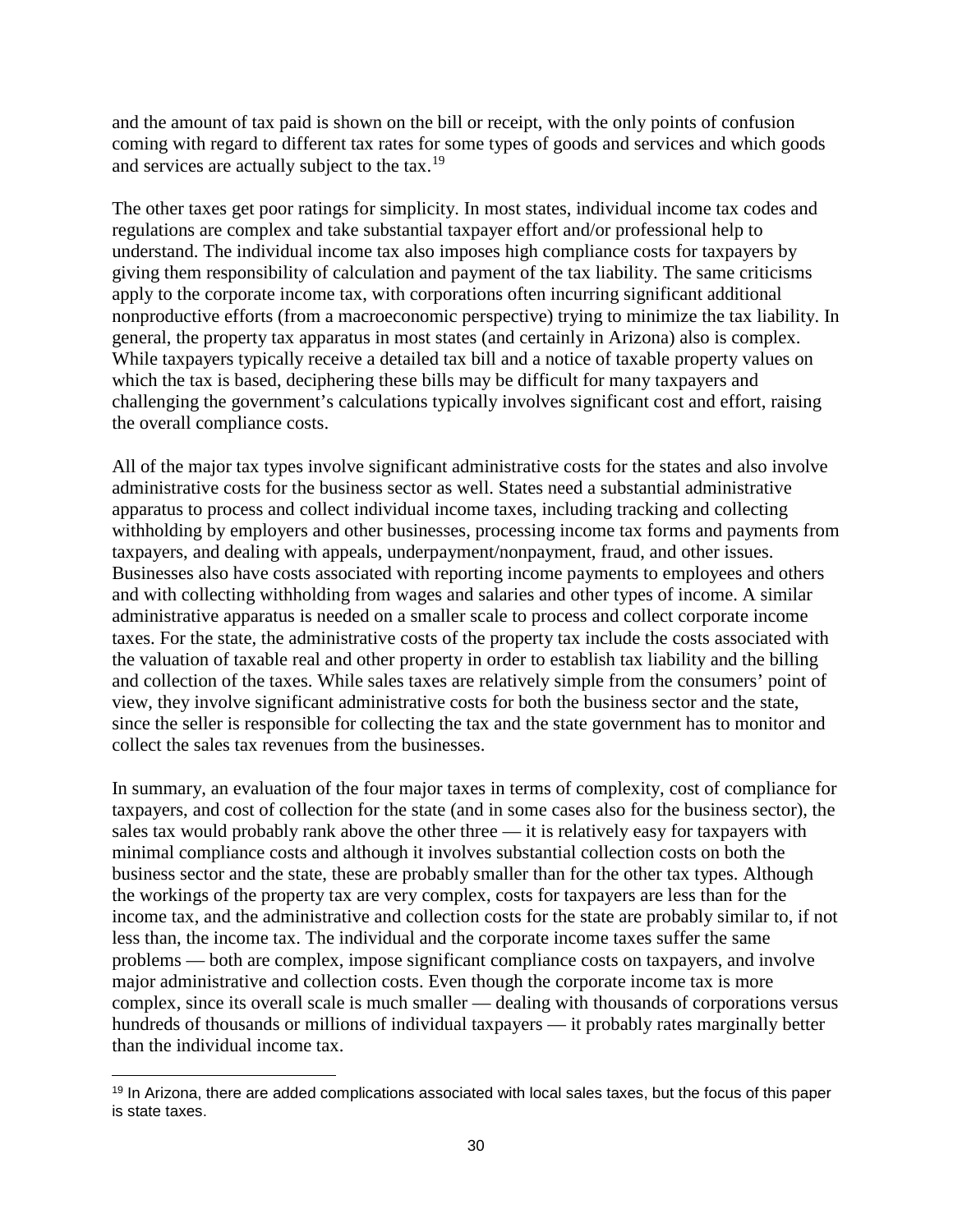and the amount of tax paid is shown on the bill or receipt, with the only points of confusion coming with regard to different tax rates for some types of goods and services and which goods and services are actually subject to the tax.[19]

The other taxes get poor ratings for simplicity. In most states, individual income tax codes and regulations are complex and take substantial taxpayer effort and/or professional help to understand. The individual income tax also imposes high compliance costs for taxpayers by giving them responsibility of calculation and payment of the tax liability. The same criticisms apply to the corporate income tax, with corporations often incurring significant additional nonproductive efforts (from a macroeconomic perspective) trying to minimize the tax liability. In general, the property tax apparatus in most states (and certainly in Arizona) also is complex. While taxpayers typically receive a detailed tax bill and a notice of taxable property values on which the tax is based, deciphering these bills may be difficult for many taxpayers and challenging the government's calculations typically involves significant cost and effort, raising the overall compliance costs.

All of the major tax types involve significant administrative costs for the states and also involve administrative costs for the business sector as well. States need a substantial administrative apparatus to process and collect individual income taxes, including tracking and collecting withholding by employers and other businesses, processing income tax forms and payments from taxpayers, and dealing with appeals, underpayment/nonpayment, fraud, and other issues. Businesses also have costs associated with reporting income payments to employees and others and with collecting withholding from wages and salaries and other types of income. A similar administrative apparatus is needed on a smaller scale to process and collect corporate income taxes. For the state, the administrative costs of the property tax include the costs associated with the valuation of taxable real and other property in order to establish tax liability and the billing and collection of the taxes. While sales taxes are relatively simple from the consumers' point of view, they involve significant administrative costs for both the business sector and the state, since the seller is responsible for collecting the tax and the state government has to monitor and collect the sales tax revenues from the businesses.

In summary, an evaluation of the four major taxes in terms of complexity, cost of compliance for taxpayers, and cost of collection for the state (and in some cases also for the business sector), the sales tax would probably rank above the other three — it is relatively easy for taxpayers with minimal compliance costs and although it involves substantial collection costs on both the business sector and the state, these are probably smaller than for the other tax types. Although the workings of the property tax are very complex, costs for taxpayers are less than for the income tax, and the administrative and collection costs for the state are probably similar to, if not less than, the income tax. The individual and the corporate income taxes suffer the same problems — both are complex, impose significant compliance costs on taxpayers, and involve major administrative and collection costs. Even though the corporate income tax is more complex, since its overall scale is much smaller — dealing with thousands of corporations versus hundreds of thousands or millions of individual taxpayers — it probably rates marginally better than the individual income tax.

[19] In Arizona, there are added complications associated with local sales taxes, but the focus of this paper is state taxes.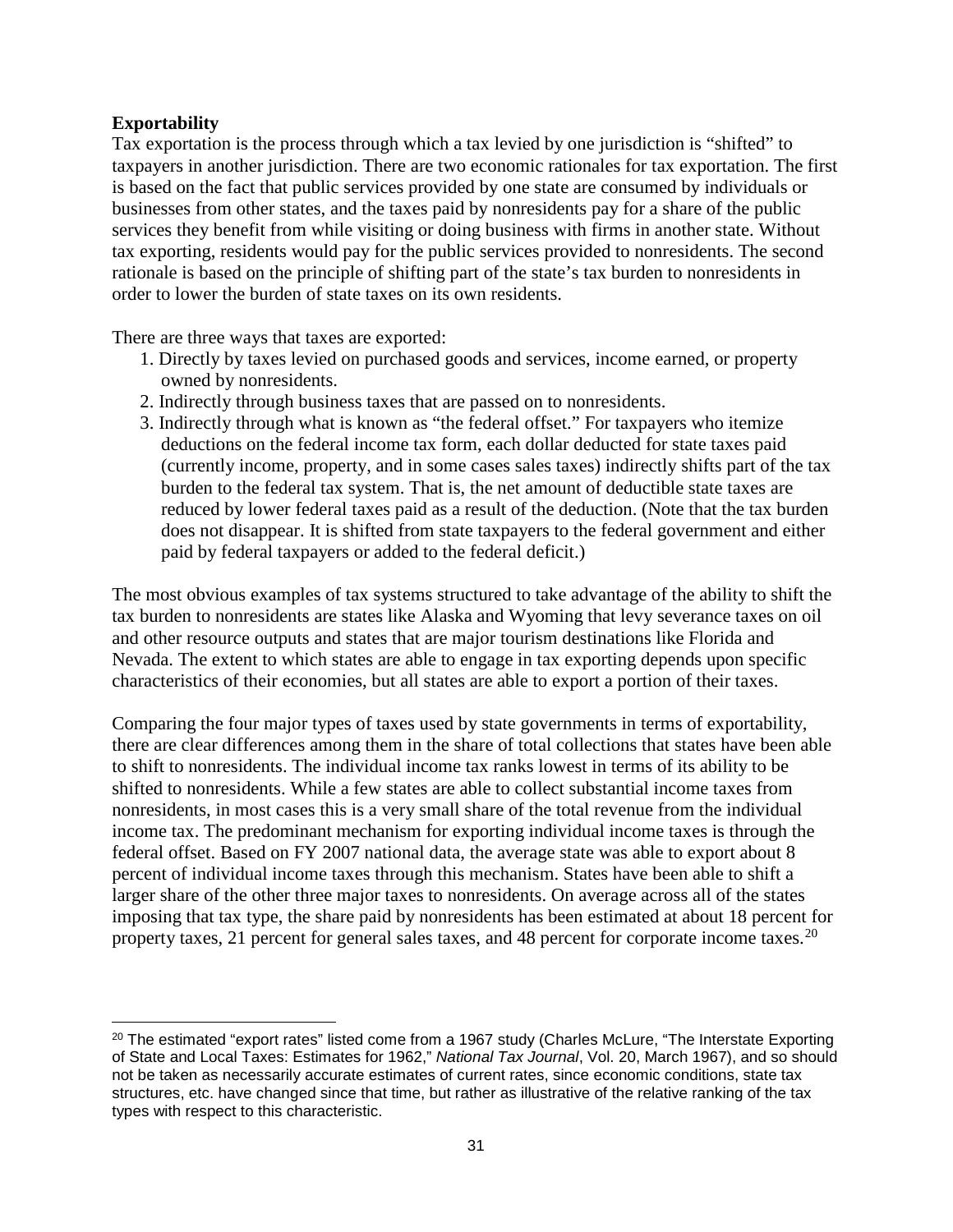**Exportability**

Tax exportation is the process through which a tax levied by one jurisdiction is "shifted" to taxpayers in another jurisdiction. There are two economic rationales for tax exportation. The first is based on the fact that public services provided by one state are consumed by individuals or businesses from other states, and the taxes paid by nonresidents pay for a share of the public services they benefit from while visiting or doing business with firms in another state. Without tax exporting, residents would pay for the public services provided to nonresidents. The second rationale is based on the principle of shifting part of the state's tax burden to nonresidents in order to lower the burden of state taxes on its own residents.

There are three ways that taxes are exported:

1. Directly by taxes levied on purchased goods and services, income earned, or property owned by nonresidents.
2. Indirectly through business taxes that are passed on to nonresidents.
3. Indirectly through what is known as "the federal offset." For taxpayers who itemize deductions on the federal income tax form, each dollar deducted for state taxes paid (currently income, property, and in some cases sales taxes) indirectly shifts part of the tax burden to the federal tax system. That is, the net amount of deductible state taxes are reduced by lower federal taxes paid as a result of the deduction. (Note that the tax burden does not disappear. It is shifted from state taxpayers to the federal government and either paid by federal taxpayers or added to the federal deficit.)

The most obvious examples of tax systems structured to take advantage of the ability to shift the tax burden to nonresidents are states like Alaska and Wyoming that levy severance taxes on oil and other resource outputs and states that are major tourism destinations like Florida and Nevada. The extent to which states are able to engage in tax exporting depends upon specific characteristics of their economies, but all states are able to export a portion of their taxes.

Comparing the four major types of taxes used by state governments in terms of exportability, there are clear differences among them in the share of total collections that states have been able to shift to nonresidents. The individual income tax ranks lowest in terms of its ability to be shifted to nonresidents. While a few states are able to collect substantial income taxes from nonresidents, in most cases this is a very small share of the total revenue from the individual income tax. The predominant mechanism for exporting individual income taxes is through the federal offset. Based on FY 2007 national data, the average state was able to export about 8 percent of individual income taxes through this mechanism. States have been able to shift a larger share of the other three major taxes to nonresidents. On average across all of the states imposing that tax type, the share paid by nonresidents has been estimated at about 18 percent for property taxes, 21 percent for general sales taxes, and 48 percent for corporate income taxes.[20]

---

[20] The estimated "export rates" listed come from a 1967 study (Charles McLure, "The Interstate Exporting of State and Local Taxes: Estimates for 1962," *National Tax Journal*, Vol. 20, March 1967), and so should not be taken as necessarily accurate estimates of current rates, since economic conditions, state tax structures, etc. have changed since that time, but rather as illustrative of the relative ranking of the tax types with respect to this characteristic.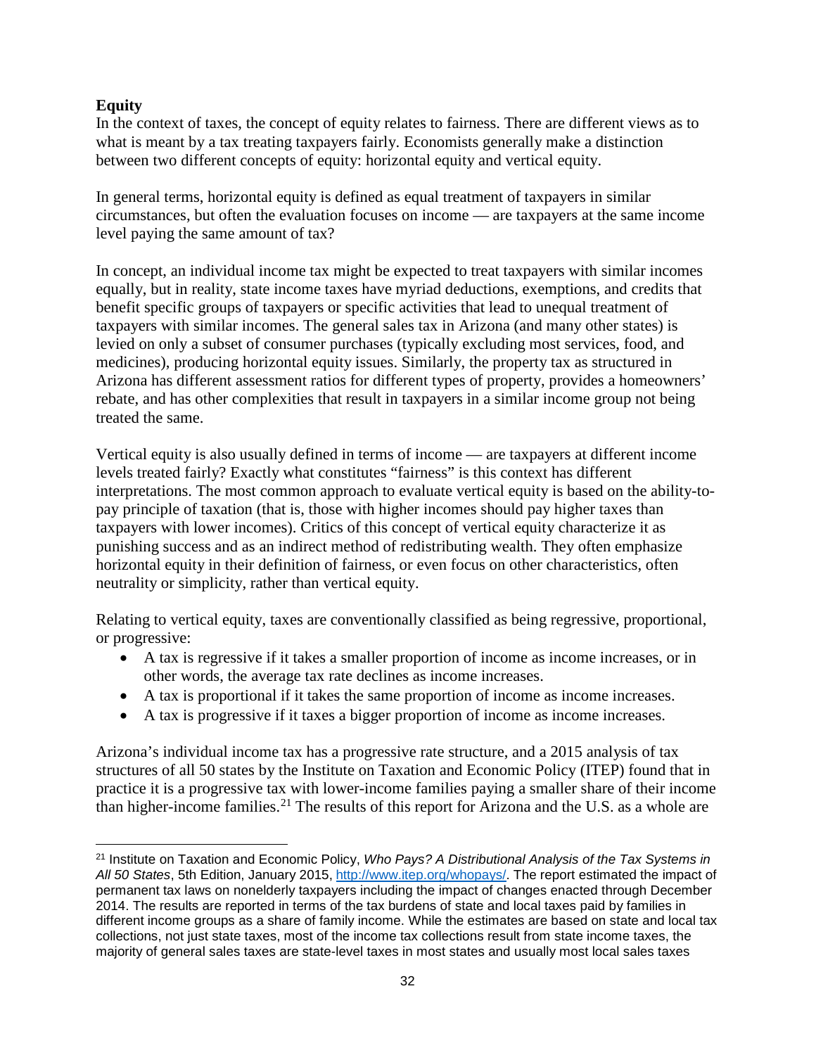**Equity**

In the context of taxes, the concept of equity relates to fairness. There are different views as to what is meant by a tax treating taxpayers fairly. Economists generally make a distinction between two different concepts of equity: horizontal equity and vertical equity.

In general terms, horizontal equity is defined as equal treatment of taxpayers in similar circumstances, but often the evaluation focuses on income — are taxpayers at the same income level paying the same amount of tax?

In concept, an individual income tax might be expected to treat taxpayers with similar incomes equally, but in reality, state income taxes have myriad deductions, exemptions, and credits that benefit specific groups of taxpayers or specific activities that lead to unequal treatment of taxpayers with similar incomes. The general sales tax in Arizona (and many other states) is levied on only a subset of consumer purchases (typically excluding most services, food, and medicines), producing horizontal equity issues. Similarly, the property tax as structured in Arizona has different assessment ratios for different types of property, provides a homeowners' rebate, and has other complexities that result in taxpayers in a similar income group not being treated the same.

Vertical equity is also usually defined in terms of income — are taxpayers at different income levels treated fairly? Exactly what constitutes "fairness" is this context has different interpretations. The most common approach to evaluate vertical equity is based on the ability-to-pay principle of taxation (that is, those with higher incomes should pay higher taxes than taxpayers with lower incomes). Critics of this concept of vertical equity characterize it as punishing success and as an indirect method of redistributing wealth. They often emphasize horizontal equity in their definition of fairness, or even focus on other characteristics, often neutrality or simplicity, rather than vertical equity.

Relating to vertical equity, taxes are conventionally classified as being regressive, proportional, or progressive:

- A tax is regressive if it takes a smaller proportion of income as income increases, or in other words, the average tax rate declines as income increases.
- A tax is proportional if it takes the same proportion of income as income increases.
- A tax is progressive if it taxes a bigger proportion of income as income increases.

Arizona's individual income tax has a progressive rate structure, and a 2015 analysis of tax structures of all 50 states by the Institute on Taxation and Economic Policy (ITEP) found that in practice it is a progressive tax with lower-income families paying a smaller share of their income than higher-income families.[21] The results of this report for Arizona and the U.S. as a whole are

[21] Institute on Taxation and Economic Policy, *Who Pays? A Distributional Analysis of the Tax Systems in All 50 States*, 5th Edition, January 2015, http://www.itep.org/whopays/. The report estimated the impact of permanent tax laws on nonelderly taxpayers including the impact of changes enacted through December 2014. The results are reported in terms of the tax burdens of state and local taxes paid by families in different income groups as a share of family income. While the estimates are based on state and local tax collections, not just state taxes, most of the income tax collections result from state income taxes, the majority of general sales taxes are state-level taxes in most states and usually most local sales taxes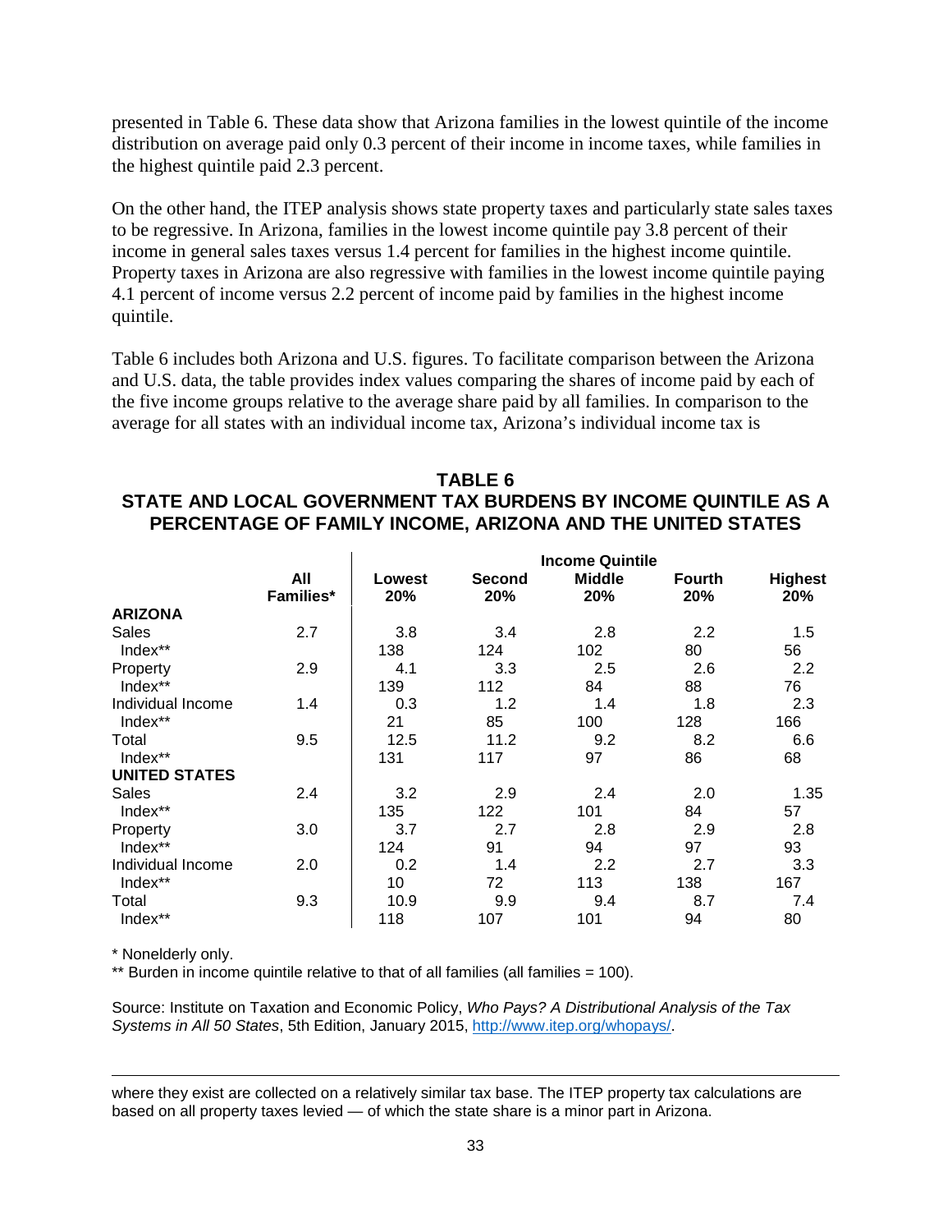presented in Table 6. These data show that Arizona families in the lowest quintile of the income distribution on average paid only 0.3 percent of their income in income taxes, while families in the highest quintile paid 2.3 percent.

On the other hand, the ITEP analysis shows state property taxes and particularly state sales taxes to be regressive. In Arizona, families in the lowest income quintile pay 3.8 percent of their income in general sales taxes versus 1.4 percent for families in the highest income quintile. Property taxes in Arizona are also regressive with families in the lowest income quintile paying 4.1 percent of income versus 2.2 percent of income paid by families in the highest income quintile.

Table 6 includes both Arizona and U.S. figures. To facilitate comparison between the Arizona and U.S. data, the table provides index values comparing the shares of income paid by each of the five income groups relative to the average share paid by all families. In comparison to the average for all states with an individual income tax, Arizona's individual income tax is

**TABLE 6**
**STATE AND LOCAL GOVERNMENT TAX BURDENS BY INCOME QUINTILE AS A PERCENTAGE OF FAMILY INCOME, ARIZONA AND THE UNITED STATES**

| | | Income Quintile | | | | |
|---|---|---|---|---|---|---|
| | All Families* | Lowest 20% | Second 20% | Middle 20% | Fourth 20% | Highest 20% |
| **ARIZONA** | | | | | | |
| Sales | 2.7 | 3.8 | 3.4 | 2.8 | 2.2 | 1.5 |
| Index** | | 138 | 124 | 102 | 80 | 56 |
| Property | 2.9 | 4.1 | 3.3 | 2.5 | 2.6 | 2.2 |
| Index** | | 139 | 112 | 84 | 88 | 76 |
| Individual Income | 1.4 | 0.3 | 1.2 | 1.4 | 1.8 | 2.3 |
| Index** | | 21 | 85 | 100 | 128 | 166 |
| Total | 9.5 | 12.5 | 11.2 | 9.2 | 8.2 | 6.6 |
| Index** | | 131 | 117 | 97 | 86 | 68 |
| **UNITED STATES** | | | | | | |
| Sales | 2.4 | 3.2 | 2.9 | 2.4 | 2.0 | 1.35 |
| Index** | | 135 | 122 | 101 | 84 | 57 |
| Property | 3.0 | 3.7 | 2.7 | 2.8 | 2.9 | 2.8 |
| Index** | | 124 | 91 | 94 | 97 | 93 |
| Individual Income | 2.0 | 0.2 | 1.4 | 2.2 | 2.7 | 3.3 |
| Index** | | 10 | 72 | 113 | 138 | 167 |
| Total | 9.3 | 10.9 | 9.9 | 9.4 | 8.7 | 7.4 |
| Index** | | 118 | 107 | 101 | 94 | 80 |

\* Nonelderly only.

** Burden in income quintile relative to that of all families (all families = 100).

Source: Institute on Taxation and Economic Policy, *Who Pays? A Distributional Analysis of the Tax Systems in All 50 States*, 5th Edition, January 2015, http://www.itep.org/whopays/.

---

where they exist are collected on a relatively similar tax base. The ITEP property tax calculations are based on all property taxes levied — of which the state share is a minor part in Arizona.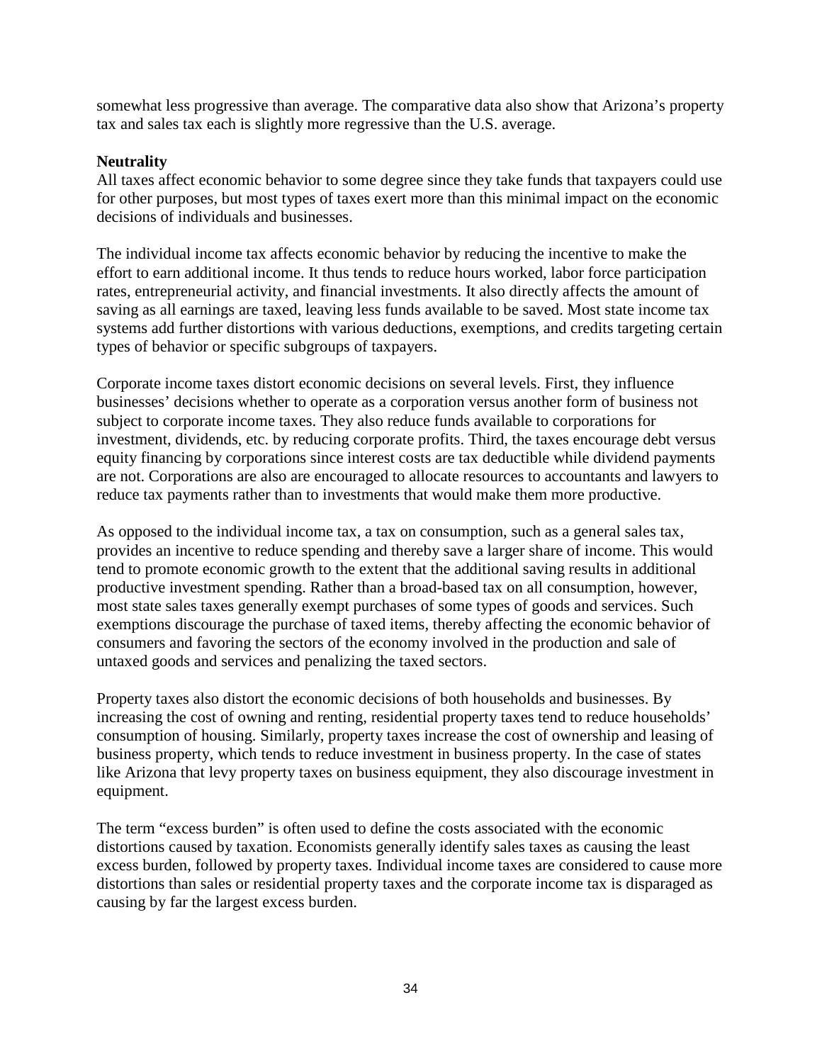somewhat less progressive than average. The comparative data also show that Arizona's property tax and sales tax each is slightly more regressive than the U.S. average.

**Neutrality**

All taxes affect economic behavior to some degree since they take funds that taxpayers could use for other purposes, but most types of taxes exert more than this minimal impact on the economic decisions of individuals and businesses.

The individual income tax affects economic behavior by reducing the incentive to make the effort to earn additional income. It thus tends to reduce hours worked, labor force participation rates, entrepreneurial activity, and financial investments. It also directly affects the amount of saving as all earnings are taxed, leaving less funds available to be saved. Most state income tax systems add further distortions with various deductions, exemptions, and credits targeting certain types of behavior or specific subgroups of taxpayers.

Corporate income taxes distort economic decisions on several levels. First, they influence businesses' decisions whether to operate as a corporation versus another form of business not subject to corporate income taxes. They also reduce funds available to corporations for investment, dividends, etc. by reducing corporate profits. Third, the taxes encourage debt versus equity financing by corporations since interest costs are tax deductible while dividend payments are not. Corporations are also are encouraged to allocate resources to accountants and lawyers to reduce tax payments rather than to investments that would make them more productive.

As opposed to the individual income tax, a tax on consumption, such as a general sales tax, provides an incentive to reduce spending and thereby save a larger share of income. This would tend to promote economic growth to the extent that the additional saving results in additional productive investment spending. Rather than a broad-based tax on all consumption, however, most state sales taxes generally exempt purchases of some types of goods and services. Such exemptions discourage the purchase of taxed items, thereby affecting the economic behavior of consumers and favoring the sectors of the economy involved in the production and sale of untaxed goods and services and penalizing the taxed sectors.

Property taxes also distort the economic decisions of both households and businesses. By increasing the cost of owning and renting, residential property taxes tend to reduce households' consumption of housing. Similarly, property taxes increase the cost of ownership and leasing of business property, which tends to reduce investment in business property. In the case of states like Arizona that levy property taxes on business equipment, they also discourage investment in equipment.

The term "excess burden" is often used to define the costs associated with the economic distortions caused by taxation. Economists generally identify sales taxes as causing the least excess burden, followed by property taxes. Individual income taxes are considered to cause more distortions than sales or residential property taxes and the corporate income tax is disparaged as causing by far the largest excess burden.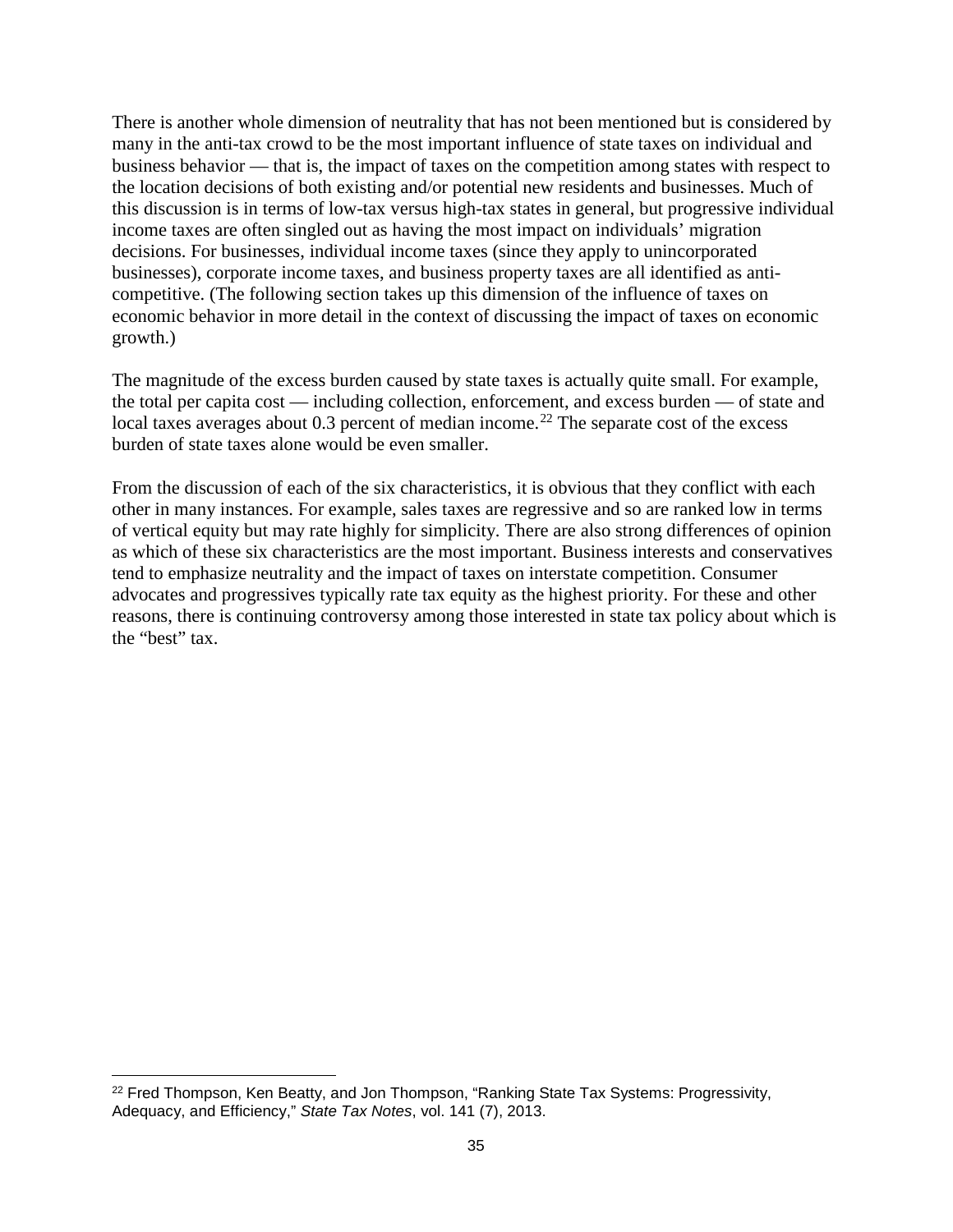There is another whole dimension of neutrality that has not been mentioned but is considered by many in the anti-tax crowd to be the most important influence of state taxes on individual and business behavior — that is, the impact of taxes on the competition among states with respect to the location decisions of both existing and/or potential new residents and businesses. Much of this discussion is in terms of low-tax versus high-tax states in general, but progressive individual income taxes are often singled out as having the most impact on individuals' migration decisions. For businesses, individual income taxes (since they apply to unincorporated businesses), corporate income taxes, and business property taxes are all identified as anti-competitive. (The following section takes up this dimension of the influence of taxes on economic behavior in more detail in the context of discussing the impact of taxes on economic growth.)

The magnitude of the excess burden caused by state taxes is actually quite small. For example, the total per capita cost — including collection, enforcement, and excess burden — of state and local taxes averages about 0.3 percent of median income.[22] The separate cost of the excess burden of state taxes alone would be even smaller.

From the discussion of each of the six characteristics, it is obvious that they conflict with each other in many instances. For example, sales taxes are regressive and so are ranked low in terms of vertical equity but may rate highly for simplicity. There are also strong differences of opinion as which of these six characteristics are the most important. Business interests and conservatives tend to emphasize neutrality and the impact of taxes on interstate competition. Consumer advocates and progressives typically rate tax equity as the highest priority. For these and other reasons, there is continuing controversy among those interested in state tax policy about which is the "best" tax.

[22] Fred Thompson, Ken Beatty, and Jon Thompson, "Ranking State Tax Systems: Progressivity, Adequacy, and Efficiency," *State Tax Notes*, vol. 141 (7), 2013.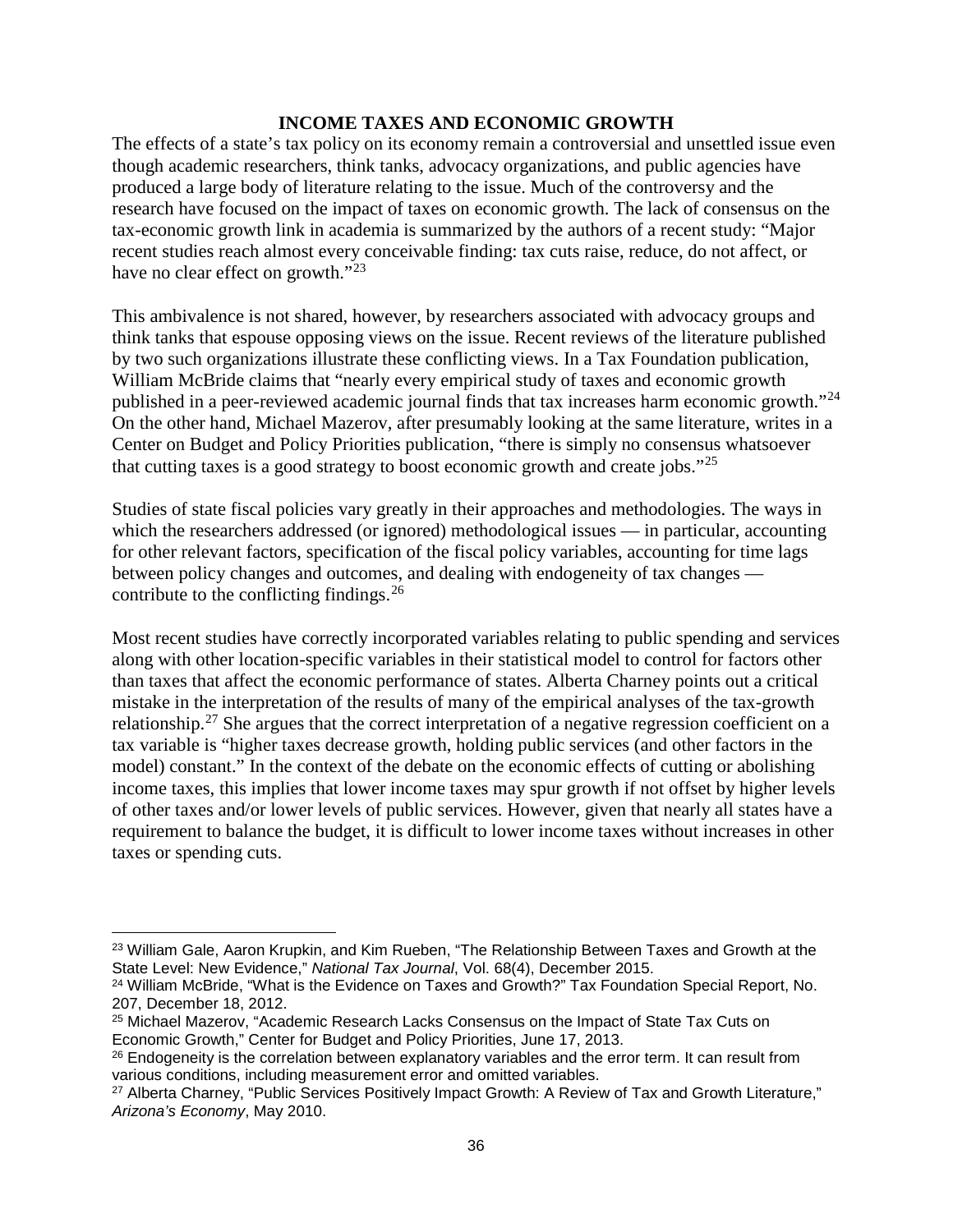## INCOME TAXES AND ECONOMIC GROWTH

The effects of a state's tax policy on its economy remain a controversial and unsettled issue even though academic researchers, think tanks, advocacy organizations, and public agencies have produced a large body of literature relating to the issue. Much of the controversy and the research have focused on the impact of taxes on economic growth. The lack of consensus on the tax-economic growth link in academia is summarized by the authors of a recent study: "Major recent studies reach almost every conceivable finding: tax cuts raise, reduce, do not affect, or have no clear effect on growth."[23]

This ambivalence is not shared, however, by researchers associated with advocacy groups and think tanks that espouse opposing views on the issue. Recent reviews of the literature published by two such organizations illustrate these conflicting views. In a Tax Foundation publication, William McBride claims that "nearly every empirical study of taxes and economic growth published in a peer-reviewed academic journal finds that tax increases harm economic growth."[24] On the other hand, Michael Mazerov, after presumably looking at the same literature, writes in a Center on Budget and Policy Priorities publication, "there is simply no consensus whatsoever that cutting taxes is a good strategy to boost economic growth and create jobs."[25]

Studies of state fiscal policies vary greatly in their approaches and methodologies. The ways in which the researchers addressed (or ignored) methodological issues — in particular, accounting for other relevant factors, specification of the fiscal policy variables, accounting for time lags between policy changes and outcomes, and dealing with endogeneity of tax changes — contribute to the conflicting findings.[26]

Most recent studies have correctly incorporated variables relating to public spending and services along with other location-specific variables in their statistical model to control for factors other than taxes that affect the economic performance of states. Alberta Charney points out a critical mistake in the interpretation of the results of many of the empirical analyses of the tax-growth relationship.[27] She argues that the correct interpretation of a negative regression coefficient on a tax variable is "higher taxes decrease growth, holding public services (and other factors in the model) constant." In the context of the debate on the economic effects of cutting or abolishing income taxes, this implies that lower income taxes may spur growth if not offset by higher levels of other taxes and/or lower levels of public services. However, given that nearly all states have a requirement to balance the budget, it is difficult to lower income taxes without increases in other taxes or spending cuts.

---

[23] William Gale, Aaron Krupkin, and Kim Rueben, "The Relationship Between Taxes and Growth at the State Level: New Evidence," *National Tax Journal*, Vol. 68(4), December 2015.

[24] William McBride, "What is the Evidence on Taxes and Growth?" Tax Foundation Special Report, No. 207, December 18, 2012.

[25] Michael Mazerov, "Academic Research Lacks Consensus on the Impact of State Tax Cuts on Economic Growth," Center for Budget and Policy Priorities, June 17, 2013.

[26] Endogeneity is the correlation between explanatory variables and the error term. It can result from various conditions, including measurement error and omitted variables.

[27] Alberta Charney, "Public Services Positively Impact Growth: A Review of Tax and Growth Literature," *Arizona's Economy*, May 2010.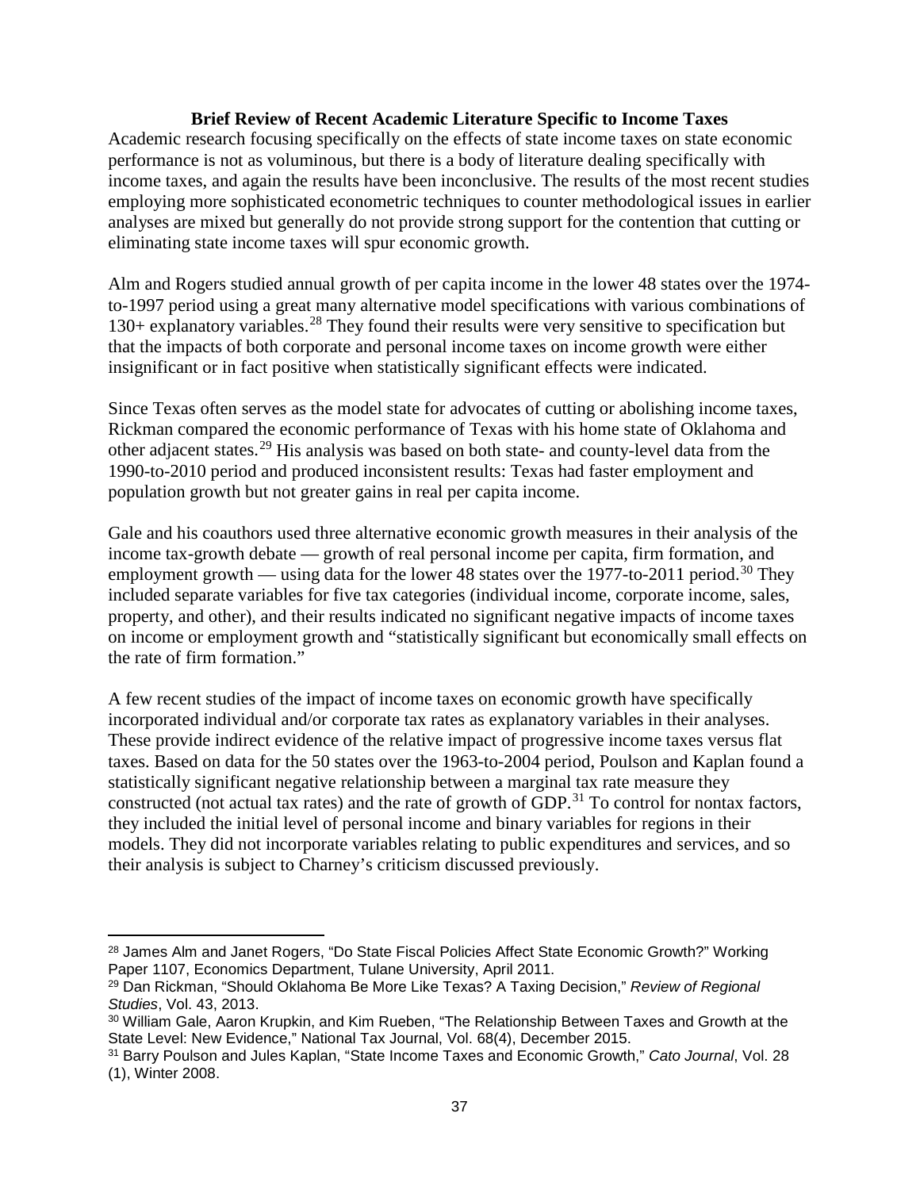**Brief Review of Recent Academic Literature Specific to Income Taxes**

Academic research focusing specifically on the effects of state income taxes on state economic performance is not as voluminous, but there is a body of literature dealing specifically with income taxes, and again the results have been inconclusive. The results of the most recent studies employing more sophisticated econometric techniques to counter methodological issues in earlier analyses are mixed but generally do not provide strong support for the contention that cutting or eliminating state income taxes will spur economic growth.

Alm and Rogers studied annual growth of per capita income in the lower 48 states over the 1974-to-1997 period using a great many alternative model specifications with various combinations of 130+ explanatory variables.[28] They found their results were very sensitive to specification but that the impacts of both corporate and personal income taxes on income growth were either insignificant or in fact positive when statistically significant effects were indicated.

Since Texas often serves as the model state for advocates of cutting or abolishing income taxes, Rickman compared the economic performance of Texas with his home state of Oklahoma and other adjacent states.[29] His analysis was based on both state- and county-level data from the 1990-to-2010 period and produced inconsistent results: Texas had faster employment and population growth but not greater gains in real per capita income.

Gale and his coauthors used three alternative economic growth measures in their analysis of the income tax-growth debate — growth of real personal income per capita, firm formation, and employment growth — using data for the lower 48 states over the 1977-to-2011 period.[30] They included separate variables for five tax categories (individual income, corporate income, sales, property, and other), and their results indicated no significant negative impacts of income taxes on income or employment growth and "statistically significant but economically small effects on the rate of firm formation."

A few recent studies of the impact of income taxes on economic growth have specifically incorporated individual and/or corporate tax rates as explanatory variables in their analyses. These provide indirect evidence of the relative impact of progressive income taxes versus flat taxes. Based on data for the 50 states over the 1963-to-2004 period, Poulson and Kaplan found a statistically significant negative relationship between a marginal tax rate measure they constructed (not actual tax rates) and the rate of growth of GDP.[31] To control for nontax factors, they included the initial level of personal income and binary variables for regions in their models. They did not incorporate variables relating to public expenditures and services, and so their analysis is subject to Charney's criticism discussed previously.

---

[28] James Alm and Janet Rogers, "Do State Fiscal Policies Affect State Economic Growth?" Working Paper 1107, Economics Department, Tulane University, April 2011.

[29] Dan Rickman, "Should Oklahoma Be More Like Texas? A Taxing Decision," *Review of Regional Studies*, Vol. 43, 2013.

[30] William Gale, Aaron Krupkin, and Kim Rueben, "The Relationship Between Taxes and Growth at the State Level: New Evidence," National Tax Journal, Vol. 68(4), December 2015.

[31] Barry Poulson and Jules Kaplan, "State Income Taxes and Economic Growth," *Cato Journal*, Vol. 28 (1), Winter 2008.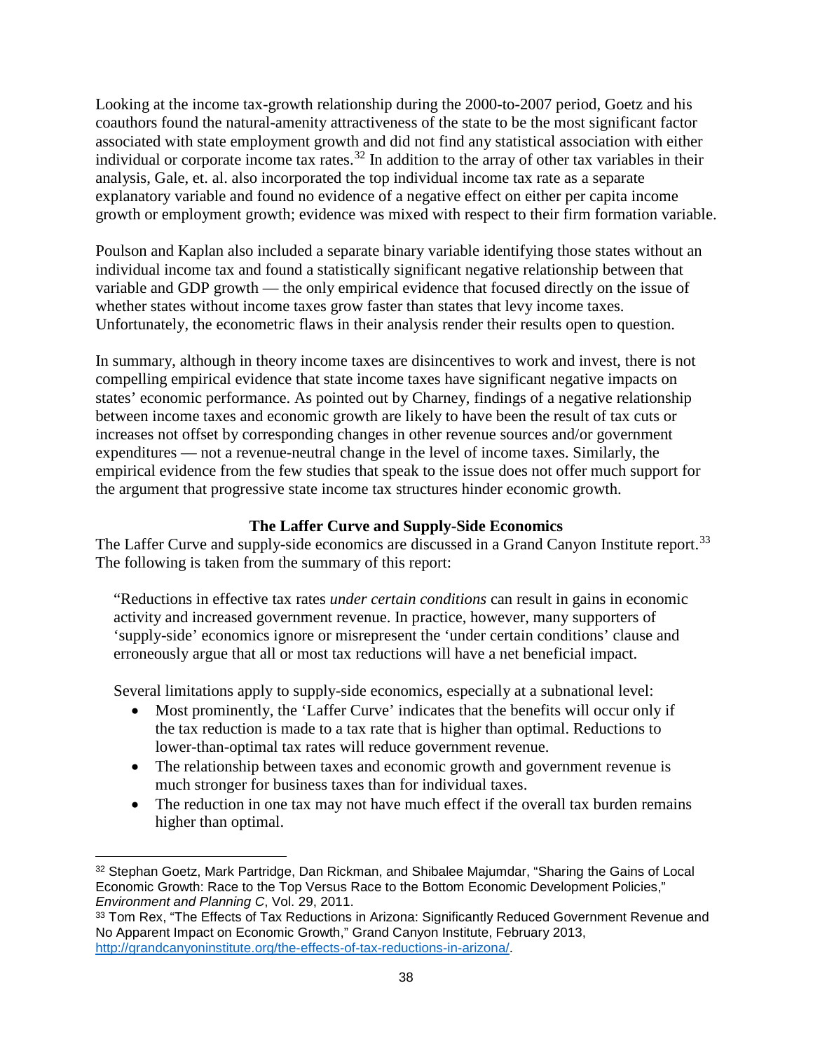Looking at the income tax-growth relationship during the 2000-to-2007 period, Goetz and his coauthors found the natural-amenity attractiveness of the state to be the most significant factor associated with state employment growth and did not find any statistical association with either individual or corporate income tax rates.[32] In addition to the array of other tax variables in their analysis, Gale, et. al. also incorporated the top individual income tax rate as a separate explanatory variable and found no evidence of a negative effect on either per capita income growth or employment growth; evidence was mixed with respect to their firm formation variable.

Poulson and Kaplan also included a separate binary variable identifying those states without an individual income tax and found a statistically significant negative relationship between that variable and GDP growth — the only empirical evidence that focused directly on the issue of whether states without income taxes grow faster than states that levy income taxes. Unfortunately, the econometric flaws in their analysis render their results open to question.

In summary, although in theory income taxes are disincentives to work and invest, there is not compelling empirical evidence that state income taxes have significant negative impacts on states' economic performance. As pointed out by Charney, findings of a negative relationship between income taxes and economic growth are likely to have been the result of tax cuts or increases not offset by corresponding changes in other revenue sources and/or government expenditures — not a revenue-neutral change in the level of income taxes. Similarly, the empirical evidence from the few studies that speak to the issue does not offer much support for the argument that progressive state income tax structures hinder economic growth.

## The Laffer Curve and Supply-Side Economics

The Laffer Curve and supply-side economics are discussed in a Grand Canyon Institute report.[33] The following is taken from the summary of this report:

> "Reductions in effective tax rates *under certain conditions* can result in gains in economic activity and increased government revenue. In practice, however, many supporters of 'supply-side' economics ignore or misrepresent the 'under certain conditions' clause and erroneously argue that all or most tax reductions will have a net beneficial impact.
>
> Several limitations apply to supply-side economics, especially at a subnational level:
>
> - Most prominently, the 'Laffer Curve' indicates that the benefits will occur only if the tax reduction is made to a tax rate that is higher than optimal. Reductions to lower-than-optimal tax rates will reduce government revenue.
> - The relationship between taxes and economic growth and government revenue is much stronger for business taxes than for individual taxes.
> - The reduction in one tax may not have much effect if the overall tax burden remains higher than optimal.

---

[32] Stephan Goetz, Mark Partridge, Dan Rickman, and Shibalee Majumdar, "Sharing the Gains of Local Economic Growth: Race to the Top Versus Race to the Bottom Economic Development Policies," *Environment and Planning C*, Vol. 29, 2011.

[33] Tom Rex, "The Effects of Tax Reductions in Arizona: Significantly Reduced Government Revenue and No Apparent Impact on Economic Growth," Grand Canyon Institute, February 2013, http://grandcanyoninstitute.org/the-effects-of-tax-reductions-in-arizona/.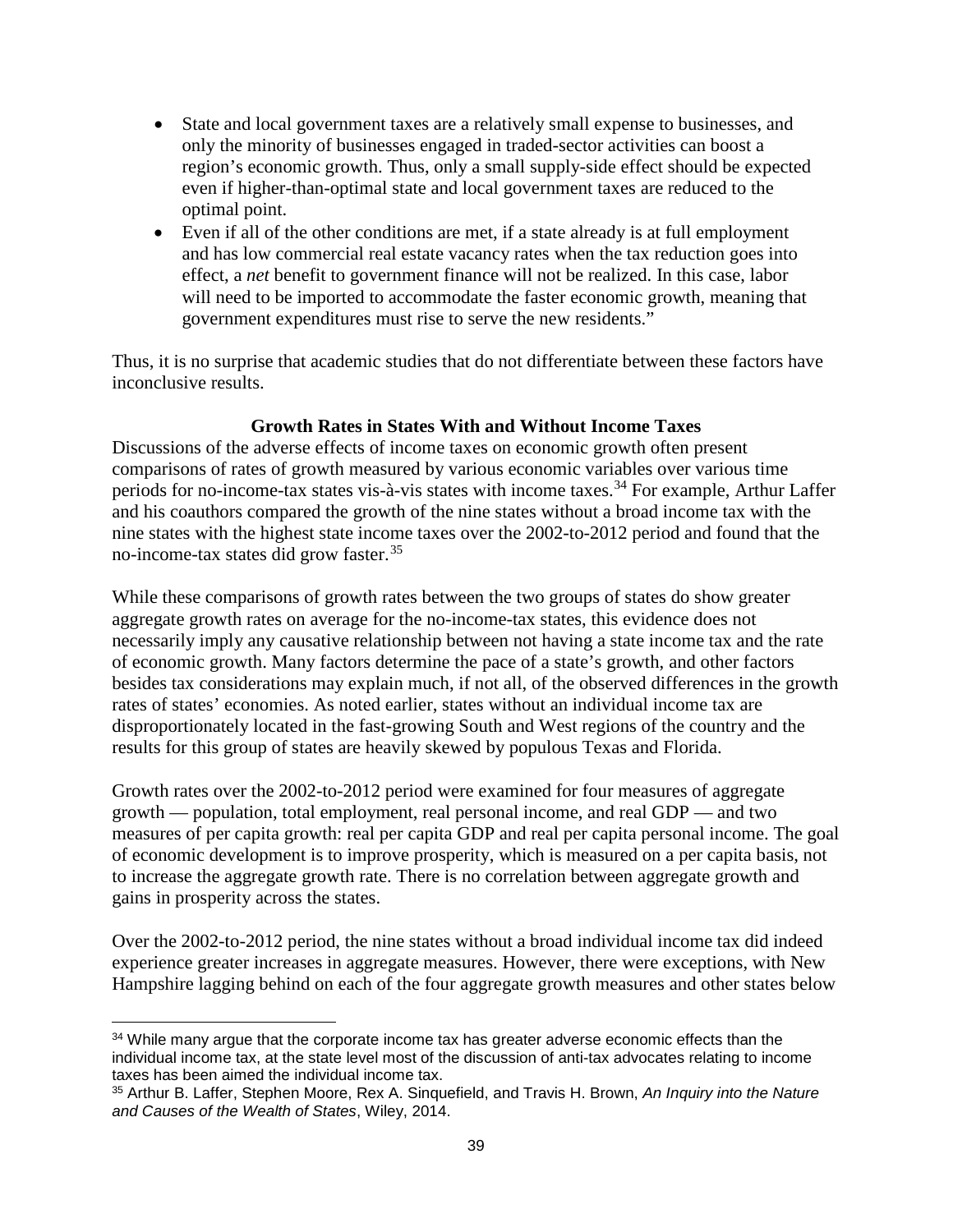- State and local government taxes are a relatively small expense to businesses, and only the minority of businesses engaged in traded-sector activities can boost a region's economic growth. Thus, only a small supply-side effect should be expected even if higher-than-optimal state and local government taxes are reduced to the optimal point.
- Even if all of the other conditions are met, if a state already is at full employment and has low commercial real estate vacancy rates when the tax reduction goes into effect, a *net* benefit to government finance will not be realized. In this case, labor will need to be imported to accommodate the faster economic growth, meaning that government expenditures must rise to serve the new residents."

Thus, it is no surprise that academic studies that do not differentiate between these factors have inconclusive results.

### Growth Rates in States With and Without Income Taxes

Discussions of the adverse effects of income taxes on economic growth often present comparisons of rates of growth measured by various economic variables over various time periods for no-income-tax states vis-à-vis states with income taxes.[34] For example, Arthur Laffer and his coauthors compared the growth of the nine states without a broad income tax with the nine states with the highest state income taxes over the 2002-to-2012 period and found that the no-income-tax states did grow faster.[35]

While these comparisons of growth rates between the two groups of states do show greater aggregate growth rates on average for the no-income-tax states, this evidence does not necessarily imply any causative relationship between not having a state income tax and the rate of economic growth. Many factors determine the pace of a state's growth, and other factors besides tax considerations may explain much, if not all, of the observed differences in the growth rates of states' economies. As noted earlier, states without an individual income tax are disproportionately located in the fast-growing South and West regions of the country and the results for this group of states are heavily skewed by populous Texas and Florida.

Growth rates over the 2002-to-2012 period were examined for four measures of aggregate growth — population, total employment, real personal income, and real GDP — and two measures of per capita growth: real per capita GDP and real per capita personal income. The goal of economic development is to improve prosperity, which is measured on a per capita basis, not to increase the aggregate growth rate. There is no correlation between aggregate growth and gains in prosperity across the states.

Over the 2002-to-2012 period, the nine states without a broad individual income tax did indeed experience greater increases in aggregate measures. However, there were exceptions, with New Hampshire lagging behind on each of the four aggregate growth measures and other states below

---

[34] While many argue that the corporate income tax has greater adverse economic effects than the individual income tax, at the state level most of the discussion of anti-tax advocates relating to income taxes has been aimed the individual income tax.

[35] Arthur B. Laffer, Stephen Moore, Rex A. Sinquefield, and Travis H. Brown, *An Inquiry into the Nature and Causes of the Wealth of States*, Wiley, 2014.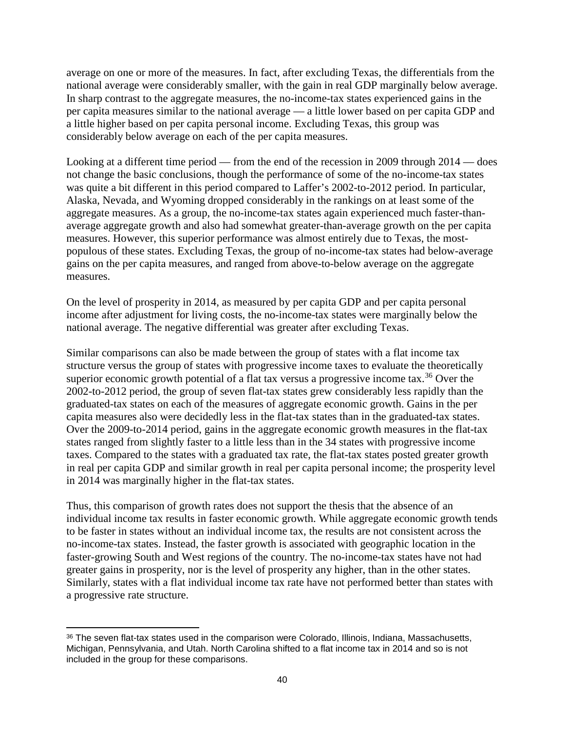average on one or more of the measures. In fact, after excluding Texas, the differentials from the national average were considerably smaller, with the gain in real GDP marginally below average. In sharp contrast to the aggregate measures, the no-income-tax states experienced gains in the per capita measures similar to the national average — a little lower based on per capita GDP and a little higher based on per capita personal income. Excluding Texas, this group was considerably below average on each of the per capita measures.

Looking at a different time period — from the end of the recession in 2009 through 2014 — does not change the basic conclusions, though the performance of some of the no-income-tax states was quite a bit different in this period compared to Laffer's 2002-to-2012 period. In particular, Alaska, Nevada, and Wyoming dropped considerably in the rankings on at least some of the aggregate measures. As a group, the no-income-tax states again experienced much faster-than-average aggregate growth and also had somewhat greater-than-average growth on the per capita measures. However, this superior performance was almost entirely due to Texas, the most-populous of these states. Excluding Texas, the group of no-income-tax states had below-average gains on the per capita measures, and ranged from above-to-below average on the aggregate measures.

On the level of prosperity in 2014, as measured by per capita GDP and per capita personal income after adjustment for living costs, the no-income-tax states were marginally below the national average. The negative differential was greater after excluding Texas.

Similar comparisons can also be made between the group of states with a flat income tax structure versus the group of states with progressive income taxes to evaluate the theoretically superior economic growth potential of a flat tax versus a progressive income tax.[36] Over the 2002-to-2012 period, the group of seven flat-tax states grew considerably less rapidly than the graduated-tax states on each of the measures of aggregate economic growth. Gains in the per capita measures also were decidedly less in the flat-tax states than in the graduated-tax states. Over the 2009-to-2014 period, gains in the aggregate economic growth measures in the flat-tax states ranged from slightly faster to a little less than in the 34 states with progressive income taxes. Compared to the states with a graduated tax rate, the flat-tax states posted greater growth in real per capita GDP and similar growth in real per capita personal income; the prosperity level in 2014 was marginally higher in the flat-tax states.

Thus, this comparison of growth rates does not support the thesis that the absence of an individual income tax results in faster economic growth. While aggregate economic growth tends to be faster in states without an individual income tax, the results are not consistent across the no-income-tax states. Instead, the faster growth is associated with geographic location in the faster-growing South and West regions of the country. The no-income-tax states have not had greater gains in prosperity, nor is the level of prosperity any higher, than in the other states. Similarly, states with a flat individual income tax rate have not performed better than states with a progressive rate structure.

---

[36] The seven flat-tax states used in the comparison were Colorado, Illinois, Indiana, Massachusetts, Michigan, Pennsylvania, and Utah. North Carolina shifted to a flat income tax in 2014 and so is not included in the group for these comparisons.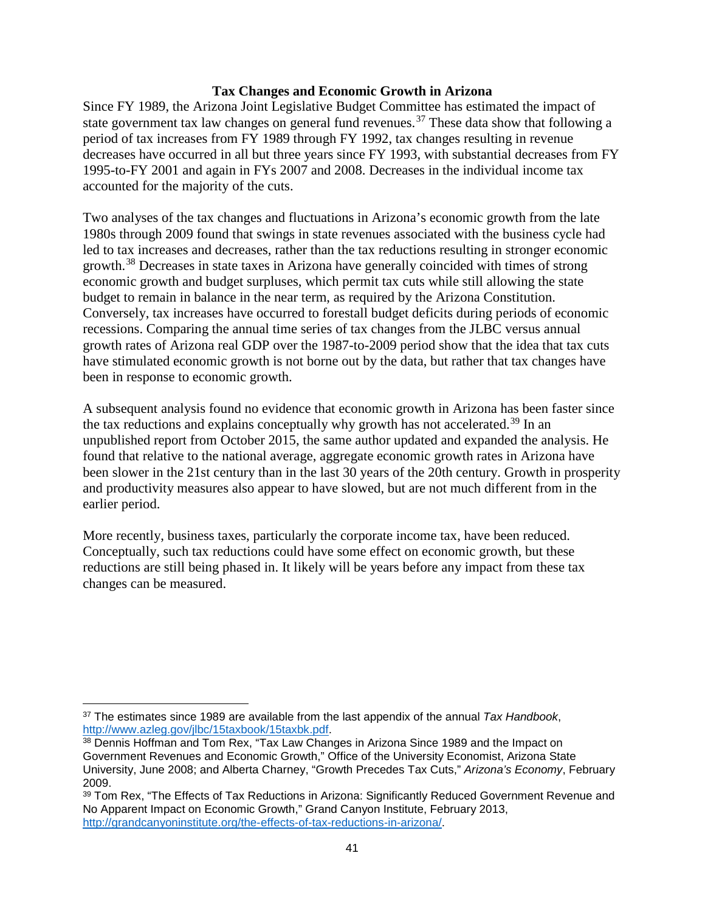## Tax Changes and Economic Growth in Arizona

Since FY 1989, the Arizona Joint Legislative Budget Committee has estimated the impact of state government tax law changes on general fund revenues.[37] These data show that following a period of tax increases from FY 1989 through FY 1992, tax changes resulting in revenue decreases have occurred in all but three years since FY 1993, with substantial decreases from FY 1995-to-FY 2001 and again in FYs 2007 and 2008. Decreases in the individual income tax accounted for the majority of the cuts.

Two analyses of the tax changes and fluctuations in Arizona's economic growth from the late 1980s through 2009 found that swings in state revenues associated with the business cycle had led to tax increases and decreases, rather than the tax reductions resulting in stronger economic growth.[38] Decreases in state taxes in Arizona have generally coincided with times of strong economic growth and budget surpluses, which permit tax cuts while still allowing the state budget to remain in balance in the near term, as required by the Arizona Constitution. Conversely, tax increases have occurred to forestall budget deficits during periods of economic recessions. Comparing the annual time series of tax changes from the JLBC versus annual growth rates of Arizona real GDP over the 1987-to-2009 period show that the idea that tax cuts have stimulated economic growth is not borne out by the data, but rather that tax changes have been in response to economic growth.

A subsequent analysis found no evidence that economic growth in Arizona has been faster since the tax reductions and explains conceptually why growth has not accelerated.[39] In an unpublished report from October 2015, the same author updated and expanded the analysis. He found that relative to the national average, aggregate economic growth rates in Arizona have been slower in the 21st century than in the last 30 years of the 20th century. Growth in prosperity and productivity measures also appear to have slowed, but are not much different from in the earlier period.

More recently, business taxes, particularly the corporate income tax, have been reduced. Conceptually, such tax reductions could have some effect on economic growth, but these reductions are still being phased in. It likely will be years before any impact from these tax changes can be measured.

---

[37] The estimates since 1989 are available from the last appendix of the annual *Tax Handbook*, http://www.azleg.gov/jlbc/15taxbook/15taxbk.pdf.

[38] Dennis Hoffman and Tom Rex, "Tax Law Changes in Arizona Since 1989 and the Impact on Government Revenues and Economic Growth," Office of the University Economist, Arizona State University, June 2008; and Alberta Charney, "Growth Precedes Tax Cuts," *Arizona's Economy*, February 2009.

[39] Tom Rex, "The Effects of Tax Reductions in Arizona: Significantly Reduced Government Revenue and No Apparent Impact on Economic Growth," Grand Canyon Institute, February 2013, http://grandcanyoninstitute.org/the-effects-of-tax-reductions-in-arizona/.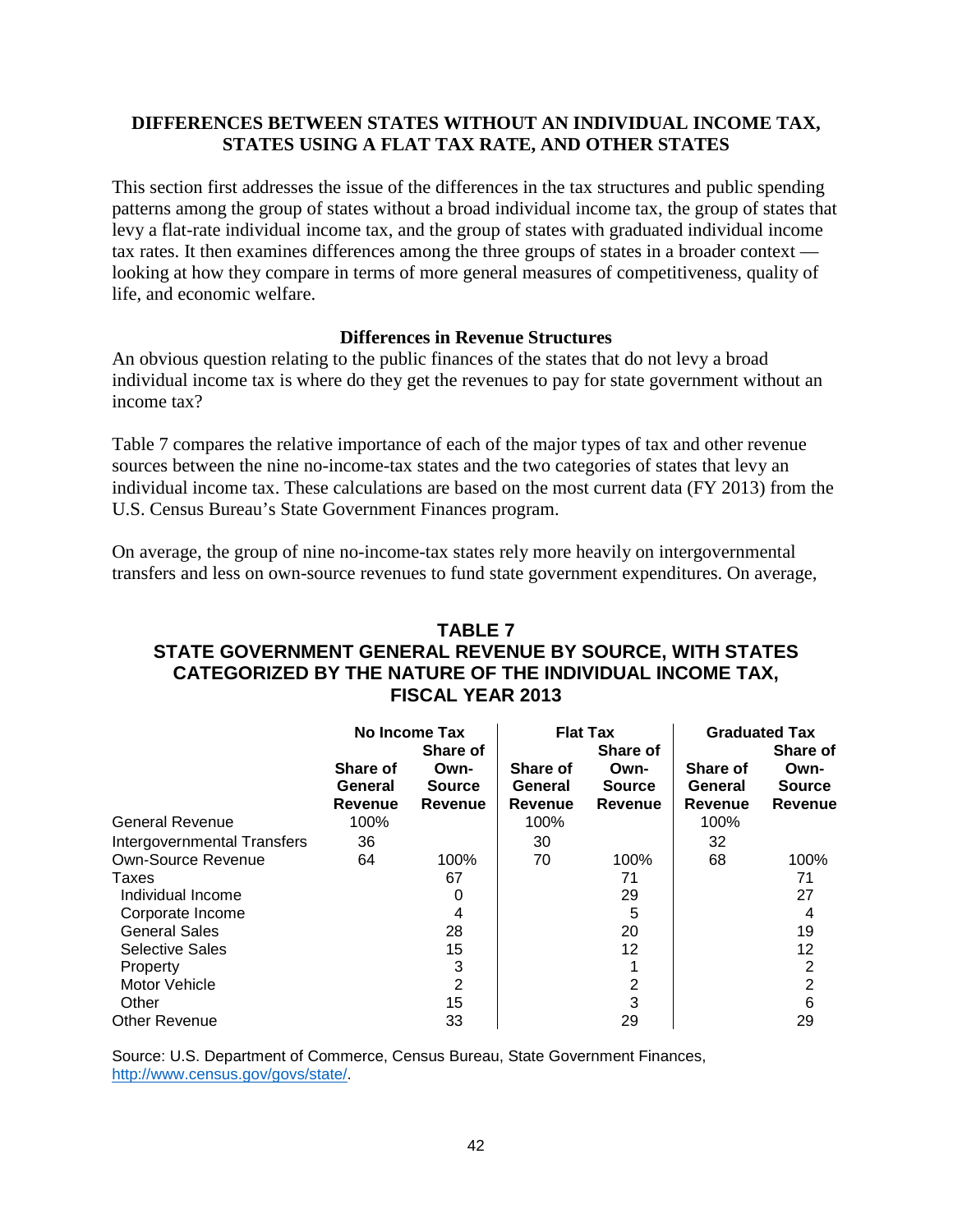## DIFFERENCES BETWEEN STATES WITHOUT AN INDIVIDUAL INCOME TAX, STATES USING A FLAT TAX RATE, AND OTHER STATES

This section first addresses the issue of the differences in the tax structures and public spending patterns among the group of states without a broad individual income tax, the group of states that levy a flat-rate individual income tax, and the group of states with graduated individual income tax rates. It then examines differences among the three groups of states in a broader context — looking at how they compare in terms of more general measures of competitiveness, quality of life, and economic welfare.

### Differences in Revenue Structures

An obvious question relating to the public finances of the states that do not levy a broad individual income tax is where do they get the revenues to pay for state government without an income tax?

Table 7 compares the relative importance of each of the major types of tax and other revenue sources between the nine no-income-tax states and the two categories of states that levy an individual income tax. These calculations are based on the most current data (FY 2013) from the U.S. Census Bureau's State Government Finances program.

On average, the group of nine no-income-tax states rely more heavily on intergovernmental transfers and less on own-source revenues to fund state government expenditures. On average,

**TABLE 7**
**STATE GOVERNMENT GENERAL REVENUE BY SOURCE, WITH STATES CATEGORIZED BY THE NATURE OF THE INDIVIDUAL INCOME TAX, FISCAL YEAR 2013**

| | No Income Tax | | Flat Tax | | Graduated Tax | |
|---|---|---|---|---|---|---|
| | Share of General Revenue | Share of Own-Source Revenue | Share of General Revenue | Share of Own-Source Revenue | Share of General Revenue | Share of Own-Source Revenue |
| General Revenue | 100% | | 100% | | 100% | |
| Intergovernmental Transfers | 36 | | 30 | | 32 | |
| Own-Source Revenue | 64 | 100% | 70 | 100% | 68 | 100% |
| Taxes | | 67 | | 71 | | 71 |
| Individual Income | | 0 | | 29 | | 27 |
| Corporate Income | | 4 | | 5 | | 4 |
| General Sales | | 28 | | 20 | | 19 |
| Selective Sales | | 15 | | 12 | | 12 |
| Property | | 3 | | 1 | | 2 |
| Motor Vehicle | | 2 | | 2 | | 2 |
| Other | | 15 | | 3 | | 6 |
| Other Revenue | | 33 | | 29 | | 29 |

Source: U.S. Department of Commerce, Census Bureau, State Government Finances, http://www.census.gov/govs/state/.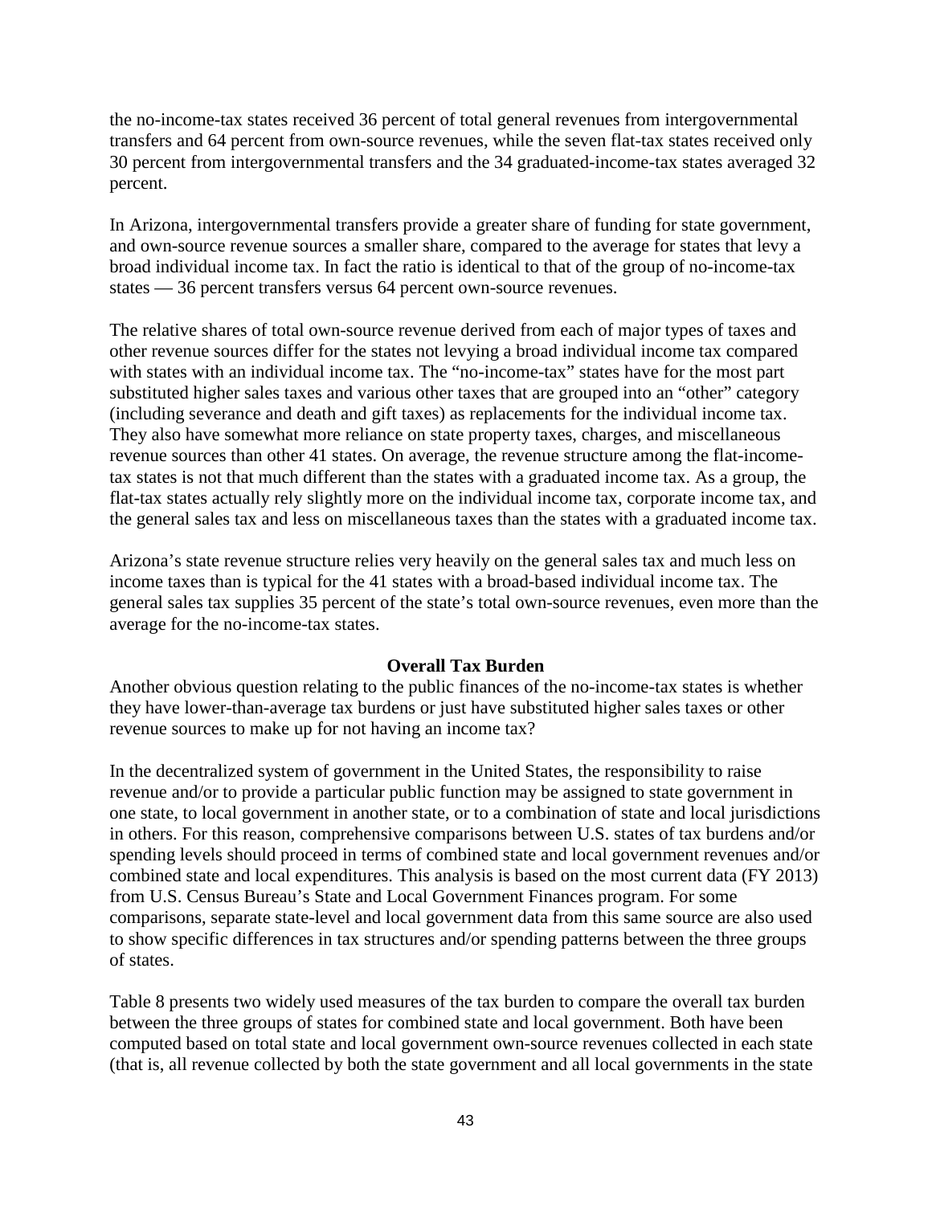the no-income-tax states received 36 percent of total general revenues from intergovernmental transfers and 64 percent from own-source revenues, while the seven flat-tax states received only 30 percent from intergovernmental transfers and the 34 graduated-income-tax states averaged 32 percent.

In Arizona, intergovernmental transfers provide a greater share of funding for state government, and own-source revenue sources a smaller share, compared to the average for states that levy a broad individual income tax. In fact the ratio is identical to that of the group of no-income-tax states — 36 percent transfers versus 64 percent own-source revenues.

The relative shares of total own-source revenue derived from each of major types of taxes and other revenue sources differ for the states not levying a broad individual income tax compared with states with an individual income tax. The "no-income-tax" states have for the most part substituted higher sales taxes and various other taxes that are grouped into an "other" category (including severance and death and gift taxes) as replacements for the individual income tax. They also have somewhat more reliance on state property taxes, charges, and miscellaneous revenue sources than other 41 states. On average, the revenue structure among the flat-income-tax states is not that much different than the states with a graduated income tax. As a group, the flat-tax states actually rely slightly more on the individual income tax, corporate income tax, and the general sales tax and less on miscellaneous taxes than the states with a graduated income tax.

Arizona's state revenue structure relies very heavily on the general sales tax and much less on income taxes than is typical for the 41 states with a broad-based individual income tax. The general sales tax supplies 35 percent of the state's total own-source revenues, even more than the average for the no-income-tax states.

## Overall Tax Burden

Another obvious question relating to the public finances of the no-income-tax states is whether they have lower-than-average tax burdens or just have substituted higher sales taxes or other revenue sources to make up for not having an income tax?

In the decentralized system of government in the United States, the responsibility to raise revenue and/or to provide a particular public function may be assigned to state government in one state, to local government in another state, or to a combination of state and local jurisdictions in others. For this reason, comprehensive comparisons between U.S. states of tax burdens and/or spending levels should proceed in terms of combined state and local government revenues and/or combined state and local expenditures. This analysis is based on the most current data (FY 2013) from U.S. Census Bureau's State and Local Government Finances program. For some comparisons, separate state-level and local government data from this same source are also used to show specific differences in tax structures and/or spending patterns between the three groups of states.

Table 8 presents two widely used measures of the tax burden to compare the overall tax burden between the three groups of states for combined state and local government. Both have been computed based on total state and local government own-source revenues collected in each state (that is, all revenue collected by both the state government and all local governments in the state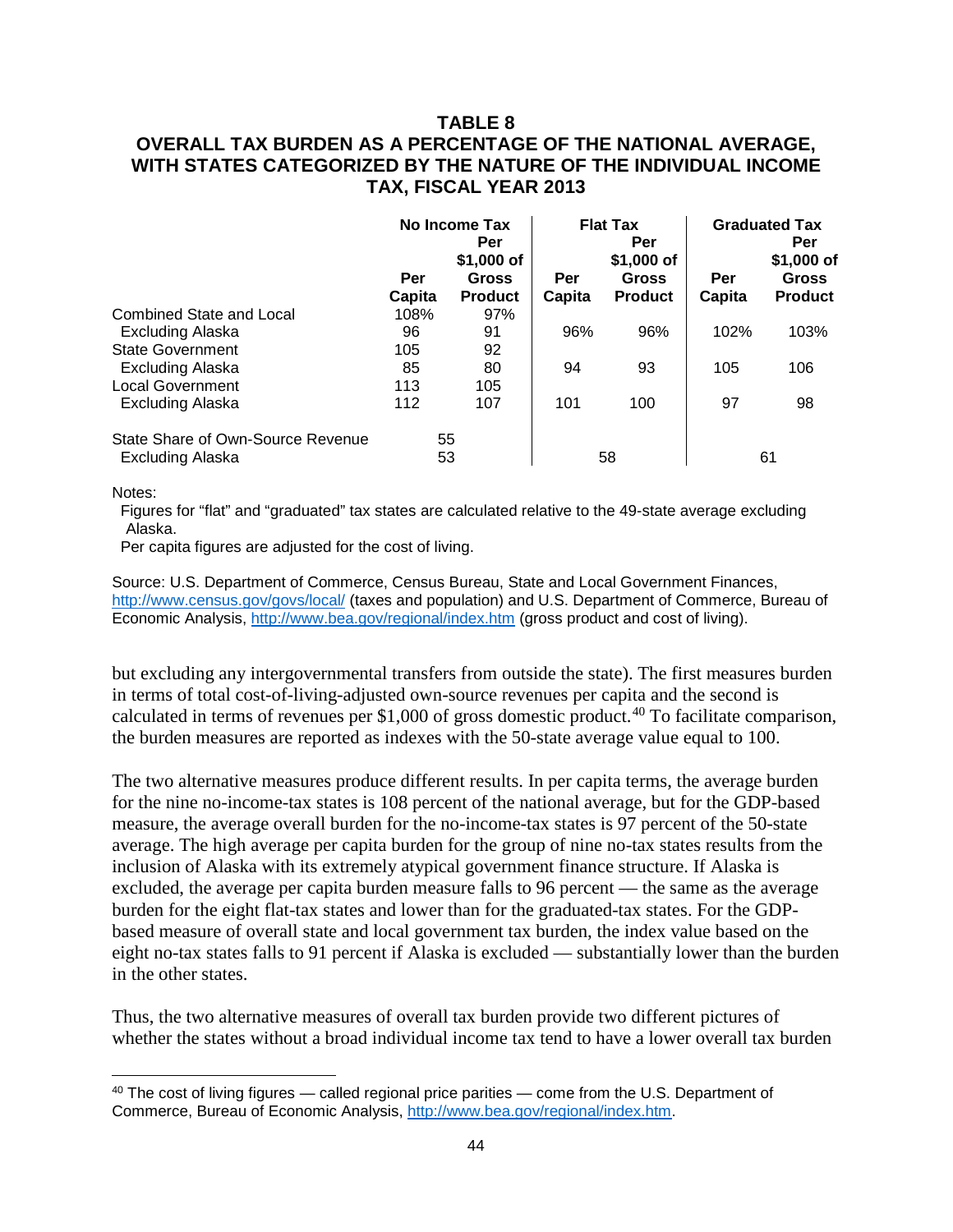### TABLE 8
### OVERALL TAX BURDEN AS A PERCENTAGE OF THE NATIONAL AVERAGE, WITH STATES CATEGORIZED BY THE NATURE OF THE INDIVIDUAL INCOME TAX, FISCAL YEAR 2013

| | No Income Tax | | Flat Tax | | Graduated Tax | |
|---|---|---|---|---|---|---|
| | Per Capita | Per $1,000 of Gross Product | Per Capita | Per $1,000 of Gross Product | Per Capita | Per $1,000 of Gross Product |
| Combined State and Local | 108% | 97% | | | | |
| Excluding Alaska | 96 | 91 | 96% | 96% | 102% | 103% |
| State Government | 105 | 92 | | | | |
| Excluding Alaska | 85 | 80 | 94 | 93 | 105 | 106 |
| Local Government | 113 | 105 | | | | |
| Excluding Alaska | 112 | 107 | 101 | 100 | 97 | 98 |
| State Share of Own-Source Revenue | 55 | | | | | |
| Excluding Alaska | 53 | | 58 | | 61 | |

Notes:
Figures for "flat" and "graduated" tax states are calculated relative to the 49-state average excluding Alaska.
Per capita figures are adjusted for the cost of living.

Source: U.S. Department of Commerce, Census Bureau, State and Local Government Finances, http://www.census.gov/govs/local/ (taxes and population) and U.S. Department of Commerce, Bureau of Economic Analysis, http://www.bea.gov/regional/index.htm (gross product and cost of living).

but excluding any intergovernmental transfers from outside the state). The first measures burden in terms of total cost-of-living-adjusted own-source revenues per capita and the second is calculated in terms of revenues per $1,000 of gross domestic product.[40] To facilitate comparison, the burden measures are reported as indexes with the 50-state average value equal to 100.

The two alternative measures produce different results. In per capita terms, the average burden for the nine no-income-tax states is 108 percent of the national average, but for the GDP-based measure, the average overall burden for the no-income-tax states is 97 percent of the 50-state average. The high average per capita burden for the group of nine no-tax states results from the inclusion of Alaska with its extremely atypical government finance structure. If Alaska is excluded, the average per capita burden measure falls to 96 percent — the same as the average burden for the eight flat-tax states and lower than for the graduated-tax states. For the GDP-based measure of overall state and local government tax burden, the index value based on the eight no-tax states falls to 91 percent if Alaska is excluded — substantially lower than the burden in the other states.

Thus, the two alternative measures of overall tax burden provide two different pictures of whether the states without a broad individual income tax tend to have a lower overall tax burden

[40] The cost of living figures — called regional price parities — come from the U.S. Department of Commerce, Bureau of Economic Analysis, http://www.bea.gov/regional/index.htm.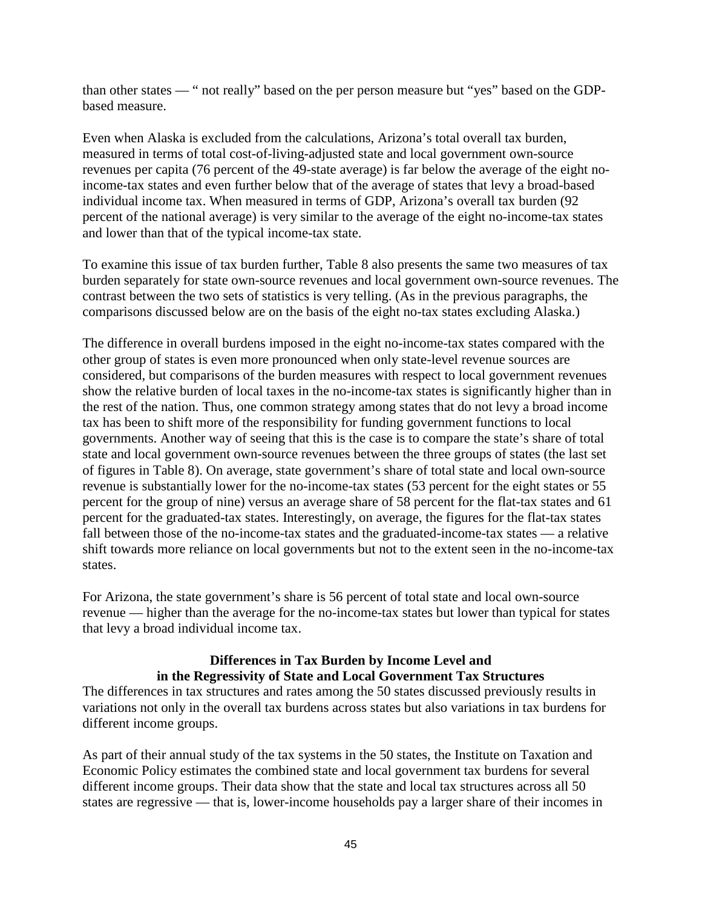than other states — “ not really” based on the per person measure but “yes” based on the GDP-based measure.

Even when Alaska is excluded from the calculations, Arizona’s total overall tax burden, measured in terms of total cost-of-living-adjusted state and local government own-source revenues per capita (76 percent of the 49-state average) is far below the average of the eight no-income-tax states and even further below that of the average of states that levy a broad-based individual income tax. When measured in terms of GDP, Arizona’s overall tax burden (92 percent of the national average) is very similar to the average of the eight no-income-tax states and lower than that of the typical income-tax state.

To examine this issue of tax burden further, Table 8 also presents the same two measures of tax burden separately for state own-source revenues and local government own-source revenues. The contrast between the two sets of statistics is very telling. (As in the previous paragraphs, the comparisons discussed below are on the basis of the eight no-tax states excluding Alaska.)

The difference in overall burdens imposed in the eight no-income-tax states compared with the other group of states is even more pronounced when only state-level revenue sources are considered, but comparisons of the burden measures with respect to local government revenues show the relative burden of local taxes in the no-income-tax states is significantly higher than in the rest of the nation. Thus, one common strategy among states that do not levy a broad income tax has been to shift more of the responsibility for funding government functions to local governments. Another way of seeing that this is the case is to compare the state’s share of total state and local government own-source revenues between the three groups of states (the last set of figures in Table 8). On average, state government’s share of total state and local own-source revenue is substantially lower for the no-income-tax states (53 percent for the eight states or 55 percent for the group of nine) versus an average share of 58 percent for the flat-tax states and 61 percent for the graduated-tax states. Interestingly, on average, the figures for the flat-tax states fall between those of the no-income-tax states and the graduated-income-tax states — a relative shift towards more reliance on local governments but not to the extent seen in the no-income-tax states.

For Arizona, the state government’s share is 56 percent of total state and local own-source revenue — higher than the average for the no-income-tax states but lower than typical for states that levy a broad individual income tax.

## Differences in Tax Burden by Income Level and in the Regressivity of State and Local Government Tax Structures

The differences in tax structures and rates among the 50 states discussed previously results in variations not only in the overall tax burdens across states but also variations in tax burdens for different income groups.

As part of their annual study of the tax systems in the 50 states, the Institute on Taxation and Economic Policy estimates the combined state and local government tax burdens for several different income groups. Their data show that the state and local tax structures across all 50 states are regressive — that is, lower-income households pay a larger share of their incomes in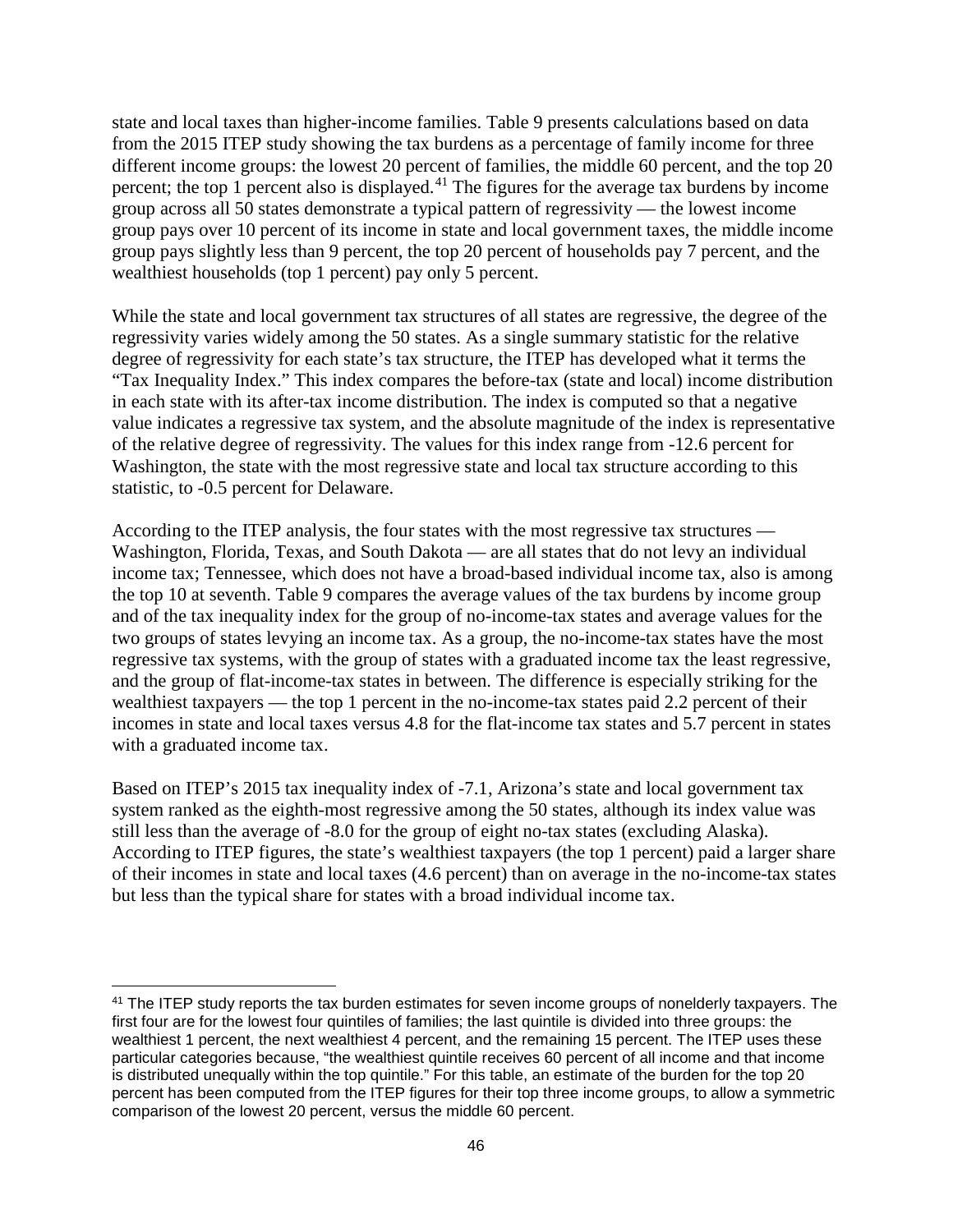state and local taxes than higher-income families. Table 9 presents calculations based on data from the 2015 ITEP study showing the tax burdens as a percentage of family income for three different income groups: the lowest 20 percent of families, the middle 60 percent, and the top 20 percent; the top 1 percent also is displayed.[41] The figures for the average tax burdens by income group across all 50 states demonstrate a typical pattern of regressivity — the lowest income group pays over 10 percent of its income in state and local government taxes, the middle income group pays slightly less than 9 percent, the top 20 percent of households pay 7 percent, and the wealthiest households (top 1 percent) pay only 5 percent.

While the state and local government tax structures of all states are regressive, the degree of the regressivity varies widely among the 50 states. As a single summary statistic for the relative degree of regressivity for each state's tax structure, the ITEP has developed what it terms the "Tax Inequality Index." This index compares the before-tax (state and local) income distribution in each state with its after-tax income distribution. The index is computed so that a negative value indicates a regressive tax system, and the absolute magnitude of the index is representative of the relative degree of regressivity. The values for this index range from -12.6 percent for Washington, the state with the most regressive state and local tax structure according to this statistic, to -0.5 percent for Delaware.

According to the ITEP analysis, the four states with the most regressive tax structures — Washington, Florida, Texas, and South Dakota — are all states that do not levy an individual income tax; Tennessee, which does not have a broad-based individual income tax, also is among the top 10 at seventh. Table 9 compares the average values of the tax burdens by income group and of the tax inequality index for the group of no-income-tax states and average values for the two groups of states levying an income tax. As a group, the no-income-tax states have the most regressive tax systems, with the group of states with a graduated income tax the least regressive, and the group of flat-income-tax states in between. The difference is especially striking for the wealthiest taxpayers — the top 1 percent in the no-income-tax states paid 2.2 percent of their incomes in state and local taxes versus 4.8 for the flat-income tax states and 5.7 percent in states with a graduated income tax.

Based on ITEP's 2015 tax inequality index of -7.1, Arizona's state and local government tax system ranked as the eighth-most regressive among the 50 states, although its index value was still less than the average of -8.0 for the group of eight no-tax states (excluding Alaska). According to ITEP figures, the state's wealthiest taxpayers (the top 1 percent) paid a larger share of their incomes in state and local taxes (4.6 percent) than on average in the no-income-tax states but less than the typical share for states with a broad individual income tax.

---

[41] The ITEP study reports the tax burden estimates for seven income groups of nonelderly taxpayers. The first four are for the lowest four quintiles of families; the last quintile is divided into three groups: the wealthiest 1 percent, the next wealthiest 4 percent, and the remaining 15 percent. The ITEP uses these particular categories because, "the wealthiest quintile receives 60 percent of all income and that income is distributed unequally within the top quintile." For this table, an estimate of the burden for the top 20 percent has been computed from the ITEP figures for their top three income groups, to allow a symmetric comparison of the lowest 20 percent, versus the middle 60 percent.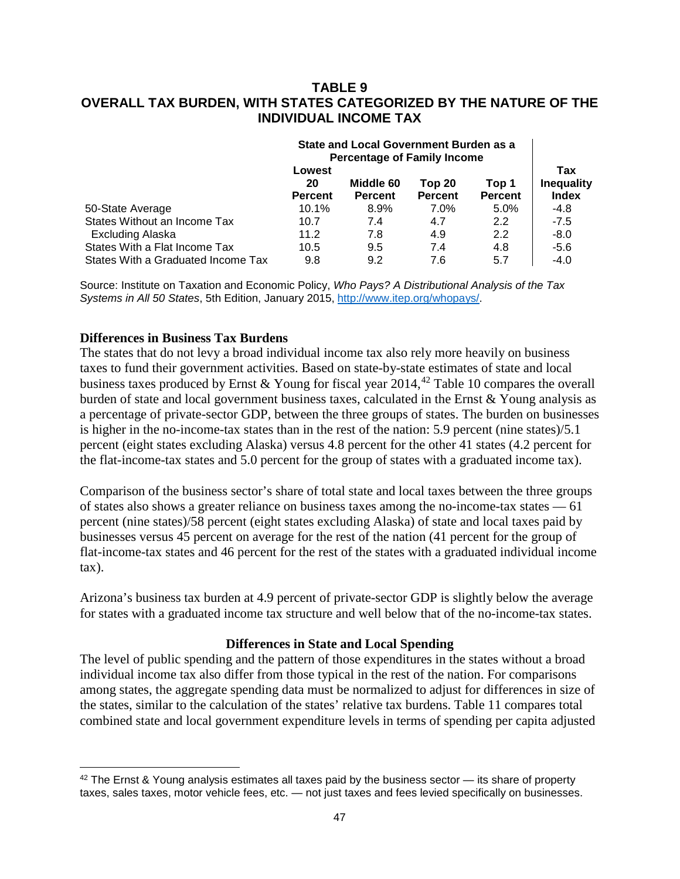## TABLE 9
## OVERALL TAX BURDEN, WITH STATES CATEGORIZED BY THE NATURE OF THE INDIVIDUAL INCOME TAX

| | State and Local Government Burden as a Percentage of Family Income | | | | |
|---|---|---|---|---|---|
| | **Lowest 20 Percent** | **Middle 60 Percent** | **Top 20 Percent** | **Top 1 Percent** | **Tax Inequality Index** |
| 50-State Average | 10.1% | 8.9% | 7.0% | 5.0% | -4.8 |
| States Without an Income Tax | 10.7 | 7.4 | 4.7 | 2.2 | -7.5 |
| Excluding Alaska | 11.2 | 7.8 | 4.9 | 2.2 | -8.0 |
| States With a Flat Income Tax | 10.5 | 9.5 | 7.4 | 4.8 | -5.6 |
| States With a Graduated Income Tax | 9.8 | 9.2 | 7.6 | 5.7 | -4.0 |

Source: Institute on Taxation and Economic Policy, *Who Pays? A Distributional Analysis of the Tax Systems in All 50 States*, 5th Edition, January 2015, http://www.itep.org/whopays/.

**Differences in Business Tax Burdens**

The states that do not levy a broad individual income tax also rely more heavily on business taxes to fund their government activities. Based on state-by-state estimates of state and local business taxes produced by Ernst & Young for fiscal year 2014,[42] Table 10 compares the overall burden of state and local government business taxes, calculated in the Ernst & Young analysis as a percentage of private-sector GDP, between the three groups of states. The burden on businesses is higher in the no-income-tax states than in the rest of the nation: 5.9 percent (nine states)/5.1 percent (eight states excluding Alaska) versus 4.8 percent for the other 41 states (4.2 percent for the flat-income-tax states and 5.0 percent for the group of states with a graduated income tax).

Comparison of the business sector's share of total state and local taxes between the three groups of states also shows a greater reliance on business taxes among the no-income-tax states — 61 percent (nine states)/58 percent (eight states excluding Alaska) of state and local taxes paid by businesses versus 45 percent on average for the rest of the nation (41 percent for the group of flat-income-tax states and 46 percent for the rest of the states with a graduated individual income tax).

Arizona's business tax burden at 4.9 percent of private-sector GDP is slightly below the average for states with a graduated income tax structure and well below that of the no-income-tax states.

**Differences in State and Local Spending**

The level of public spending and the pattern of those expenditures in the states without a broad individual income tax also differ from those typical in the rest of the nation. For comparisons among states, the aggregate spending data must be normalized to adjust for differences in size of the states, similar to the calculation of the states' relative tax burdens. Table 11 compares total combined state and local government expenditure levels in terms of spending per capita adjusted

[42] The Ernst & Young analysis estimates all taxes paid by the business sector — its share of property taxes, sales taxes, motor vehicle fees, etc. — not just taxes and fees levied specifically on businesses.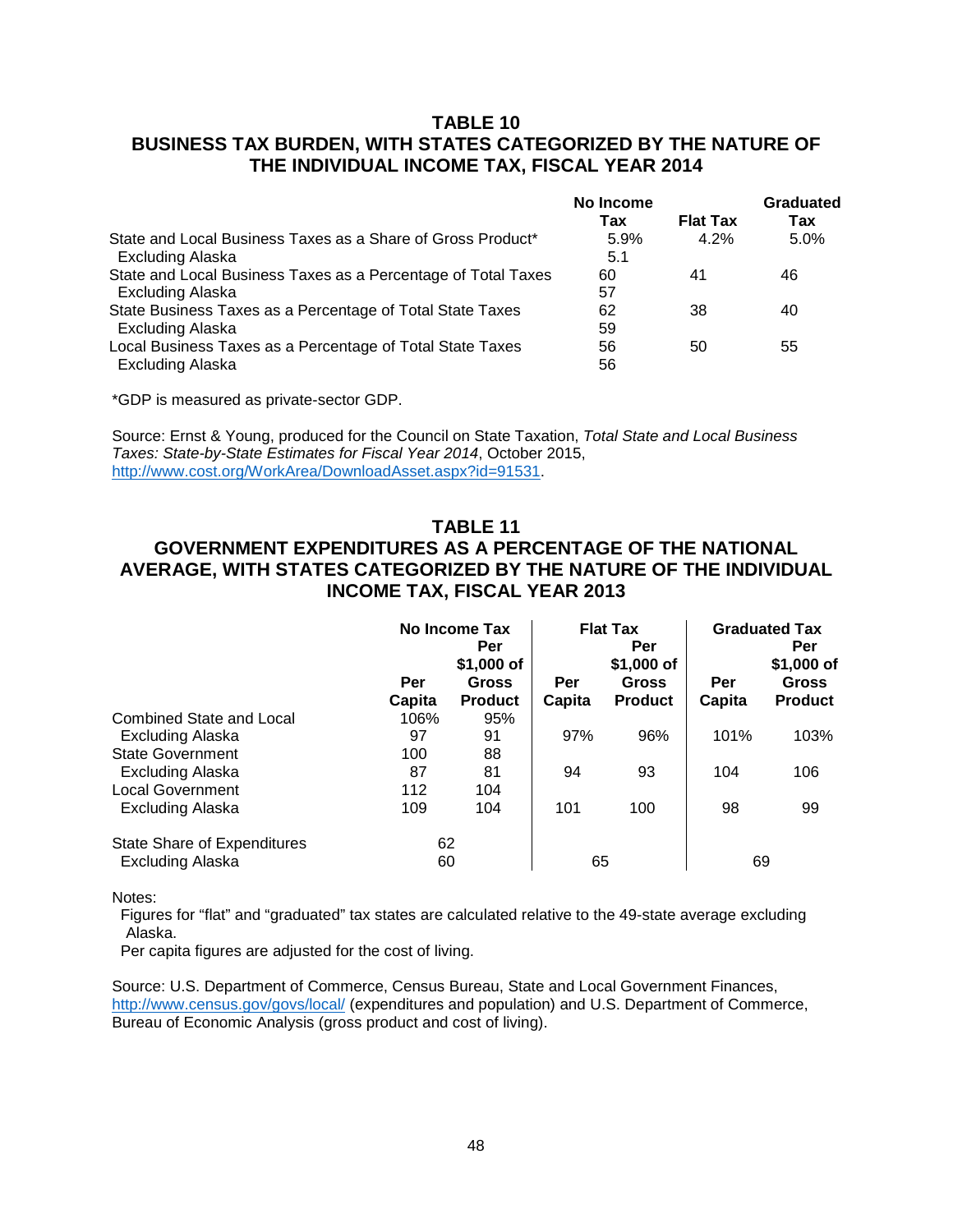## TABLE 10
## BUSINESS TAX BURDEN, WITH STATES CATEGORIZED BY THE NATURE OF THE INDIVIDUAL INCOME TAX, FISCAL YEAR 2014

| | No Income Tax | Flat Tax | Graduated Tax |
|---|---|---|---|
| State and Local Business Taxes as a Share of Gross Product* | 5.9% | 4.2% | 5.0% |
| Excluding Alaska | 5.1 | | |
| State and Local Business Taxes as a Percentage of Total Taxes | 60 | 41 | 46 |
| Excluding Alaska | 57 | | |
| State Business Taxes as a Percentage of Total State Taxes | 62 | 38 | 40 |
| Excluding Alaska | 59 | | |
| Local Business Taxes as a Percentage of Total State Taxes | 56 | 50 | 55 |
| Excluding Alaska | 56 | | |

*GDP is measured as private-sector GDP.

Source: Ernst & Young, produced for the Council on State Taxation, *Total State and Local Business Taxes: State-by-State Estimates for Fiscal Year 2014*, October 2015, http://www.cost.org/WorkArea/DownloadAsset.aspx?id=91531.

## TABLE 11
## GOVERNMENT EXPENDITURES AS A PERCENTAGE OF THE NATIONAL AVERAGE, WITH STATES CATEGORIZED BY THE NATURE OF THE INDIVIDUAL INCOME TAX, FISCAL YEAR 2013

| | No Income Tax | | Flat Tax | | Graduated Tax | |
|---|---|---|---|---|---|---|
| | Per Capita | Per $1,000 of Gross Product | Per Capita | Per $1,000 of Gross Product | Per Capita | Per $1,000 of Gross Product |
| Combined State and Local | 106% | 95% | | | | |
| Excluding Alaska | 97 | 91 | 97% | 96% | 101% | 103% |
| State Government | 100 | 88 | | | | |
| Excluding Alaska | 87 | 81 | 94 | 93 | 104 | 106 |
| Local Government | 112 | 104 | | | | |
| Excluding Alaska | 109 | 104 | 101 | 100 | 98 | 99 |
| State Share of Expenditures | 62 | | | | | |
| Excluding Alaska | 60 | | 65 | | 69 | |

Notes:

Figures for "flat" and "graduated" tax states are calculated relative to the 49-state average excluding Alaska.

Per capita figures are adjusted for the cost of living.

Source: U.S. Department of Commerce, Census Bureau, State and Local Government Finances, http://www.census.gov/govs/local/ (expenditures and population) and U.S. Department of Commerce, Bureau of Economic Analysis (gross product and cost of living).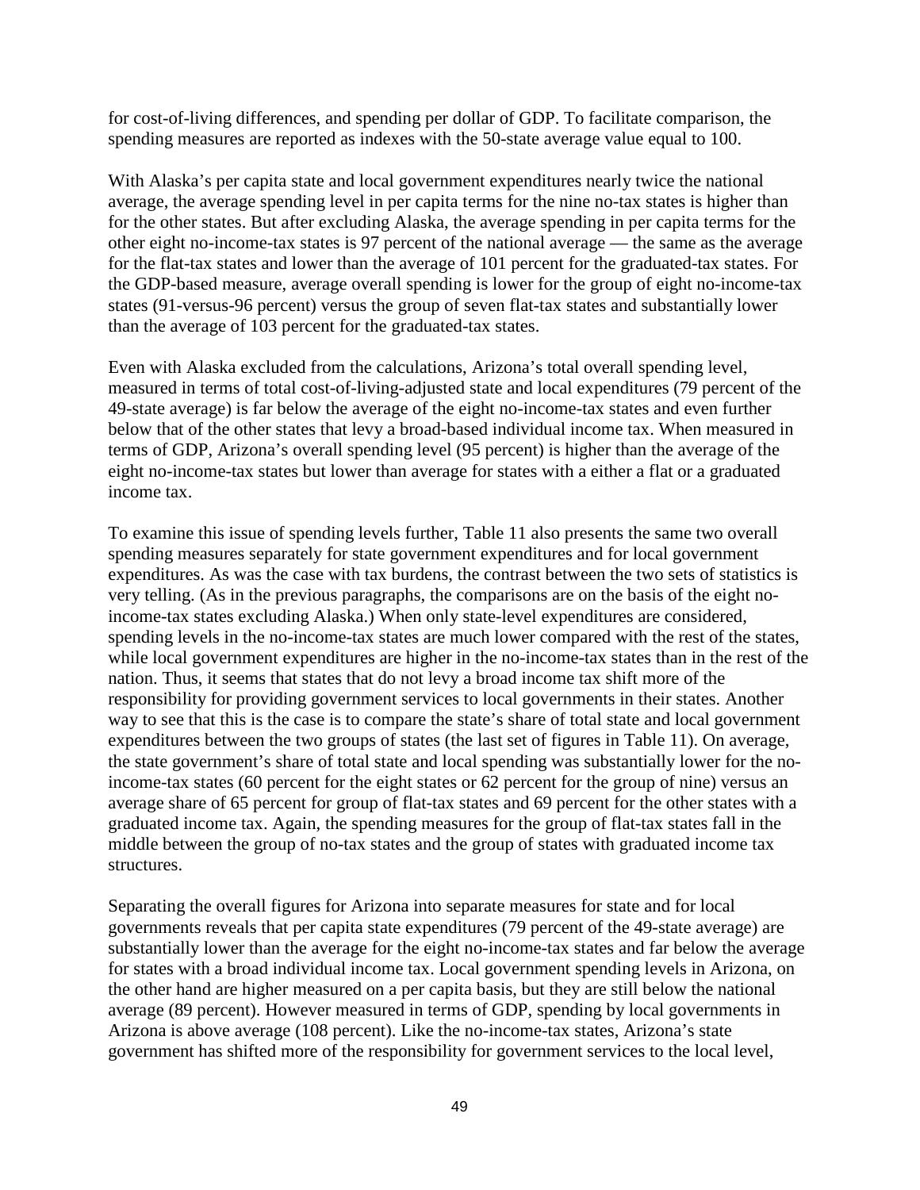for cost-of-living differences, and spending per dollar of GDP. To facilitate comparison, the spending measures are reported as indexes with the 50-state average value equal to 100.

With Alaska's per capita state and local government expenditures nearly twice the national average, the average spending level in per capita terms for the nine no-tax states is higher than for the other states. But after excluding Alaska, the average spending in per capita terms for the other eight no-income-tax states is 97 percent of the national average — the same as the average for the flat-tax states and lower than the average of 101 percent for the graduated-tax states. For the GDP-based measure, average overall spending is lower for the group of eight no-income-tax states (91-versus-96 percent) versus the group of seven flat-tax states and substantially lower than the average of 103 percent for the graduated-tax states.

Even with Alaska excluded from the calculations, Arizona's total overall spending level, measured in terms of total cost-of-living-adjusted state and local expenditures (79 percent of the 49-state average) is far below the average of the eight no-income-tax states and even further below that of the other states that levy a broad-based individual income tax. When measured in terms of GDP, Arizona's overall spending level (95 percent) is higher than the average of the eight no-income-tax states but lower than average for states with a either a flat or a graduated income tax.

To examine this issue of spending levels further, Table 11 also presents the same two overall spending measures separately for state government expenditures and for local government expenditures. As was the case with tax burdens, the contrast between the two sets of statistics is very telling. (As in the previous paragraphs, the comparisons are on the basis of the eight no-income-tax states excluding Alaska.) When only state-level expenditures are considered, spending levels in the no-income-tax states are much lower compared with the rest of the states, while local government expenditures are higher in the no-income-tax states than in the rest of the nation. Thus, it seems that states that do not levy a broad income tax shift more of the responsibility for providing government services to local governments in their states. Another way to see that this is the case is to compare the state's share of total state and local government expenditures between the two groups of states (the last set of figures in Table 11). On average, the state government's share of total state and local spending was substantially lower for the no-income-tax states (60 percent for the eight states or 62 percent for the group of nine) versus an average share of 65 percent for group of flat-tax states and 69 percent for the other states with a graduated income tax. Again, the spending measures for the group of flat-tax states fall in the middle between the group of no-tax states and the group of states with graduated income tax structures.

Separating the overall figures for Arizona into separate measures for state and for local governments reveals that per capita state expenditures (79 percent of the 49-state average) are substantially lower than the average for the eight no-income-tax states and far below the average for states with a broad individual income tax. Local government spending levels in Arizona, on the other hand are higher measured on a per capita basis, but they are still below the national average (89 percent). However measured in terms of GDP, spending by local governments in Arizona is above average (108 percent). Like the no-income-tax states, Arizona's state government has shifted more of the responsibility for government services to the local level,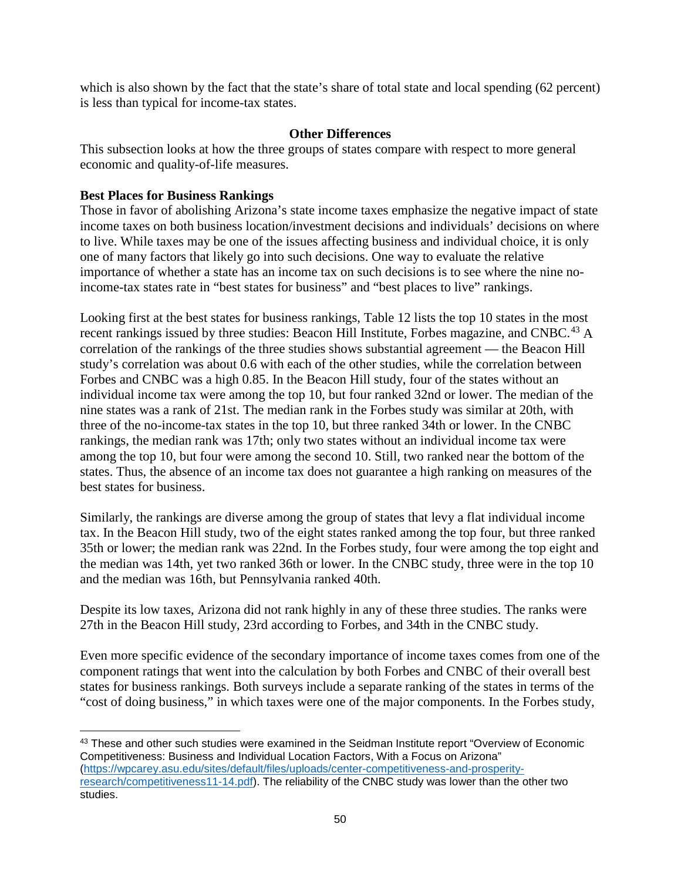which is also shown by the fact that the state's share of total state and local spending (62 percent) is less than typical for income-tax states.

### Other Differences

This subsection looks at how the three groups of states compare with respect to more general economic and quality-of-life measures.

**Best Places for Business Rankings**

Those in favor of abolishing Arizona's state income taxes emphasize the negative impact of state income taxes on both business location/investment decisions and individuals' decisions on where to live. While taxes may be one of the issues affecting business and individual choice, it is only one of many factors that likely go into such decisions. One way to evaluate the relative importance of whether a state has an income tax on such decisions is to see where the nine no-income-tax states rate in "best states for business" and "best places to live" rankings.

Looking first at the best states for business rankings, Table 12 lists the top 10 states in the most recent rankings issued by three studies: Beacon Hill Institute, Forbes magazine, and CNBC.[43] A correlation of the rankings of the three studies shows substantial agreement — the Beacon Hill study's correlation was about 0.6 with each of the other studies, while the correlation between Forbes and CNBC was a high 0.85. In the Beacon Hill study, four of the states without an individual income tax were among the top 10, but four ranked 32nd or lower. The median of the nine states was a rank of 21st. The median rank in the Forbes study was similar at 20th, with three of the no-income-tax states in the top 10, but three ranked 34th or lower. In the CNBC rankings, the median rank was 17th; only two states without an individual income tax were among the top 10, but four were among the second 10. Still, two ranked near the bottom of the states. Thus, the absence of an income tax does not guarantee a high ranking on measures of the best states for business.

Similarly, the rankings are diverse among the group of states that levy a flat individual income tax. In the Beacon Hill study, two of the eight states ranked among the top four, but three ranked 35th or lower; the median rank was 22nd. In the Forbes study, four were among the top eight and the median was 14th, yet two ranked 36th or lower. In the CNBC study, three were in the top 10 and the median was 16th, but Pennsylvania ranked 40th.

Despite its low taxes, Arizona did not rank highly in any of these three studies. The ranks were 27th in the Beacon Hill study, 23rd according to Forbes, and 34th in the CNBC study.

Even more specific evidence of the secondary importance of income taxes comes from one of the component ratings that went into the calculation by both Forbes and CNBC of their overall best states for business rankings. Both surveys include a separate ranking of the states in terms of the "cost of doing business," in which taxes were one of the major components. In the Forbes study,

---

[43] These and other such studies were examined in the Seidman Institute report "Overview of Economic Competitiveness: Business and Individual Location Factors, With a Focus on Arizona" (https://wpcarey.asu.edu/sites/default/files/uploads/center-competitiveness-and-prosperity-research/competitiveness11-14.pdf). The reliability of the CNBC study was lower than the other two studies.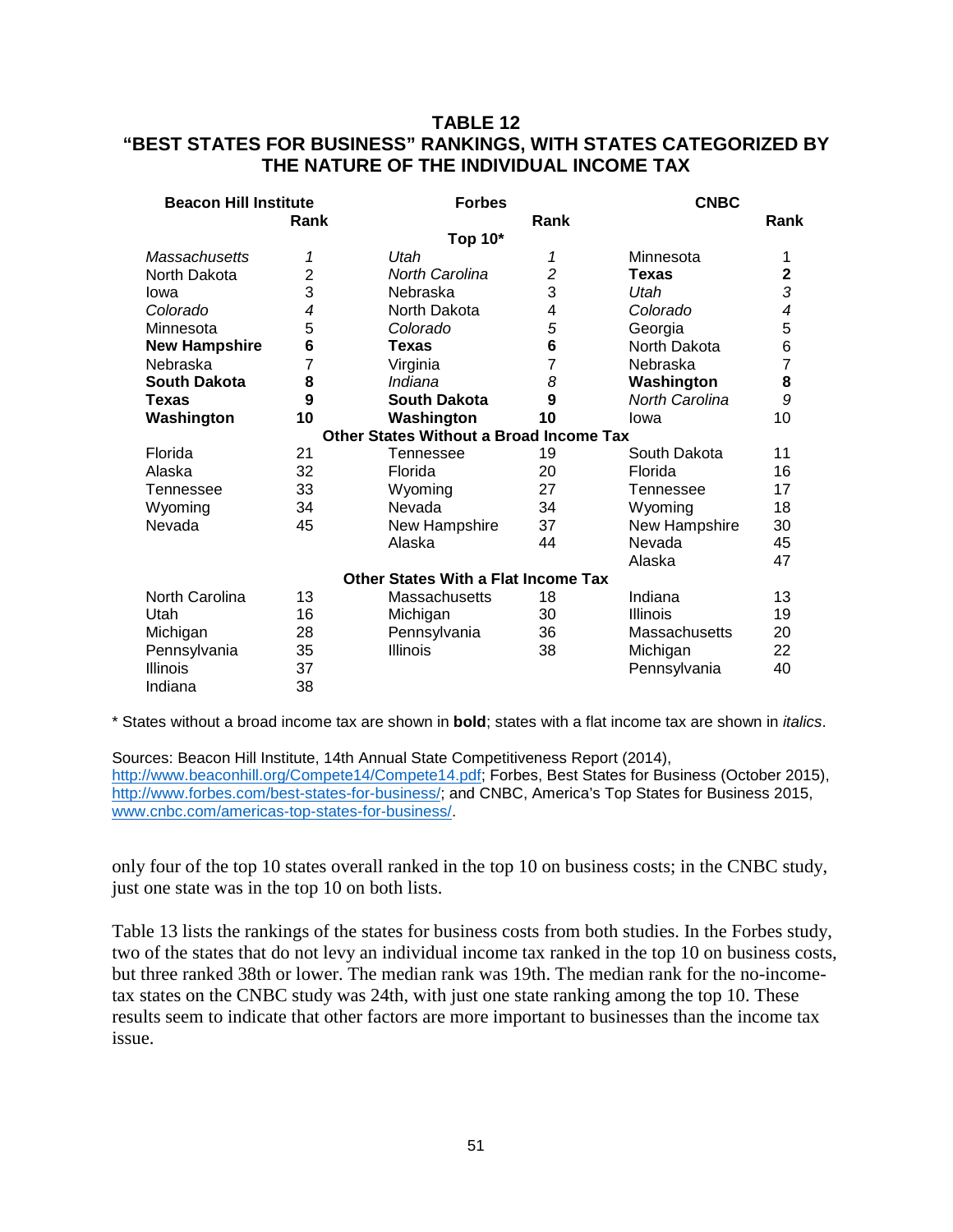**TABLE 12**
**"BEST STATES FOR BUSINESS" RANKINGS, WITH STATES CATEGORIZED BY THE NATURE OF THE INDIVIDUAL INCOME TAX**

| Beacon Hill Institute | Rank | Forbes | Rank | CNBC | Rank |
|---|---|---|---|---|---|
| | | **Top 10*** | | | |
| *Massachusetts* | *1* | *Utah* | *1* | Minnesota | 1 |
| North Dakota | 2 | *North Carolina* | *2* | **Texas** | **2** |
| Iowa | 3 | Nebraska | 3 | *Utah* | *3* |
| *Colorado* | *4* | North Dakota | 4 | *Colorado* | *4* |
| Minnesota | 5 | *Colorado* | *5* | Georgia | 5 |
| **New Hampshire** | **6** | **Texas** | **6** | North Dakota | 6 |
| Nebraska | 7 | Virginia | 7 | Nebraska | 7 |
| **South Dakota** | **8** | *Indiana* | *8* | **Washington** | **8** |
| **Texas** | **9** | **South Dakota** | **9** | *North Carolina* | *9* |
| **Washington** | **10** | **Washington** | **10** | Iowa | 10 |
| | | **Other States Without a Broad Income Tax** | | | |
| Florida | 21 | Tennessee | 19 | South Dakota | 11 |
| Alaska | 32 | Florida | 20 | Florida | 16 |
| Tennessee | 33 | Wyoming | 27 | Tennessee | 17 |
| Wyoming | 34 | Nevada | 34 | Wyoming | 18 |
| Nevada | 45 | New Hampshire | 37 | New Hampshire | 30 |
| | | Alaska | 44 | Nevada | 45 |
| | | | | Alaska | 47 |
| | | **Other States With a Flat Income Tax** | | | |
| North Carolina | 13 | Massachusetts | 18 | Indiana | 13 |
| Utah | 16 | Michigan | 30 | Illinois | 19 |
| Michigan | 28 | Pennsylvania | 36 | Massachusetts | 20 |
| Pennsylvania | 35 | Illinois | 38 | Michigan | 22 |
| Illinois | 37 | | | Pennsylvania | 40 |
| Indiana | 38 | | | | |

\* States without a broad income tax are shown in **bold**; states with a flat income tax are shown in *italics*.

Sources: Beacon Hill Institute, 14th Annual State Competitiveness Report (2014), http://www.beaconhill.org/Compete14/Compete14.pdf; Forbes, Best States for Business (October 2015), http://www.forbes.com/best-states-for-business/; and CNBC, America's Top States for Business 2015, www.cnbc.com/americas-top-states-for-business/.

only four of the top 10 states overall ranked in the top 10 on business costs; in the CNBC study, just one state was in the top 10 on both lists.

Table 13 lists the rankings of the states for business costs from both studies. In the Forbes study, two of the states that do not levy an individual income tax ranked in the top 10 on business costs, but three ranked 38th or lower. The median rank was 19th. The median rank for the no-income-tax states on the CNBC study was 24th, with just one state ranking among the top 10. These results seem to indicate that other factors are more important to businesses than the income tax issue.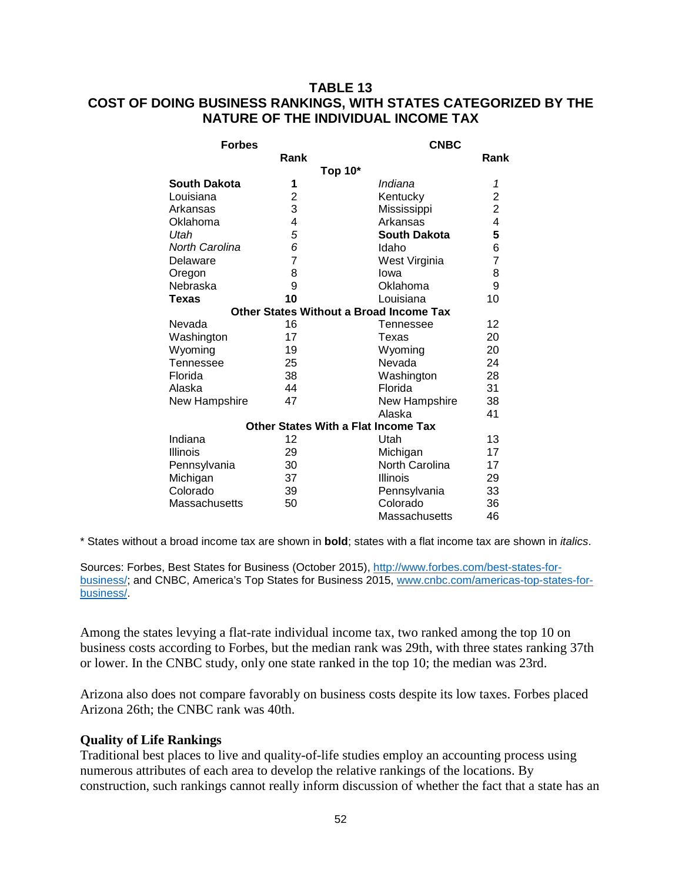### TABLE 13
### COST OF DOING BUSINESS RANKINGS, WITH STATES CATEGORIZED BY THE NATURE OF THE INDIVIDUAL INCOME TAX

| Forbes | Rank | CNBC | Rank |
|---|---|---|---|
| **Top 10*** | | | |
| **South Dakota** | **1** | *Indiana* | *1* |
| Louisiana | 2 | Kentucky | 2 |
| Arkansas | 3 | Mississippi | 2 |
| Oklahoma | 4 | Arkansas | 4 |
| *Utah* | *5* | **South Dakota** | **5** |
| *North Carolina* | *6* | Idaho | 6 |
| Delaware | 7 | West Virginia | 7 |
| Oregon | 8 | Iowa | 8 |
| Nebraska | 9 | Oklahoma | 9 |
| **Texas** | **10** | Louisiana | 10 |
| **Other States Without a Broad Income Tax** | | | |
| Nevada | 16 | Tennessee | 12 |
| Washington | 17 | Texas | 20 |
| Wyoming | 19 | Wyoming | 20 |
| Tennessee | 25 | Nevada | 24 |
| Florida | 38 | Washington | 28 |
| Alaska | 44 | Florida | 31 |
| New Hampshire | 47 | New Hampshire | 38 |
| | | Alaska | 41 |
| **Other States With a Flat Income Tax** | | | |
| Indiana | 12 | Utah | 13 |
| Illinois | 29 | Michigan | 17 |
| Pennsylvania | 30 | North Carolina | 17 |
| Michigan | 37 | Illinois | 29 |
| Colorado | 39 | Pennsylvania | 33 |
| Massachusetts | 50 | Colorado | 36 |
| | | Massachusetts | 46 |

\* States without a broad income tax are shown in **bold**; states with a flat income tax are shown in *italics*.

Sources: Forbes, Best States for Business (October 2015), http://www.forbes.com/best-states-for-business/; and CNBC, America's Top States for Business 2015, www.cnbc.com/americas-top-states-for-business/.

Among the states levying a flat-rate individual income tax, two ranked among the top 10 on business costs according to Forbes, but the median rank was 29th, with three states ranking 37th or lower. In the CNBC study, only one state ranked in the top 10; the median was 23rd.

Arizona also does not compare favorably on business costs despite its low taxes. Forbes placed Arizona 26th; the CNBC rank was 40th.

**Quality of Life Rankings**

Traditional best places to live and quality-of-life studies employ an accounting process using numerous attributes of each area to develop the relative rankings of the locations. By construction, such rankings cannot really inform discussion of whether the fact that a state has an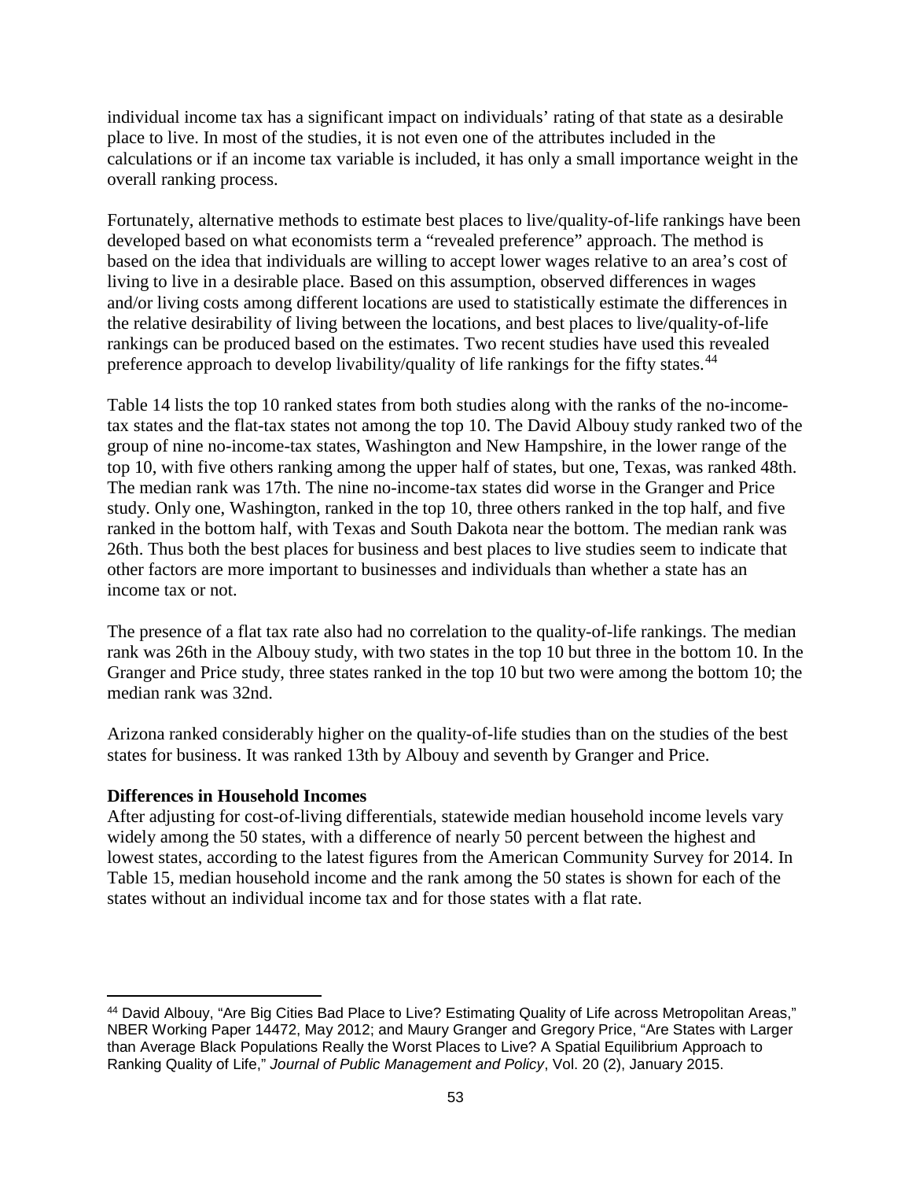individual income tax has a significant impact on individuals' rating of that state as a desirable place to live. In most of the studies, it is not even one of the attributes included in the calculations or if an income tax variable is included, it has only a small importance weight in the overall ranking process.

Fortunately, alternative methods to estimate best places to live/quality-of-life rankings have been developed based on what economists term a "revealed preference" approach. The method is based on the idea that individuals are willing to accept lower wages relative to an area's cost of living to live in a desirable place. Based on this assumption, observed differences in wages and/or living costs among different locations are used to statistically estimate the differences in the relative desirability of living between the locations, and best places to live/quality-of-life rankings can be produced based on the estimates. Two recent studies have used this revealed preference approach to develop livability/quality of life rankings for the fifty states.[44]

Table 14 lists the top 10 ranked states from both studies along with the ranks of the no-income-tax states and the flat-tax states not among the top 10. The David Albouy study ranked two of the group of nine no-income-tax states, Washington and New Hampshire, in the lower range of the top 10, with five others ranking among the upper half of states, but one, Texas, was ranked 48th. The median rank was 17th. The nine no-income-tax states did worse in the Granger and Price study. Only one, Washington, ranked in the top 10, three others ranked in the top half, and five ranked in the bottom half, with Texas and South Dakota near the bottom. The median rank was 26th. Thus both the best places for business and best places to live studies seem to indicate that other factors are more important to businesses and individuals than whether a state has an income tax or not.

The presence of a flat tax rate also had no correlation to the quality-of-life rankings. The median rank was 26th in the Albouy study, with two states in the top 10 but three in the bottom 10. In the Granger and Price study, three states ranked in the top 10 but two were among the bottom 10; the median rank was 32nd.

Arizona ranked considerably higher on the quality-of-life studies than on the studies of the best states for business. It was ranked 13th by Albouy and seventh by Granger and Price.

**Differences in Household Incomes**

After adjusting for cost-of-living differentials, statewide median household income levels vary widely among the 50 states, with a difference of nearly 50 percent between the highest and lowest states, according to the latest figures from the American Community Survey for 2014. In Table 15, median household income and the rank among the 50 states is shown for each of the states without an individual income tax and for those states with a flat rate.

[44] David Albouy, "Are Big Cities Bad Place to Live? Estimating Quality of Life across Metropolitan Areas," NBER Working Paper 14472, May 2012; and Maury Granger and Gregory Price, "Are States with Larger than Average Black Populations Really the Worst Places to Live? A Spatial Equilibrium Approach to Ranking Quality of Life," *Journal of Public Management and Policy*, Vol. 20 (2), January 2015.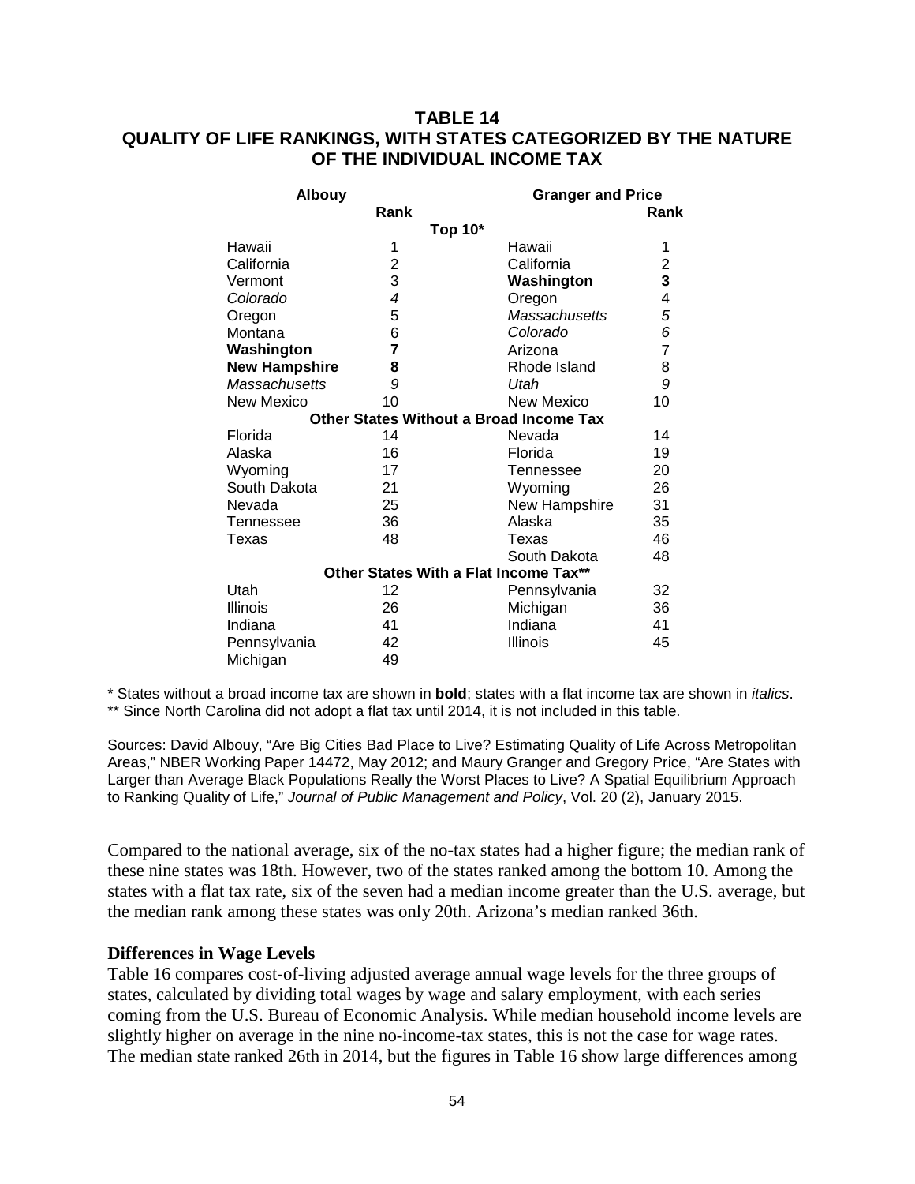### TABLE 14
### QUALITY OF LIFE RANKINGS, WITH STATES CATEGORIZED BY THE NATURE OF THE INDIVIDUAL INCOME TAX

| Albouy | Rank | Granger and Price | Rank |
|---|---|---|---|
| **Top 10*** | | | |
| Hawaii | 1 | Hawaii | 1 |
| California | 2 | California | 2 |
| Vermont | 3 | **Washington** | **3** |
| *Colorado* | *4* | Oregon | 4 |
| Oregon | 5 | *Massachusetts* | *5* |
| Montana | 6 | *Colorado* | *6* |
| **Washington** | **7** | Arizona | 7 |
| **New Hampshire** | **8** | Rhode Island | 8 |
| *Massachusetts* | *9* | *Utah* | *9* |
| New Mexico | 10 | New Mexico | 10 |
| **Other States Without a Broad Income Tax** | | | |
| Florida | 14 | Nevada | 14 |
| Alaska | 16 | Florida | 19 |
| Wyoming | 17 | Tennessee | 20 |
| South Dakota | 21 | Wyoming | 26 |
| Nevada | 25 | New Hampshire | 31 |
| Tennessee | 36 | Alaska | 35 |
| Texas | 48 | Texas | 46 |
| | | South Dakota | 48 |
| **Other States With a Flat Income Tax**** | | | |
| Utah | 12 | Pennsylvania | 32 |
| Illinois | 26 | Michigan | 36 |
| Indiana | 41 | Indiana | 41 |
| Pennsylvania | 42 | Illinois | 45 |
| Michigan | 49 | | |

* States without a broad income tax are shown in **bold**; states with a flat income tax are shown in *italics*.
** Since North Carolina did not adopt a flat tax until 2014, it is not included in this table.

Sources: David Albouy, "Are Big Cities Bad Place to Live? Estimating Quality of Life Across Metropolitan Areas," NBER Working Paper 14472, May 2012; and Maury Granger and Gregory Price, "Are States with Larger than Average Black Populations Really the Worst Places to Live? A Spatial Equilibrium Approach to Ranking Quality of Life," *Journal of Public Management and Policy*, Vol. 20 (2), January 2015.

Compared to the national average, six of the no-tax states had a higher figure; the median rank of these nine states was 18th. However, two of the states ranked among the bottom 10. Among the states with a flat tax rate, six of the seven had a median income greater than the U.S. average, but the median rank among these states was only 20th. Arizona's median ranked 36th.

**Differences in Wage Levels**

Table 16 compares cost-of-living adjusted average annual wage levels for the three groups of states, calculated by dividing total wages by wage and salary employment, with each series coming from the U.S. Bureau of Economic Analysis. While median household income levels are slightly higher on average in the nine no-income-tax states, this is not the case for wage rates. The median state ranked 26th in 2014, but the figures in Table 16 show large differences among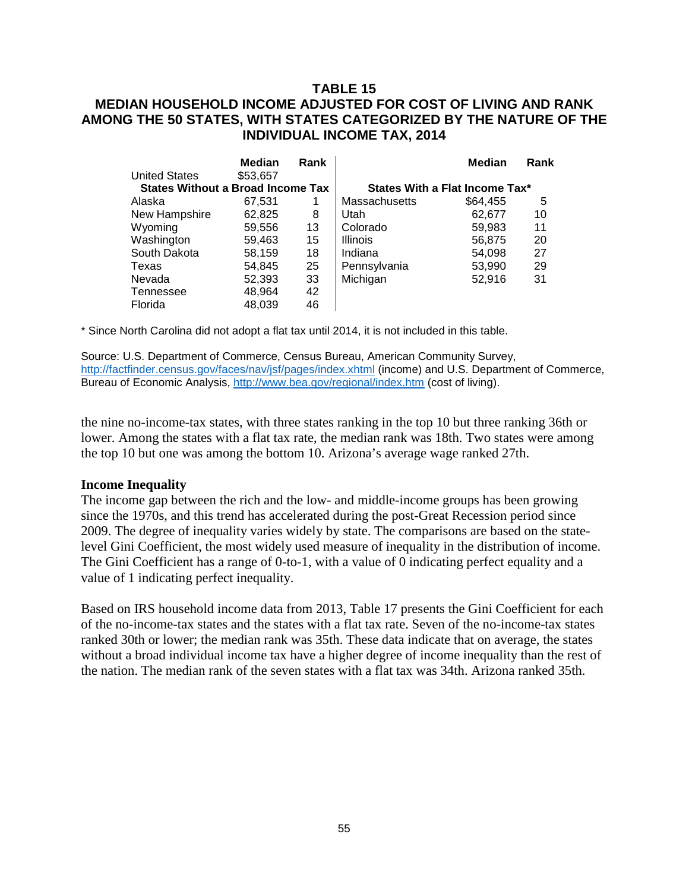## TABLE 15

## MEDIAN HOUSEHOLD INCOME ADJUSTED FOR COST OF LIVING AND RANK AMONG THE 50 STATES, WITH STATES CATEGORIZED BY THE NATURE OF THE INDIVIDUAL INCOME TAX, 2014

| | Median | Rank | | Median | Rank |
|---|---|---|---|---|---|
| United States | $53,657 | | | | |
| **States Without a Broad Income Tax** | | | **States With a Flat Income Tax*** | | |
| Alaska | 67,531 | 1 | Massachusetts | $64,455 | 5 |
| New Hampshire | 62,825 | 8 | Utah | 62,677 | 10 |
| Wyoming | 59,556 | 13 | Colorado | 59,983 | 11 |
| Washington | 59,463 | 15 | Illinois | 56,875 | 20 |
| South Dakota | 58,159 | 18 | Indiana | 54,098 | 27 |
| Texas | 54,845 | 25 | Pennsylvania | 53,990 | 29 |
| Nevada | 52,393 | 33 | Michigan | 52,916 | 31 |
| Tennessee | 48,964 | 42 | | | |
| Florida | 48,039 | 46 | | | |

* Since North Carolina did not adopt a flat tax until 2014, it is not included in this table.

Source: U.S. Department of Commerce, Census Bureau, American Community Survey, http://factfinder.census.gov/faces/nav/jsf/pages/index.xhtml (income) and U.S. Department of Commerce, Bureau of Economic Analysis, http://www.bea.gov/regional/index.htm (cost of living).

the nine no-income-tax states, with three states ranking in the top 10 but three ranking 36th or lower. Among the states with a flat tax rate, the median rank was 18th. Two states were among the top 10 but one was among the bottom 10. Arizona's average wage ranked 27th.

**Income Inequality**

The income gap between the rich and the low- and middle-income groups has been growing since the 1970s, and this trend has accelerated during the post-Great Recession period since 2009. The degree of inequality varies widely by state. The comparisons are based on the state-level Gini Coefficient, the most widely used measure of inequality in the distribution of income. The Gini Coefficient has a range of 0-to-1, with a value of 0 indicating perfect equality and a value of 1 indicating perfect inequality.

Based on IRS household income data from 2013, Table 17 presents the Gini Coefficient for each of the no-income-tax states and the states with a flat tax rate. Seven of the no-income-tax states ranked 30th or lower; the median rank was 35th. These data indicate that on average, the states without a broad individual income tax have a higher degree of income inequality than the rest of the nation. The median rank of the seven states with a flat tax was 34th. Arizona ranked 35th.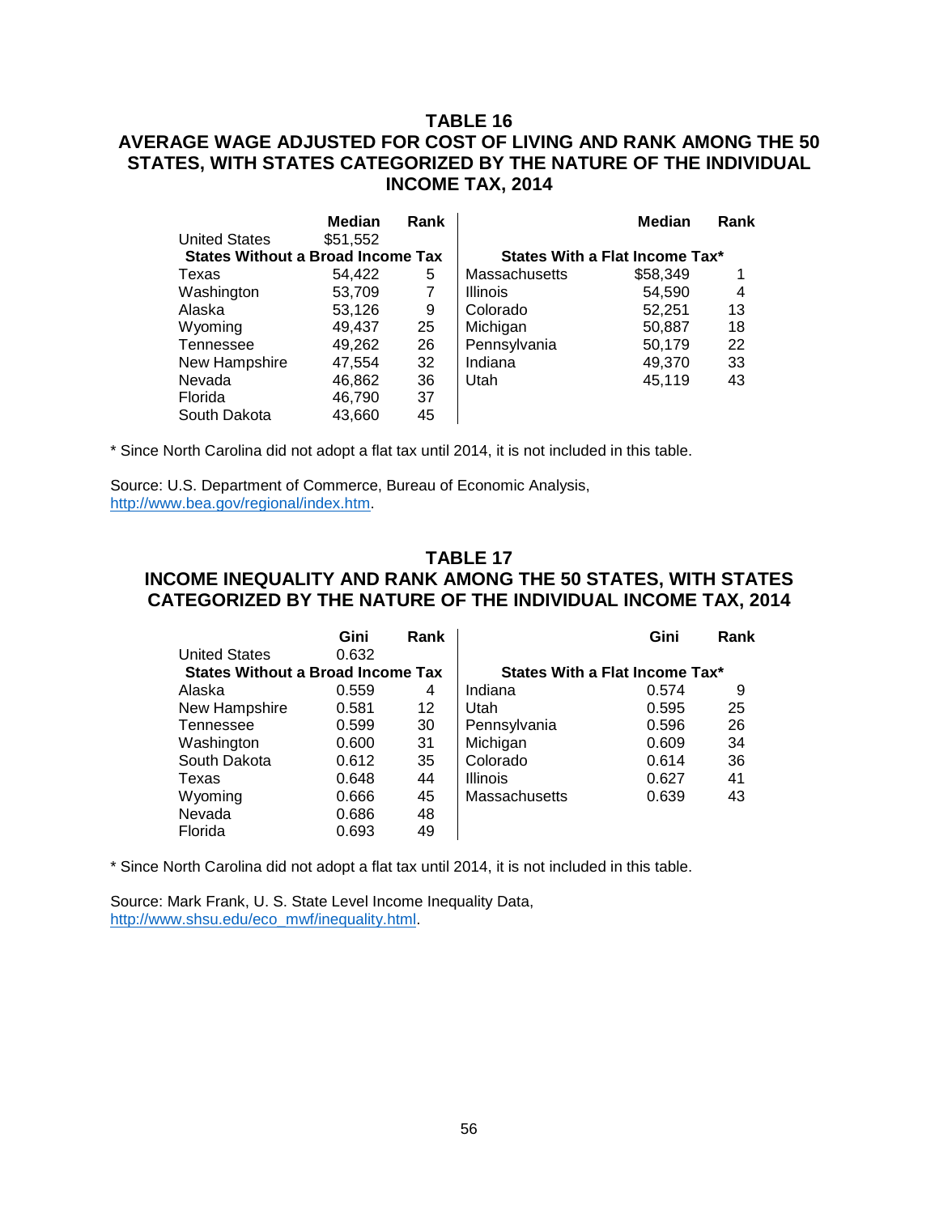## TABLE 16
## AVERAGE WAGE ADJUSTED FOR COST OF LIVING AND RANK AMONG THE 50 STATES, WITH STATES CATEGORIZED BY THE NATURE OF THE INDIVIDUAL INCOME TAX, 2014

| | Median | Rank | | Median | Rank |
|---|---|---|---|---|---|
| United States | $51,552 | | | | |
| **States Without a Broad Income Tax** | | | **States With a Flat Income Tax*** | | |
| Texas | 54,422 | 5 | Massachusetts | $58,349 | 1 |
| Washington | 53,709 | 7 | Illinois | 54,590 | 4 |
| Alaska | 53,126 | 9 | Colorado | 52,251 | 13 |
| Wyoming | 49,437 | 25 | Michigan | 50,887 | 18 |
| Tennessee | 49,262 | 26 | Pennsylvania | 50,179 | 22 |
| New Hampshire | 47,554 | 32 | Indiana | 49,370 | 33 |
| Nevada | 46,862 | 36 | Utah | 45,119 | 43 |
| Florida | 46,790 | 37 | | | |
| South Dakota | 43,660 | 45 | | | |

* Since North Carolina did not adopt a flat tax until 2014, it is not included in this table.

Source: U.S. Department of Commerce, Bureau of Economic Analysis, http://www.bea.gov/regional/index.htm.

## TABLE 17
## INCOME INEQUALITY AND RANK AMONG THE 50 STATES, WITH STATES CATEGORIZED BY THE NATURE OF THE INDIVIDUAL INCOME TAX, 2014

| | Gini | Rank | | Gini | Rank |
|---|---|---|---|---|---|
| United States | 0.632 | | | | |
| **States Without a Broad Income Tax** | | | **States With a Flat Income Tax*** | | |
| Alaska | 0.559 | 4 | Indiana | 0.574 | 9 |
| New Hampshire | 0.581 | 12 | Utah | 0.595 | 25 |
| Tennessee | 0.599 | 30 | Pennsylvania | 0.596 | 26 |
| Washington | 0.600 | 31 | Michigan | 0.609 | 34 |
| South Dakota | 0.612 | 35 | Colorado | 0.614 | 36 |
| Texas | 0.648 | 44 | Illinois | 0.627 | 41 |
| Wyoming | 0.666 | 45 | Massachusetts | 0.639 | 43 |
| Nevada | 0.686 | 48 | | | |
| Florida | 0.693 | 49 | | | |

* Since North Carolina did not adopt a flat tax until 2014, it is not included in this table.

Source: Mark Frank, U. S. State Level Income Inequality Data, http://www.shsu.edu/eco_mwf/inequality.html.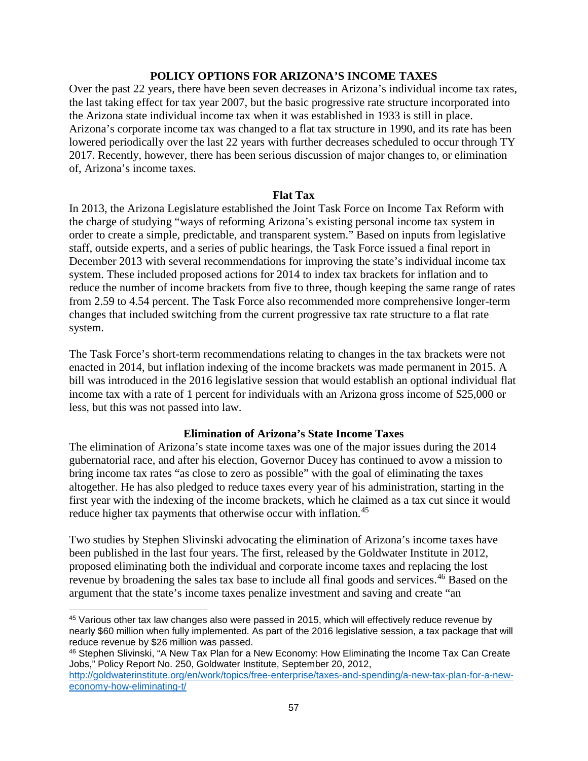## POLICY OPTIONS FOR ARIZONA'S INCOME TAXES

Over the past 22 years, there have been seven decreases in Arizona's individual income tax rates, the last taking effect for tax year 2007, but the basic progressive rate structure incorporated into the Arizona state individual income tax when it was established in 1933 is still in place. Arizona's corporate income tax was changed to a flat tax structure in 1990, and its rate has been lowered periodically over the last 22 years with further decreases scheduled to occur through TY 2017. Recently, however, there has been serious discussion of major changes to, or elimination of, Arizona's income taxes.

### Flat Tax

In 2013, the Arizona Legislature established the Joint Task Force on Income Tax Reform with the charge of studying "ways of reforming Arizona's existing personal income tax system in order to create a simple, predictable, and transparent system." Based on inputs from legislative staff, outside experts, and a series of public hearings, the Task Force issued a final report in December 2013 with several recommendations for improving the state's individual income tax system. These included proposed actions for 2014 to index tax brackets for inflation and to reduce the number of income brackets from five to three, though keeping the same range of rates from 2.59 to 4.54 percent. The Task Force also recommended more comprehensive longer-term changes that included switching from the current progressive tax rate structure to a flat rate system.

The Task Force's short-term recommendations relating to changes in the tax brackets were not enacted in 2014, but inflation indexing of the income brackets was made permanent in 2015. A bill was introduced in the 2016 legislative session that would establish an optional individual flat income tax with a rate of 1 percent for individuals with an Arizona gross income of $25,000 or less, but this was not passed into law.

### Elimination of Arizona's State Income Taxes

The elimination of Arizona's state income taxes was one of the major issues during the 2014 gubernatorial race, and after his election, Governor Ducey has continued to avow a mission to bring income tax rates "as close to zero as possible" with the goal of eliminating the taxes altogether. He has also pledged to reduce taxes every year of his administration, starting in the first year with the indexing of the income brackets, which he claimed as a tax cut since it would reduce higher tax payments that otherwise occur with inflation.[45]

Two studies by Stephen Slivinski advocating the elimination of Arizona's income taxes have been published in the last four years. The first, released by the Goldwater Institute in 2012, proposed eliminating both the individual and corporate income taxes and replacing the lost revenue by broadening the sales tax base to include all final goods and services.[46] Based on the argument that the state's income taxes penalize investment and saving and create "an

---

[45] Various other tax law changes also were passed in 2015, which will effectively reduce revenue by nearly $60 million when fully implemented. As part of the 2016 legislative session, a tax package that will reduce revenue by $26 million was passed.

[46] Stephen Slivinski, "A New Tax Plan for a New Economy: How Eliminating the Income Tax Can Create Jobs," Policy Report No. 250, Goldwater Institute, September 20, 2012, http://goldwaterinstitute.org/en/work/topics/free-enterprise/taxes-and-spending/a-new-tax-plan-for-a-new-economy-how-eliminating-t/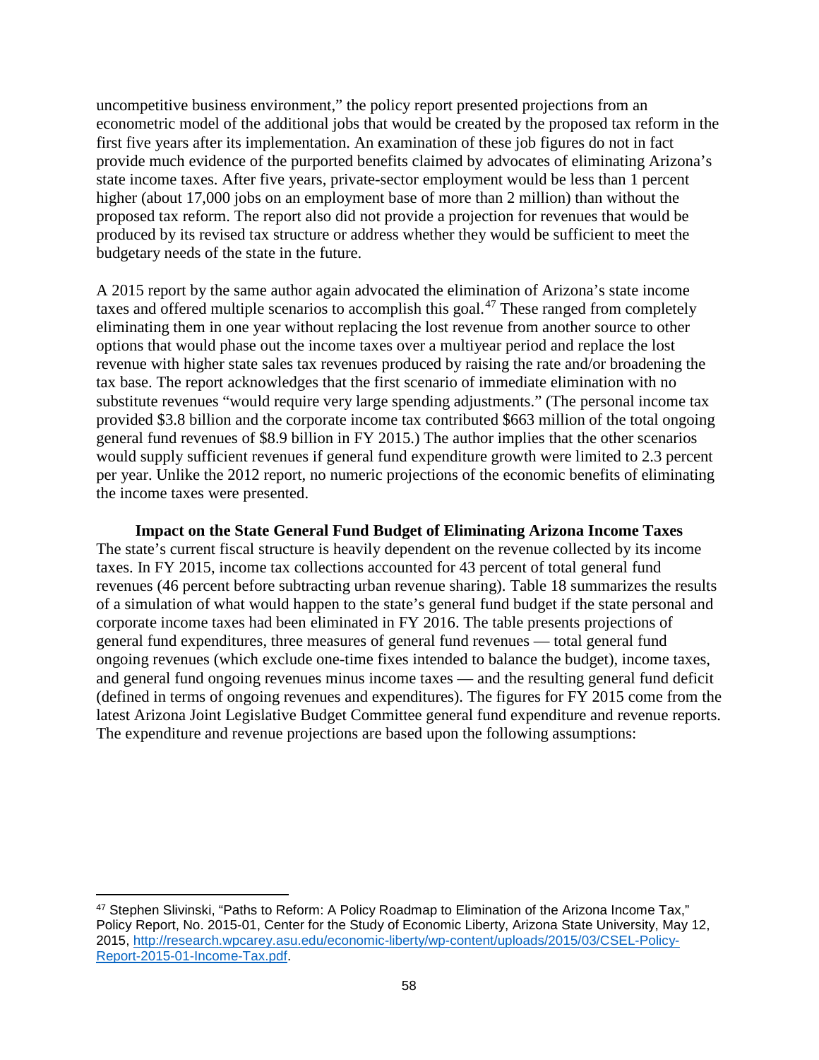uncompetitive business environment," the policy report presented projections from an econometric model of the additional jobs that would be created by the proposed tax reform in the first five years after its implementation. An examination of these job figures do not in fact provide much evidence of the purported benefits claimed by advocates of eliminating Arizona's state income taxes. After five years, private-sector employment would be less than 1 percent higher (about 17,000 jobs on an employment base of more than 2 million) than without the proposed tax reform. The report also did not provide a projection for revenues that would be produced by its revised tax structure or address whether they would be sufficient to meet the budgetary needs of the state in the future.

A 2015 report by the same author again advocated the elimination of Arizona's state income taxes and offered multiple scenarios to accomplish this goal.[47] These ranged from completely eliminating them in one year without replacing the lost revenue from another source to other options that would phase out the income taxes over a multiyear period and replace the lost revenue with higher state sales tax revenues produced by raising the rate and/or broadening the tax base. The report acknowledges that the first scenario of immediate elimination with no substitute revenues "would require very large spending adjustments." (The personal income tax provided \$3.8 billion and the corporate income tax contributed \$663 million of the total ongoing general fund revenues of \$8.9 billion in FY 2015.) The author implies that the other scenarios would supply sufficient revenues if general fund expenditure growth were limited to 2.3 percent per year. Unlike the 2012 report, no numeric projections of the economic benefits of eliminating the income taxes were presented.

### Impact on the State General Fund Budget of Eliminating Arizona Income Taxes

The state's current fiscal structure is heavily dependent on the revenue collected by its income taxes. In FY 2015, income tax collections accounted for 43 percent of total general fund revenues (46 percent before subtracting urban revenue sharing). Table 18 summarizes the results of a simulation of what would happen to the state's general fund budget if the state personal and corporate income taxes had been eliminated in FY 2016. The table presents projections of general fund expenditures, three measures of general fund revenues — total general fund ongoing revenues (which exclude one-time fixes intended to balance the budget), income taxes, and general fund ongoing revenues minus income taxes — and the resulting general fund deficit (defined in terms of ongoing revenues and expenditures). The figures for FY 2015 come from the latest Arizona Joint Legislative Budget Committee general fund expenditure and revenue reports. The expenditure and revenue projections are based upon the following assumptions:

[47] Stephen Slivinski, "Paths to Reform: A Policy Roadmap to Elimination of the Arizona Income Tax," Policy Report, No. 2015-01, Center for the Study of Economic Liberty, Arizona State University, May 12, 2015, [http://research.wpcarey.asu.edu/economic-liberty/wp-content/uploads/2015/03/CSEL-Policy-Report-2015-01-Income-Tax.pdf](http://research.wpcarey.asu.edu/economic-liberty/wp-content/uploads/2015/03/CSEL-Policy-Report-2015-01-Income-Tax.pdf).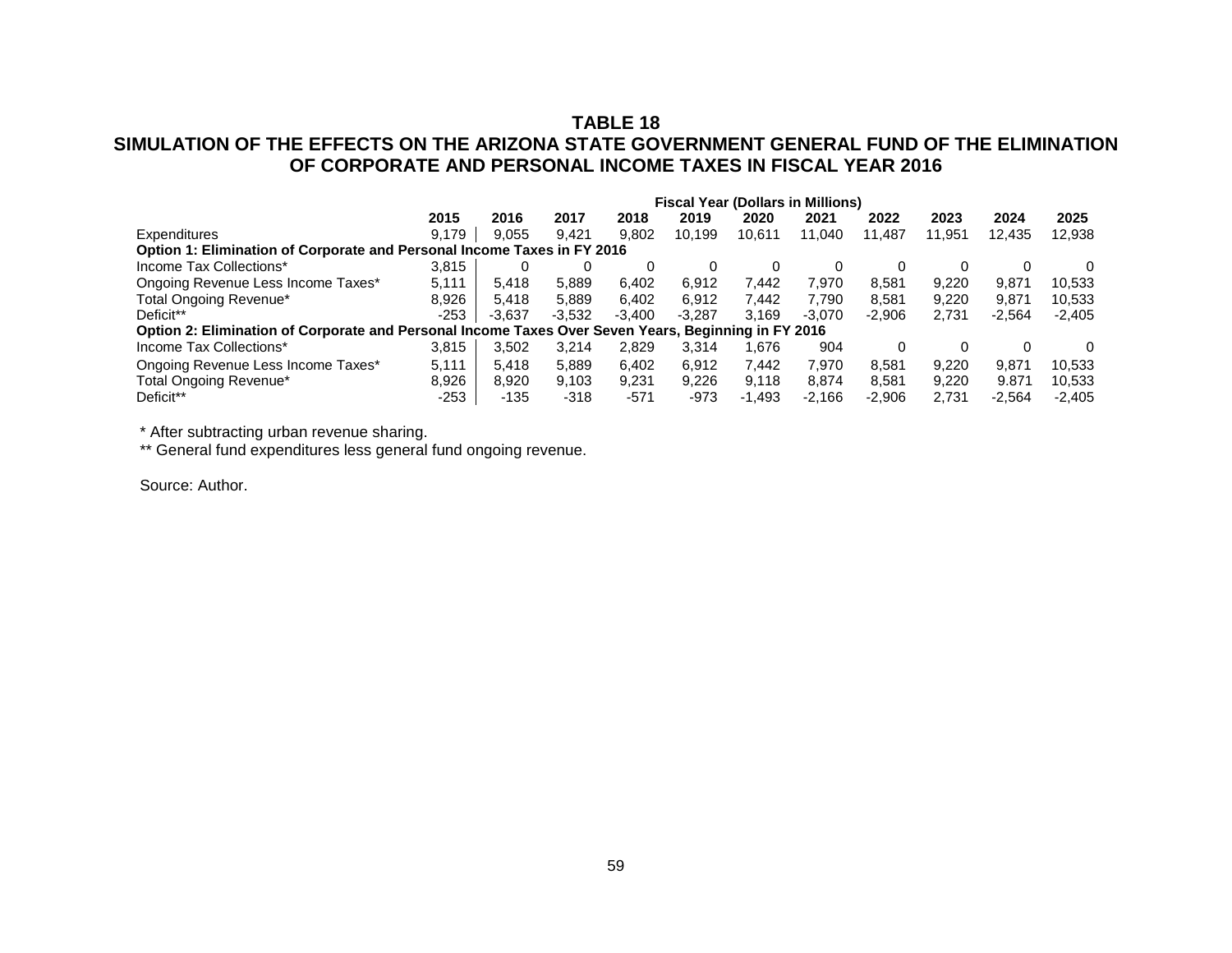## TABLE 18
## SIMULATION OF THE EFFECTS ON THE ARIZONA STATE GOVERNMENT GENERAL FUND OF THE ELIMINATION OF CORPORATE AND PERSONAL INCOME TAXES IN FISCAL YEAR 2016

| | Fiscal Year (Dollars in Millions) | | | | | | | | | | |
|---|---|---|---|---|---|---|---|---|---|---|---|
| | **2015** | **2016** | **2017** | **2018** | **2019** | **2020** | **2021** | **2022** | **2023** | **2024** | **2025** |
| Expenditures | 9,179 | 9,055 | 9,421 | 9,802 | 10,199 | 10,611 | 11,040 | 11,487 | 11,951 | 12,435 | 12,938 |
| **Option 1: Elimination of Corporate and Personal Income Taxes in FY 2016** | | | | | | | | | | | |
| Income Tax Collections* | 3,815 | 0 | 0 | 0 | 0 | 0 | 0 | 0 | 0 | 0 | 0 |
| Ongoing Revenue Less Income Taxes* | 5,111 | 5,418 | 5,889 | 6,402 | 6,912 | 7,442 | 7,970 | 8,581 | 9,220 | 9,871 | 10,533 |
| Total Ongoing Revenue* | 8,926 | 5,418 | 5,889 | 6,402 | 6,912 | 7,442 | 7,790 | 8,581 | 9,220 | 9,871 | 10,533 |
| Deficit** | -253 | -3,637 | -3,532 | -3,400 | -3,287 | 3,169 | -3,070 | -2,906 | 2,731 | -2,564 | -2,405 |
| **Option 2: Elimination of Corporate and Personal Income Taxes Over Seven Years, Beginning in FY 2016** | | | | | | | | | | | |
| Income Tax Collections* | 3,815 | 3,502 | 3,214 | 2,829 | 3,314 | 1,676 | 904 | 0 | 0 | 0 | 0 |
| Ongoing Revenue Less Income Taxes* | 5,111 | 5,418 | 5,889 | 6,402 | 6,912 | 7,442 | 7,970 | 8,581 | 9,220 | 9,871 | 10,533 |
| Total Ongoing Revenue* | 8,926 | 8,920 | 9,103 | 9,231 | 9,226 | 9,118 | 8,874 | 8,581 | 9,220 | 9.871 | 10,533 |
| Deficit** | -253 | -135 | -318 | -571 | -973 | -1,493 | -2,166 | -2,906 | 2,731 | -2,564 | -2,405 |

* After subtracting urban revenue sharing.

** General fund expenditures less general fund ongoing revenue.

Source: Author.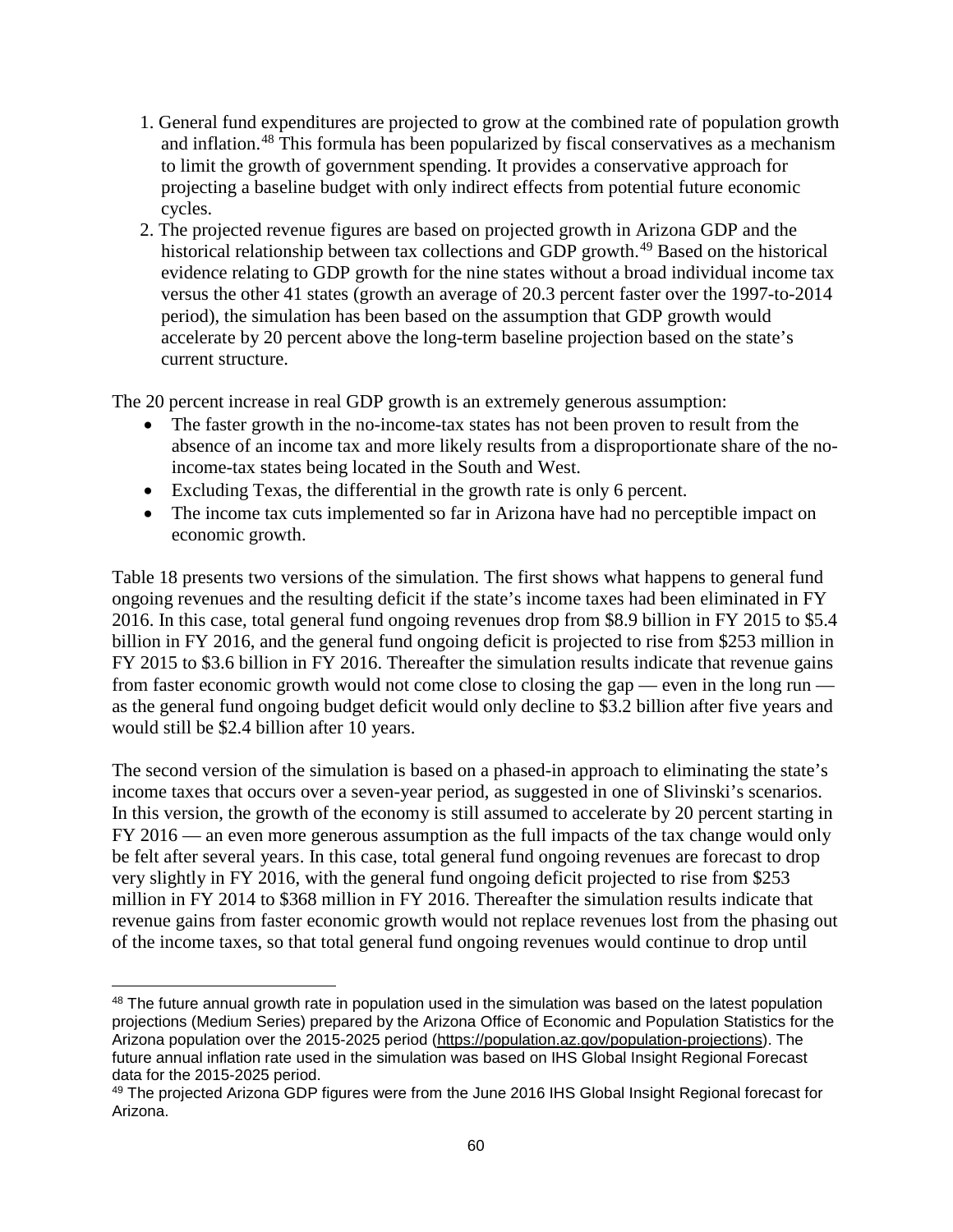1. General fund expenditures are projected to grow at the combined rate of population growth and inflation.[48] This formula has been popularized by fiscal conservatives as a mechanism to limit the growth of government spending. It provides a conservative approach for projecting a baseline budget with only indirect effects from potential future economic cycles.
2. The projected revenue figures are based on projected growth in Arizona GDP and the historical relationship between tax collections and GDP growth.[49] Based on the historical evidence relating to GDP growth for the nine states without a broad individual income tax versus the other 41 states (growth an average of 20.3 percent faster over the 1997-to-2014 period), the simulation has been based on the assumption that GDP growth would accelerate by 20 percent above the long-term baseline projection based on the state's current structure.

The 20 percent increase in real GDP growth is an extremely generous assumption:

- The faster growth in the no-income-tax states has not been proven to result from the absence of an income tax and more likely results from a disproportionate share of the no-income-tax states being located in the South and West.
- Excluding Texas, the differential in the growth rate is only 6 percent.
- The income tax cuts implemented so far in Arizona have had no perceptible impact on economic growth.

Table 18 presents two versions of the simulation. The first shows what happens to general fund ongoing revenues and the resulting deficit if the state's income taxes had been eliminated in FY 2016. In this case, total general fund ongoing revenues drop from $8.9 billion in FY 2015 to $5.4 billion in FY 2016, and the general fund ongoing deficit is projected to rise from $253 million in FY 2015 to $3.6 billion in FY 2016. Thereafter the simulation results indicate that revenue gains from faster economic growth would not come close to closing the gap — even in the long run — as the general fund ongoing budget deficit would only decline to $3.2 billion after five years and would still be $2.4 billion after 10 years.

The second version of the simulation is based on a phased-in approach to eliminating the state's income taxes that occurs over a seven-year period, as suggested in one of Slivinski's scenarios. In this version, the growth of the economy is still assumed to accelerate by 20 percent starting in FY 2016 — an even more generous assumption as the full impacts of the tax change would only be felt after several years. In this case, total general fund ongoing revenues are forecast to drop very slightly in FY 2016, with the general fund ongoing deficit projected to rise from $253 million in FY 2014 to $368 million in FY 2016. Thereafter the simulation results indicate that revenue gains from faster economic growth would not replace revenues lost from the phasing out of the income taxes, so that total general fund ongoing revenues would continue to drop until

[48] The future annual growth rate in population used in the simulation was based on the latest population projections (Medium Series) prepared by the Arizona Office of Economic and Population Statistics for the Arizona population over the 2015-2025 period (https://population.az.gov/population-projections). The future annual inflation rate used in the simulation was based on IHS Global Insight Regional Forecast data for the 2015-2025 period.

[49] The projected Arizona GDP figures were from the June 2016 IHS Global Insight Regional forecast for Arizona.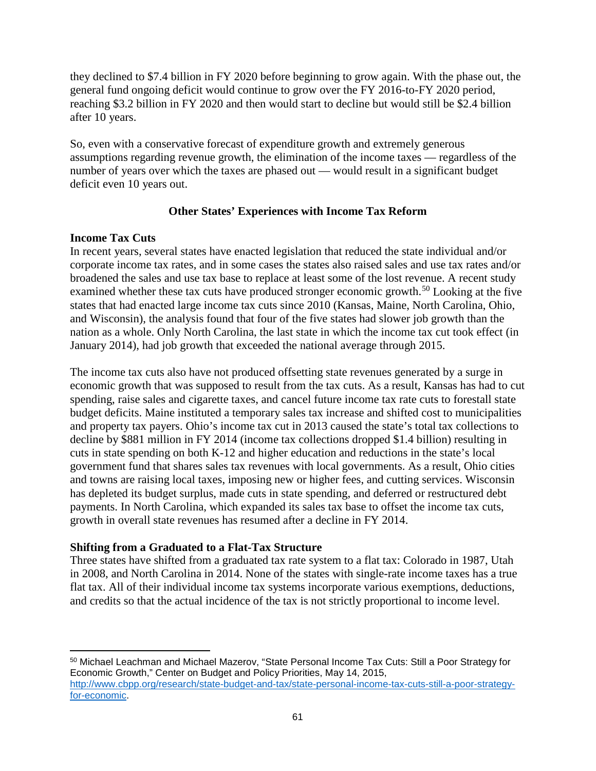they declined to $7.4 billion in FY 2020 before beginning to grow again. With the phase out, the general fund ongoing deficit would continue to grow over the FY 2016-to-FY 2020 period, reaching $3.2 billion in FY 2020 and then would start to decline but would still be $2.4 billion after 10 years.

So, even with a conservative forecast of expenditure growth and extremely generous assumptions regarding revenue growth, the elimination of the income taxes — regardless of the number of years over which the taxes are phased out — would result in a significant budget deficit even 10 years out.

## Other States' Experiences with Income Tax Reform

### Income Tax Cuts

In recent years, several states have enacted legislation that reduced the state individual and/or corporate income tax rates, and in some cases the states also raised sales and use tax rates and/or broadened the sales and use tax base to replace at least some of the lost revenue. A recent study examined whether these tax cuts have produced stronger economic growth.[50] Looking at the five states that had enacted large income tax cuts since 2010 (Kansas, Maine, North Carolina, Ohio, and Wisconsin), the analysis found that four of the five states had slower job growth than the nation as a whole. Only North Carolina, the last state in which the income tax cut took effect (in January 2014), had job growth that exceeded the national average through 2015.

The income tax cuts also have not produced offsetting state revenues generated by a surge in economic growth that was supposed to result from the tax cuts. As a result, Kansas has had to cut spending, raise sales and cigarette taxes, and cancel future income tax rate cuts to forestall state budget deficits. Maine instituted a temporary sales tax increase and shifted cost to municipalities and property tax payers. Ohio's income tax cut in 2013 caused the state's total tax collections to decline by $881 million in FY 2014 (income tax collections dropped $1.4 billion) resulting in cuts in state spending on both K-12 and higher education and reductions in the state's local government fund that shares sales tax revenues with local governments. As a result, Ohio cities and towns are raising local taxes, imposing new or higher fees, and cutting services. Wisconsin has depleted its budget surplus, made cuts in state spending, and deferred or restructured debt payments. In North Carolina, which expanded its sales tax base to offset the income tax cuts, growth in overall state revenues has resumed after a decline in FY 2014.

### Shifting from a Graduated to a Flat-Tax Structure

Three states have shifted from a graduated tax rate system to a flat tax: Colorado in 1987, Utah in 2008, and North Carolina in 2014. None of the states with single-rate income taxes has a true flat tax. All of their individual income tax systems incorporate various exemptions, deductions, and credits so that the actual incidence of the tax is not strictly proportional to income level.

---

[50] Michael Leachman and Michael Mazerov, "State Personal Income Tax Cuts: Still a Poor Strategy for Economic Growth," Center on Budget and Policy Priorities, May 14, 2015, http://www.cbpp.org/research/state-budget-and-tax/state-personal-income-tax-cuts-still-a-poor-strategy-for-economic.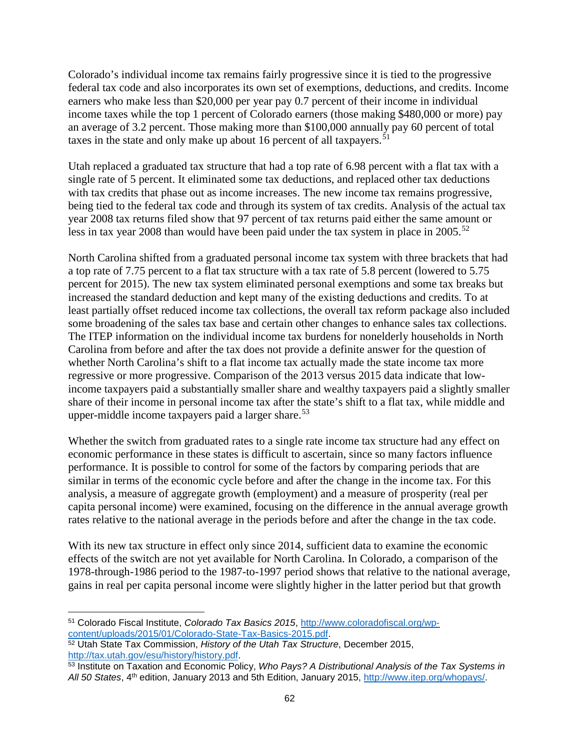Colorado's individual income tax remains fairly progressive since it is tied to the progressive federal tax code and also incorporates its own set of exemptions, deductions, and credits. Income earners who make less than $20,000 per year pay 0.7 percent of their income in individual income taxes while the top 1 percent of Colorado earners (those making $480,000 or more) pay an average of 3.2 percent. Those making more than $100,000 annually pay 60 percent of total taxes in the state and only make up about 16 percent of all taxpayers.[51]

Utah replaced a graduated tax structure that had a top rate of 6.98 percent with a flat tax with a single rate of 5 percent. It eliminated some tax deductions, and replaced other tax deductions with tax credits that phase out as income increases. The new income tax remains progressive, being tied to the federal tax code and through its system of tax credits. Analysis of the actual tax year 2008 tax returns filed show that 97 percent of tax returns paid either the same amount or less in tax year 2008 than would have been paid under the tax system in place in 2005.[52]

North Carolina shifted from a graduated personal income tax system with three brackets that had a top rate of 7.75 percent to a flat tax structure with a tax rate of 5.8 percent (lowered to 5.75 percent for 2015). The new tax system eliminated personal exemptions and some tax breaks but increased the standard deduction and kept many of the existing deductions and credits. To at least partially offset reduced income tax collections, the overall tax reform package also included some broadening of the sales tax base and certain other changes to enhance sales tax collections. The ITEP information on the individual income tax burdens for nonelderly households in North Carolina from before and after the tax does not provide a definite answer for the question of whether North Carolina's shift to a flat income tax actually made the state income tax more regressive or more progressive. Comparison of the 2013 versus 2015 data indicate that low-income taxpayers paid a substantially smaller share and wealthy taxpayers paid a slightly smaller share of their income in personal income tax after the state's shift to a flat tax, while middle and upper-middle income taxpayers paid a larger share.[53]

Whether the switch from graduated rates to a single rate income tax structure had any effect on economic performance in these states is difficult to ascertain, since so many factors influence performance. It is possible to control for some of the factors by comparing periods that are similar in terms of the economic cycle before and after the change in the income tax. For this analysis, a measure of aggregate growth (employment) and a measure of prosperity (real per capita personal income) were examined, focusing on the difference in the annual average growth rates relative to the national average in the periods before and after the change in the tax code.

With its new tax structure in effect only since 2014, sufficient data to examine the economic effects of the switch are not yet available for North Carolina. In Colorado, a comparison of the 1978-through-1986 period to the 1987-to-1997 period shows that relative to the national average, gains in real per capita personal income were slightly higher in the latter period but that growth

---

[51] Colorado Fiscal Institute, *Colorado Tax Basics 2015*, http://www.coloradofiscal.org/wp-content/uploads/2015/01/Colorado-State-Tax-Basics-2015.pdf.

[52] Utah State Tax Commission, *History of the Utah Tax Structure*, December 2015, http://tax.utah.gov/esu/history/history.pdf.

[53] Institute on Taxation and Economic Policy, *Who Pays? A Distributional Analysis of the Tax Systems in All 50 States*, 4th edition, January 2013 and 5th Edition, January 2015, http://www.itep.org/whopays/.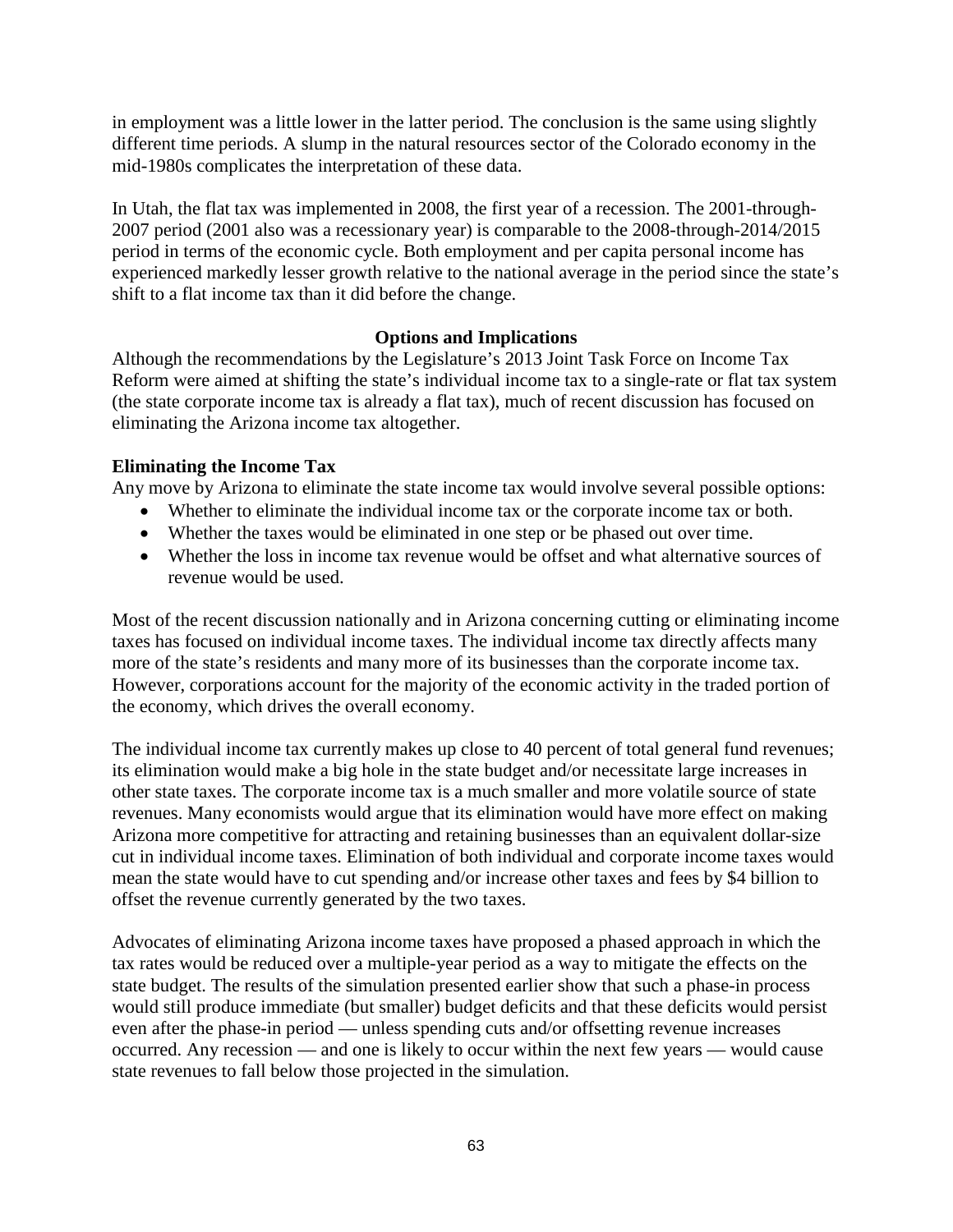in employment was a little lower in the latter period. The conclusion is the same using slightly different time periods. A slump in the natural resources sector of the Colorado economy in the mid-1980s complicates the interpretation of these data.

In Utah, the flat tax was implemented in 2008, the first year of a recession. The 2001-through-2007 period (2001 also was a recessionary year) is comparable to the 2008-through-2014/2015 period in terms of the economic cycle. Both employment and per capita personal income has experienced markedly lesser growth relative to the national average in the period since the state's shift to a flat income tax than it did before the change.

## Options and Implications

Although the recommendations by the Legislature's 2013 Joint Task Force on Income Tax Reform were aimed at shifting the state's individual income tax to a single-rate or flat tax system (the state corporate income tax is already a flat tax), much of recent discussion has focused on eliminating the Arizona income tax altogether.

### Eliminating the Income Tax

Any move by Arizona to eliminate the state income tax would involve several possible options:

- Whether to eliminate the individual income tax or the corporate income tax or both.
- Whether the taxes would be eliminated in one step or be phased out over time.
- Whether the loss in income tax revenue would be offset and what alternative sources of revenue would be used.

Most of the recent discussion nationally and in Arizona concerning cutting or eliminating income taxes has focused on individual income taxes. The individual income tax directly affects many more of the state's residents and many more of its businesses than the corporate income tax. However, corporations account for the majority of the economic activity in the traded portion of the economy, which drives the overall economy.

The individual income tax currently makes up close to 40 percent of total general fund revenues; its elimination would make a big hole in the state budget and/or necessitate large increases in other state taxes. The corporate income tax is a much smaller and more volatile source of state revenues. Many economists would argue that its elimination would have more effect on making Arizona more competitive for attracting and retaining businesses than an equivalent dollar-size cut in individual income taxes. Elimination of both individual and corporate income taxes would mean the state would have to cut spending and/or increase other taxes and fees by $4 billion to offset the revenue currently generated by the two taxes.

Advocates of eliminating Arizona income taxes have proposed a phased approach in which the tax rates would be reduced over a multiple-year period as a way to mitigate the effects on the state budget. The results of the simulation presented earlier show that such a phase-in process would still produce immediate (but smaller) budget deficits and that these deficits would persist even after the phase-in period — unless spending cuts and/or offsetting revenue increases occurred. Any recession — and one is likely to occur within the next few years — would cause state revenues to fall below those projected in the simulation.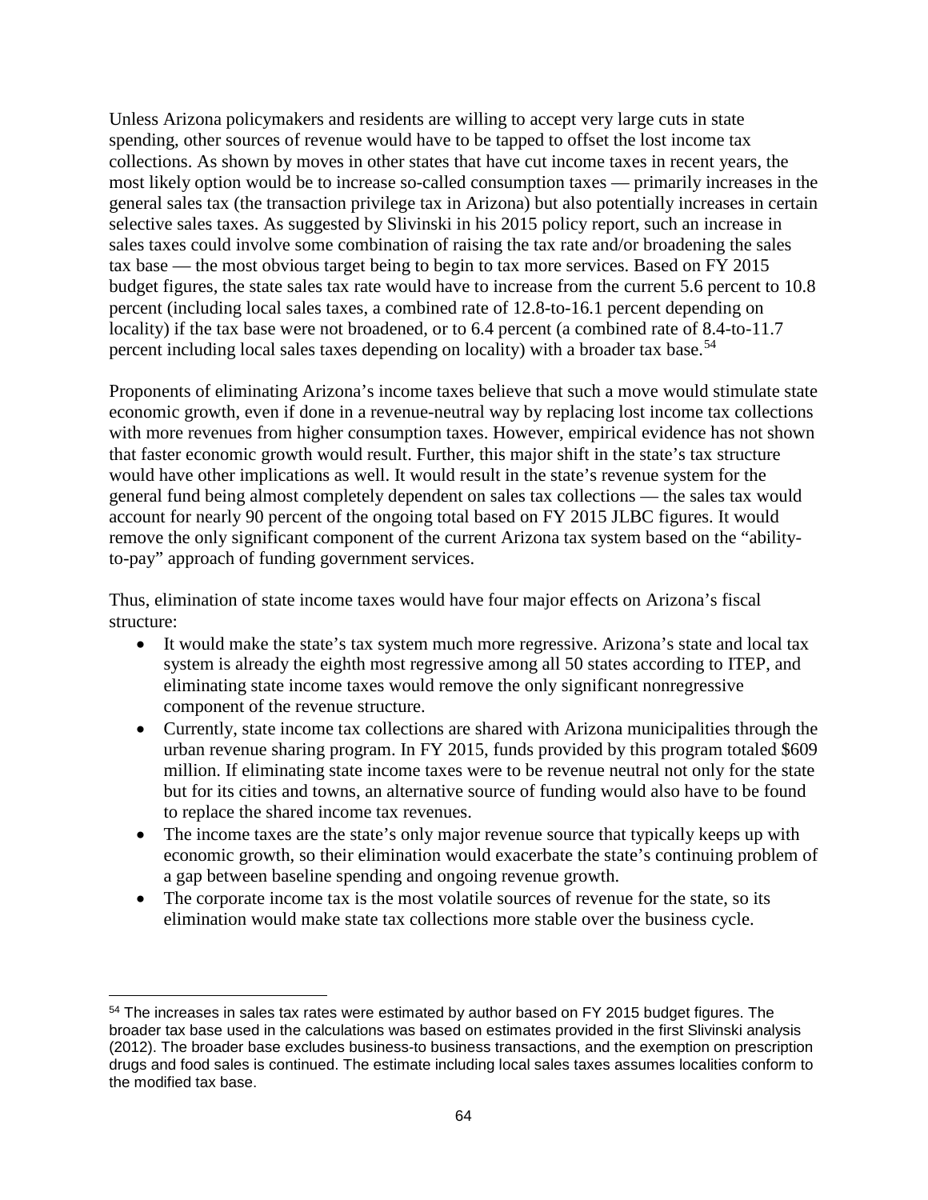Unless Arizona policymakers and residents are willing to accept very large cuts in state spending, other sources of revenue would have to be tapped to offset the lost income tax collections. As shown by moves in other states that have cut income taxes in recent years, the most likely option would be to increase so-called consumption taxes — primarily increases in the general sales tax (the transaction privilege tax in Arizona) but also potentially increases in certain selective sales taxes. As suggested by Slivinski in his 2015 policy report, such an increase in sales taxes could involve some combination of raising the tax rate and/or broadening the sales tax base — the most obvious target being to begin to tax more services. Based on FY 2015 budget figures, the state sales tax rate would have to increase from the current 5.6 percent to 10.8 percent (including local sales taxes, a combined rate of 12.8-to-16.1 percent depending on locality) if the tax base were not broadened, or to 6.4 percent (a combined rate of 8.4-to-11.7 percent including local sales taxes depending on locality) with a broader tax base.[54]

Proponents of eliminating Arizona's income taxes believe that such a move would stimulate state economic growth, even if done in a revenue-neutral way by replacing lost income tax collections with more revenues from higher consumption taxes. However, empirical evidence has not shown that faster economic growth would result. Further, this major shift in the state's tax structure would have other implications as well. It would result in the state's revenue system for the general fund being almost completely dependent on sales tax collections — the sales tax would account for nearly 90 percent of the ongoing total based on FY 2015 JLBC figures. It would remove the only significant component of the current Arizona tax system based on the "ability-to-pay" approach of funding government services.

Thus, elimination of state income taxes would have four major effects on Arizona's fiscal structure:

- It would make the state's tax system much more regressive. Arizona's state and local tax system is already the eighth most regressive among all 50 states according to ITEP, and eliminating state income taxes would remove the only significant nonregressive component of the revenue structure.
- Currently, state income tax collections are shared with Arizona municipalities through the urban revenue sharing program. In FY 2015, funds provided by this program totaled $609 million. If eliminating state income taxes were to be revenue neutral not only for the state but for its cities and towns, an alternative source of funding would also have to be found to replace the shared income tax revenues.
- The income taxes are the state's only major revenue source that typically keeps up with economic growth, so their elimination would exacerbate the state's continuing problem of a gap between baseline spending and ongoing revenue growth.
- The corporate income tax is the most volatile sources of revenue for the state, so its elimination would make state tax collections more stable over the business cycle.

---

[54] The increases in sales tax rates were estimated by author based on FY 2015 budget figures. The broader tax base used in the calculations was based on estimates provided in the first Slivinski analysis (2012). The broader base excludes business-to business transactions, and the exemption on prescription drugs and food sales is continued. The estimate including local sales taxes assumes localities conform to the modified tax base.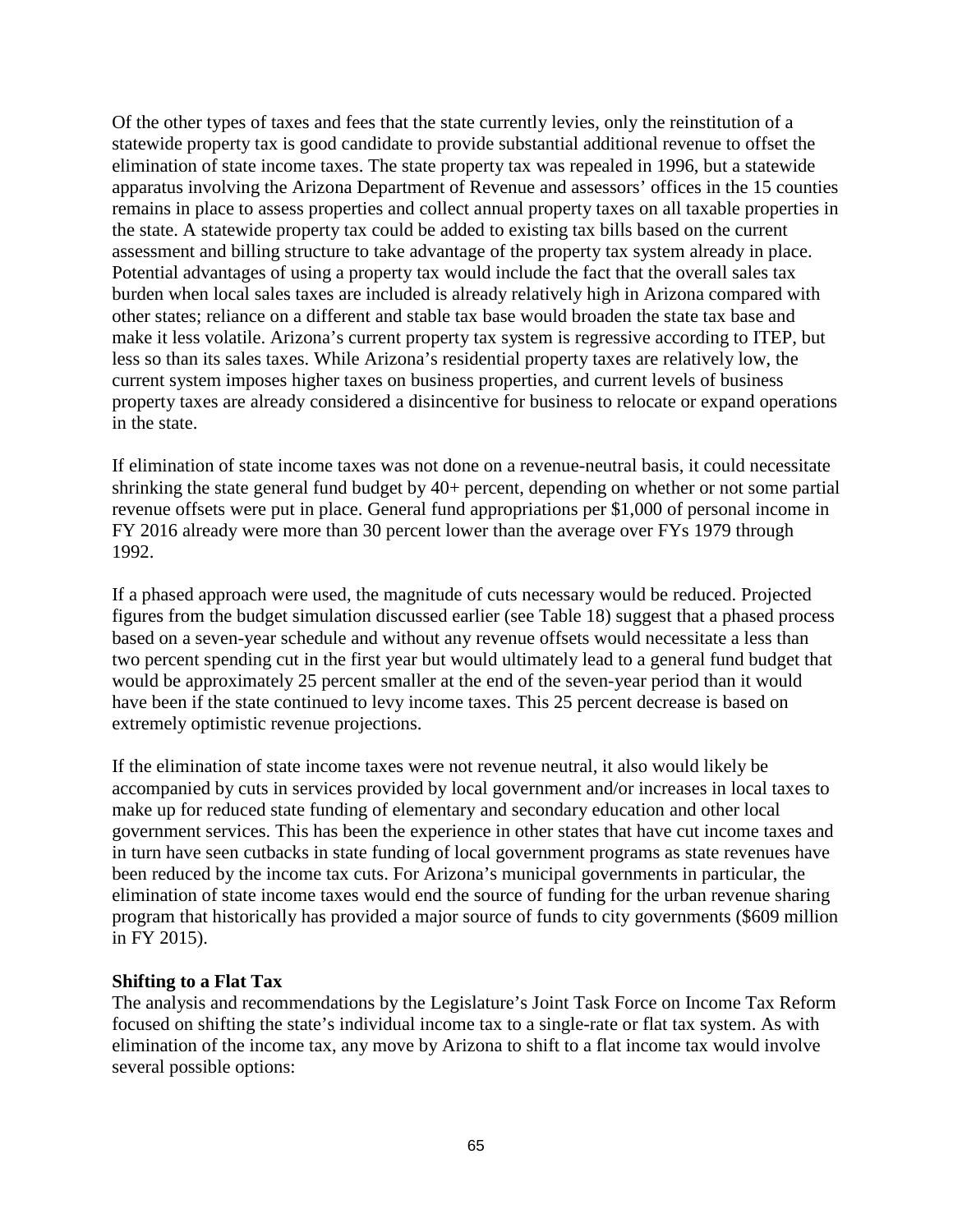Of the other types of taxes and fees that the state currently levies, only the reinstitution of a statewide property tax is good candidate to provide substantial additional revenue to offset the elimination of state income taxes. The state property tax was repealed in 1996, but a statewide apparatus involving the Arizona Department of Revenue and assessors' offices in the 15 counties remains in place to assess properties and collect annual property taxes on all taxable properties in the state. A statewide property tax could be added to existing tax bills based on the current assessment and billing structure to take advantage of the property tax system already in place. Potential advantages of using a property tax would include the fact that the overall sales tax burden when local sales taxes are included is already relatively high in Arizona compared with other states; reliance on a different and stable tax base would broaden the state tax base and make it less volatile. Arizona's current property tax system is regressive according to ITEP, but less so than its sales taxes. While Arizona's residential property taxes are relatively low, the current system imposes higher taxes on business properties, and current levels of business property taxes are already considered a disincentive for business to relocate or expand operations in the state.

If elimination of state income taxes was not done on a revenue-neutral basis, it could necessitate shrinking the state general fund budget by 40+ percent, depending on whether or not some partial revenue offsets were put in place. General fund appropriations per $1,000 of personal income in FY 2016 already were more than 30 percent lower than the average over FYs 1979 through 1992.

If a phased approach were used, the magnitude of cuts necessary would be reduced. Projected figures from the budget simulation discussed earlier (see Table 18) suggest that a phased process based on a seven-year schedule and without any revenue offsets would necessitate a less than two percent spending cut in the first year but would ultimately lead to a general fund budget that would be approximately 25 percent smaller at the end of the seven-year period than it would have been if the state continued to levy income taxes. This 25 percent decrease is based on extremely optimistic revenue projections.

If the elimination of state income taxes were not revenue neutral, it also would likely be accompanied by cuts in services provided by local government and/or increases in local taxes to make up for reduced state funding of elementary and secondary education and other local government services. This has been the experience in other states that have cut income taxes and in turn have seen cutbacks in state funding of local government programs as state revenues have been reduced by the income tax cuts. For Arizona's municipal governments in particular, the elimination of state income taxes would end the source of funding for the urban revenue sharing program that historically has provided a major source of funds to city governments ($609 million in FY 2015).

**Shifting to a Flat Tax**

The analysis and recommendations by the Legislature's Joint Task Force on Income Tax Reform focused on shifting the state's individual income tax to a single-rate or flat tax system. As with elimination of the income tax, any move by Arizona to shift to a flat income tax would involve several possible options: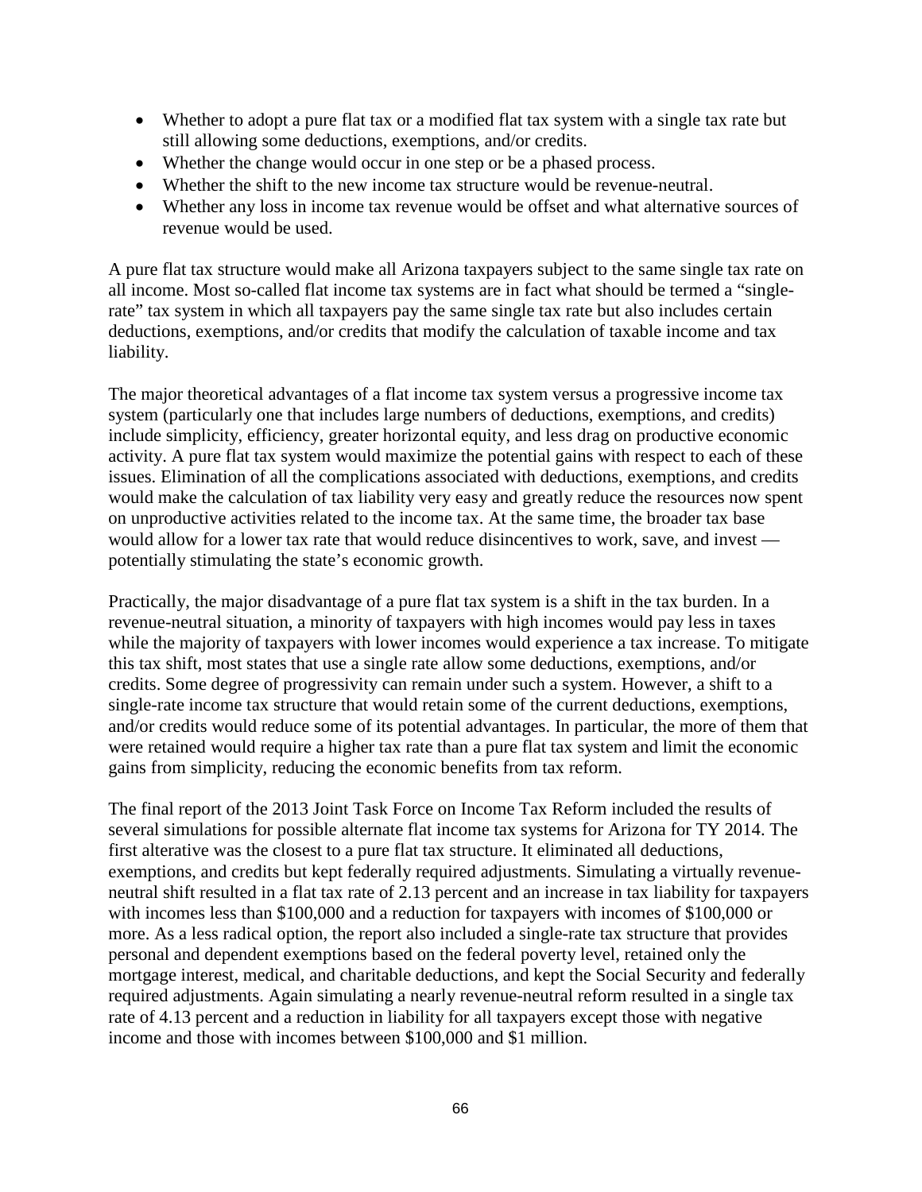- Whether to adopt a pure flat tax or a modified flat tax system with a single tax rate but still allowing some deductions, exemptions, and/or credits.
- Whether the change would occur in one step or be a phased process.
- Whether the shift to the new income tax structure would be revenue-neutral.
- Whether any loss in income tax revenue would be offset and what alternative sources of revenue would be used.

A pure flat tax structure would make all Arizona taxpayers subject to the same single tax rate on all income. Most so-called flat income tax systems are in fact what should be termed a "single-rate" tax system in which all taxpayers pay the same single tax rate but also includes certain deductions, exemptions, and/or credits that modify the calculation of taxable income and tax liability.

The major theoretical advantages of a flat income tax system versus a progressive income tax system (particularly one that includes large numbers of deductions, exemptions, and credits) include simplicity, efficiency, greater horizontal equity, and less drag on productive economic activity. A pure flat tax system would maximize the potential gains with respect to each of these issues. Elimination of all the complications associated with deductions, exemptions, and credits would make the calculation of tax liability very easy and greatly reduce the resources now spent on unproductive activities related to the income tax. At the same time, the broader tax base would allow for a lower tax rate that would reduce disincentives to work, save, and invest — potentially stimulating the state's economic growth.

Practically, the major disadvantage of a pure flat tax system is a shift in the tax burden. In a revenue-neutral situation, a minority of taxpayers with high incomes would pay less in taxes while the majority of taxpayers with lower incomes would experience a tax increase. To mitigate this tax shift, most states that use a single rate allow some deductions, exemptions, and/or credits. Some degree of progressivity can remain under such a system. However, a shift to a single-rate income tax structure that would retain some of the current deductions, exemptions, and/or credits would reduce some of its potential advantages. In particular, the more of them that were retained would require a higher tax rate than a pure flat tax system and limit the economic gains from simplicity, reducing the economic benefits from tax reform.

The final report of the 2013 Joint Task Force on Income Tax Reform included the results of several simulations for possible alternate flat income tax systems for Arizona for TY 2014. The first alterative was the closest to a pure flat tax structure. It eliminated all deductions, exemptions, and credits but kept federally required adjustments. Simulating a virtually revenue-neutral shift resulted in a flat tax rate of 2.13 percent and an increase in tax liability for taxpayers with incomes less than $100,000 and a reduction for taxpayers with incomes of $100,000 or more. As a less radical option, the report also included a single-rate tax structure that provides personal and dependent exemptions based on the federal poverty level, retained only the mortgage interest, medical, and charitable deductions, and kept the Social Security and federally required adjustments. Again simulating a nearly revenue-neutral reform resulted in a single tax rate of 4.13 percent and a reduction in liability for all taxpayers except those with negative income and those with incomes between $100,000 and $1 million.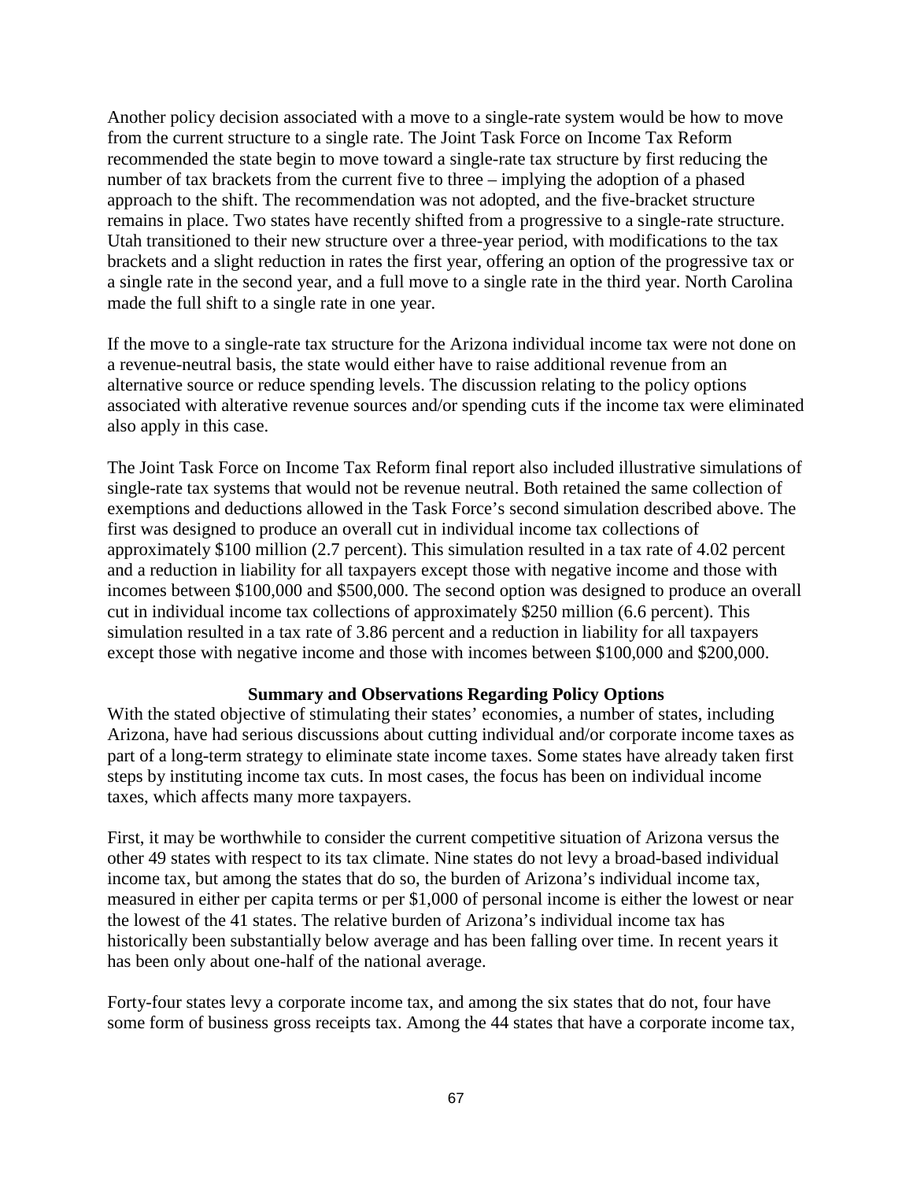Another policy decision associated with a move to a single-rate system would be how to move from the current structure to a single rate. The Joint Task Force on Income Tax Reform recommended the state begin to move toward a single-rate tax structure by first reducing the number of tax brackets from the current five to three – implying the adoption of a phased approach to the shift. The recommendation was not adopted, and the five-bracket structure remains in place. Two states have recently shifted from a progressive to a single-rate structure. Utah transitioned to their new structure over a three-year period, with modifications to the tax brackets and a slight reduction in rates the first year, offering an option of the progressive tax or a single rate in the second year, and a full move to a single rate in the third year. North Carolina made the full shift to a single rate in one year.

If the move to a single-rate tax structure for the Arizona individual income tax were not done on a revenue-neutral basis, the state would either have to raise additional revenue from an alternative source or reduce spending levels. The discussion relating to the policy options associated with alterative revenue sources and/or spending cuts if the income tax were eliminated also apply in this case.

The Joint Task Force on Income Tax Reform final report also included illustrative simulations of single-rate tax systems that would not be revenue neutral. Both retained the same collection of exemptions and deductions allowed in the Task Force's second simulation described above. The first was designed to produce an overall cut in individual income tax collections of approximately $100 million (2.7 percent). This simulation resulted in a tax rate of 4.02 percent and a reduction in liability for all taxpayers except those with negative income and those with incomes between $100,000 and $500,000. The second option was designed to produce an overall cut in individual income tax collections of approximately $250 million (6.6 percent). This simulation resulted in a tax rate of 3.86 percent and a reduction in liability for all taxpayers except those with negative income and those with incomes between $100,000 and $200,000.

## Summary and Observations Regarding Policy Options

With the stated objective of stimulating their states' economies, a number of states, including Arizona, have had serious discussions about cutting individual and/or corporate income taxes as part of a long-term strategy to eliminate state income taxes. Some states have already taken first steps by instituting income tax cuts. In most cases, the focus has been on individual income taxes, which affects many more taxpayers.

First, it may be worthwhile to consider the current competitive situation of Arizona versus the other 49 states with respect to its tax climate. Nine states do not levy a broad-based individual income tax, but among the states that do so, the burden of Arizona's individual income tax, measured in either per capita terms or per $1,000 of personal income is either the lowest or near the lowest of the 41 states. The relative burden of Arizona's individual income tax has historically been substantially below average and has been falling over time. In recent years it has been only about one-half of the national average.

Forty-four states levy a corporate income tax, and among the six states that do not, four have some form of business gross receipts tax. Among the 44 states that have a corporate income tax,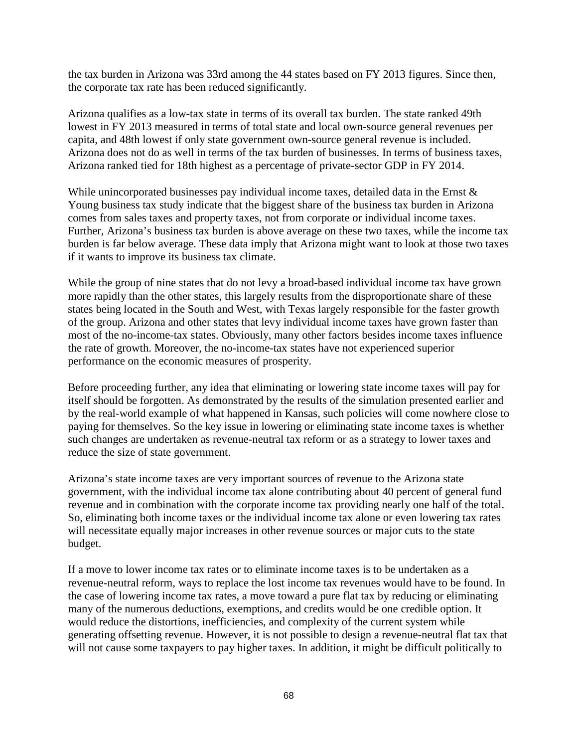the tax burden in Arizona was 33rd among the 44 states based on FY 2013 figures. Since then, the corporate tax rate has been reduced significantly.

Arizona qualifies as a low-tax state in terms of its overall tax burden. The state ranked 49th lowest in FY 2013 measured in terms of total state and local own-source general revenues per capita, and 48th lowest if only state government own-source general revenue is included. Arizona does not do as well in terms of the tax burden of businesses. In terms of business taxes, Arizona ranked tied for 18th highest as a percentage of private-sector GDP in FY 2014.

While unincorporated businesses pay individual income taxes, detailed data in the Ernst & Young business tax study indicate that the biggest share of the business tax burden in Arizona comes from sales taxes and property taxes, not from corporate or individual income taxes. Further, Arizona's business tax burden is above average on these two taxes, while the income tax burden is far below average. These data imply that Arizona might want to look at those two taxes if it wants to improve its business tax climate.

While the group of nine states that do not levy a broad-based individual income tax have grown more rapidly than the other states, this largely results from the disproportionate share of these states being located in the South and West, with Texas largely responsible for the faster growth of the group. Arizona and other states that levy individual income taxes have grown faster than most of the no-income-tax states. Obviously, many other factors besides income taxes influence the rate of growth. Moreover, the no-income-tax states have not experienced superior performance on the economic measures of prosperity.

Before proceeding further, any idea that eliminating or lowering state income taxes will pay for itself should be forgotten. As demonstrated by the results of the simulation presented earlier and by the real-world example of what happened in Kansas, such policies will come nowhere close to paying for themselves. So the key issue in lowering or eliminating state income taxes is whether such changes are undertaken as revenue-neutral tax reform or as a strategy to lower taxes and reduce the size of state government.

Arizona's state income taxes are very important sources of revenue to the Arizona state government, with the individual income tax alone contributing about 40 percent of general fund revenue and in combination with the corporate income tax providing nearly one half of the total. So, eliminating both income taxes or the individual income tax alone or even lowering tax rates will necessitate equally major increases in other revenue sources or major cuts to the state budget.

If a move to lower income tax rates or to eliminate income taxes is to be undertaken as a revenue-neutral reform, ways to replace the lost income tax revenues would have to be found. In the case of lowering income tax rates, a move toward a pure flat tax by reducing or eliminating many of the numerous deductions, exemptions, and credits would be one credible option. It would reduce the distortions, inefficiencies, and complexity of the current system while generating offsetting revenue. However, it is not possible to design a revenue-neutral flat tax that will not cause some taxpayers to pay higher taxes. In addition, it might be difficult politically to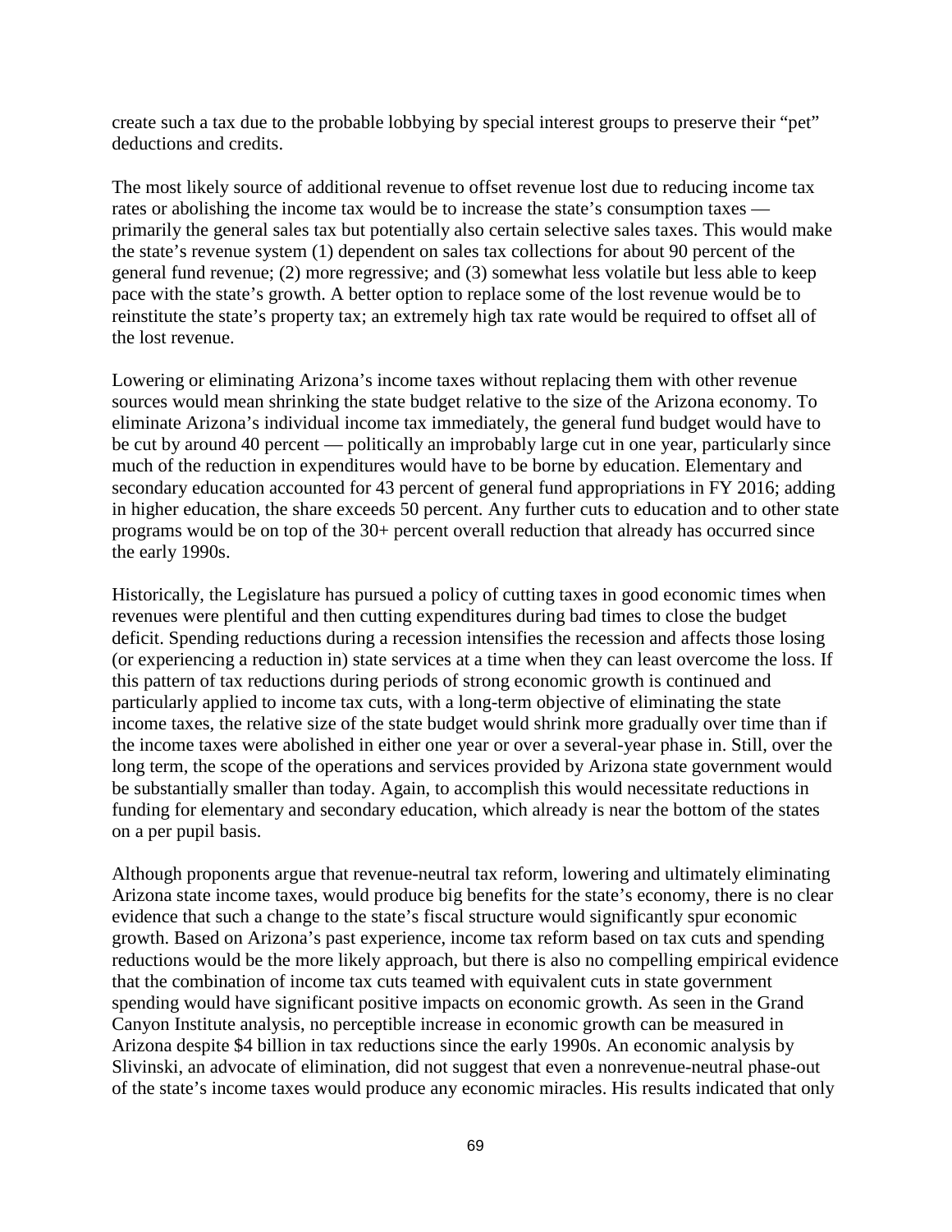create such a tax due to the probable lobbying by special interest groups to preserve their "pet" deductions and credits.

The most likely source of additional revenue to offset revenue lost due to reducing income tax rates or abolishing the income tax would be to increase the state's consumption taxes — primarily the general sales tax but potentially also certain selective sales taxes. This would make the state's revenue system (1) dependent on sales tax collections for about 90 percent of the general fund revenue; (2) more regressive; and (3) somewhat less volatile but less able to keep pace with the state's growth. A better option to replace some of the lost revenue would be to reinstitute the state's property tax; an extremely high tax rate would be required to offset all of the lost revenue.

Lowering or eliminating Arizona's income taxes without replacing them with other revenue sources would mean shrinking the state budget relative to the size of the Arizona economy. To eliminate Arizona's individual income tax immediately, the general fund budget would have to be cut by around 40 percent — politically an improbably large cut in one year, particularly since much of the reduction in expenditures would have to be borne by education. Elementary and secondary education accounted for 43 percent of general fund appropriations in FY 2016; adding in higher education, the share exceeds 50 percent. Any further cuts to education and to other state programs would be on top of the 30+ percent overall reduction that already has occurred since the early 1990s.

Historically, the Legislature has pursued a policy of cutting taxes in good economic times when revenues were plentiful and then cutting expenditures during bad times to close the budget deficit. Spending reductions during a recession intensifies the recession and affects those losing (or experiencing a reduction in) state services at a time when they can least overcome the loss. If this pattern of tax reductions during periods of strong economic growth is continued and particularly applied to income tax cuts, with a long-term objective of eliminating the state income taxes, the relative size of the state budget would shrink more gradually over time than if the income taxes were abolished in either one year or over a several-year phase in. Still, over the long term, the scope of the operations and services provided by Arizona state government would be substantially smaller than today. Again, to accomplish this would necessitate reductions in funding for elementary and secondary education, which already is near the bottom of the states on a per pupil basis.

Although proponents argue that revenue-neutral tax reform, lowering and ultimately eliminating Arizona state income taxes, would produce big benefits for the state's economy, there is no clear evidence that such a change to the state's fiscal structure would significantly spur economic growth. Based on Arizona's past experience, income tax reform based on tax cuts and spending reductions would be the more likely approach, but there is also no compelling empirical evidence that the combination of income tax cuts teamed with equivalent cuts in state government spending would have significant positive impacts on economic growth. As seen in the Grand Canyon Institute analysis, no perceptible increase in economic growth can be measured in Arizona despite $4 billion in tax reductions since the early 1990s. An economic analysis by Slivinski, an advocate of elimination, did not suggest that even a nonrevenue-neutral phase-out of the state's income taxes would produce any economic miracles. His results indicated that only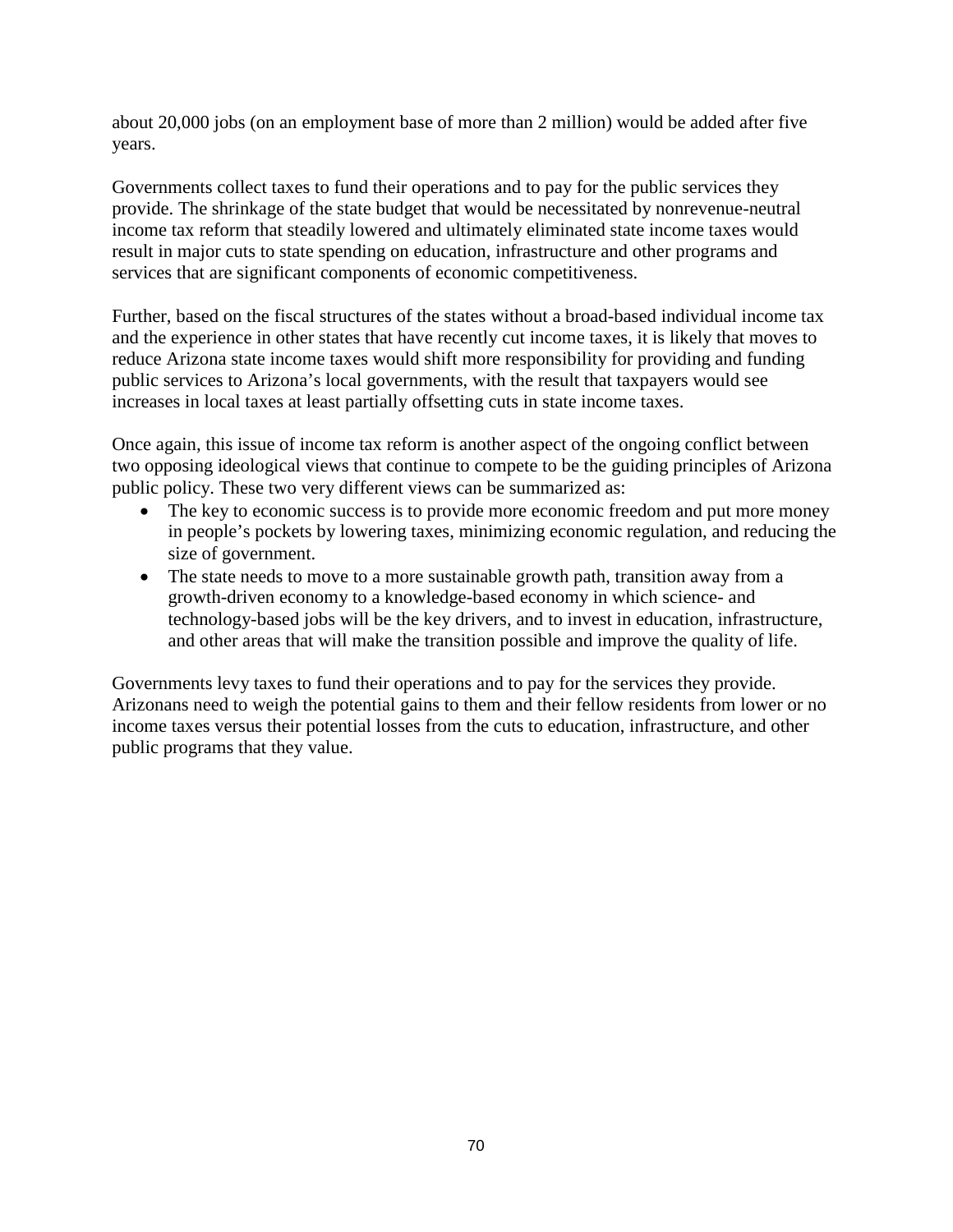about 20,000 jobs (on an employment base of more than 2 million) would be added after five years.

Governments collect taxes to fund their operations and to pay for the public services they provide. The shrinkage of the state budget that would be necessitated by nonrevenue-neutral income tax reform that steadily lowered and ultimately eliminated state income taxes would result in major cuts to state spending on education, infrastructure and other programs and services that are significant components of economic competitiveness.

Further, based on the fiscal structures of the states without a broad-based individual income tax and the experience in other states that have recently cut income taxes, it is likely that moves to reduce Arizona state income taxes would shift more responsibility for providing and funding public services to Arizona's local governments, with the result that taxpayers would see increases in local taxes at least partially offsetting cuts in state income taxes.

Once again, this issue of income tax reform is another aspect of the ongoing conflict between two opposing ideological views that continue to compete to be the guiding principles of Arizona public policy. These two very different views can be summarized as:

- The key to economic success is to provide more economic freedom and put more money in people's pockets by lowering taxes, minimizing economic regulation, and reducing the size of government.
- The state needs to move to a more sustainable growth path, transition away from a growth-driven economy to a knowledge-based economy in which science- and technology-based jobs will be the key drivers, and to invest in education, infrastructure, and other areas that will make the transition possible and improve the quality of life.

Governments levy taxes to fund their operations and to pay for the services they provide. Arizonans need to weigh the potential gains to them and their fellow residents from lower or no income taxes versus their potential losses from the cuts to education, infrastructure, and other public programs that they value.